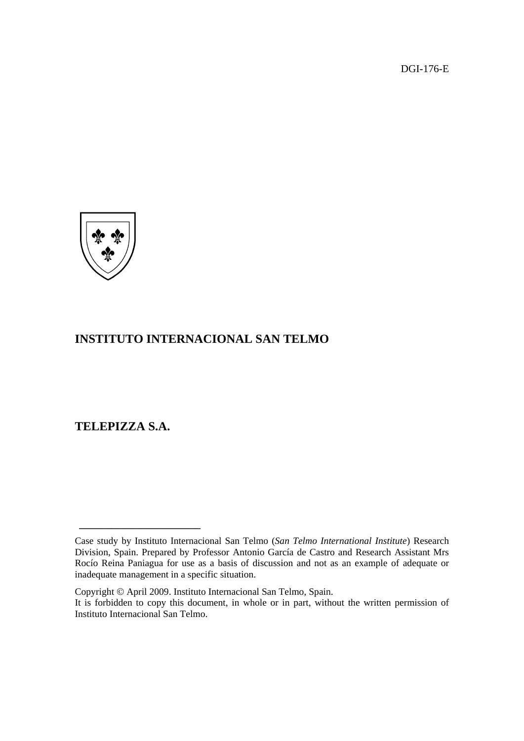DGI-176-E

# INSTITUTO INTERNACIONAL SAN TELMO

# TELEPIZZA S.A.

---

Case study by Instituto Internacional San Telmo (*San Telmo International Institute*) Research Division, Spain. Prepared by Professor Antonio García de Castro and Research Assistant Mrs Rocío Reina Paniagua for use as a basis of discussion and not as an example of adequate or inadequate management in a specific situation.

Copyright © April 2009. Instituto Internacional San Telmo, Spain.
It is forbidden to copy this document, in whole or in part, without the written permission of Instituto Internacional San Telmo.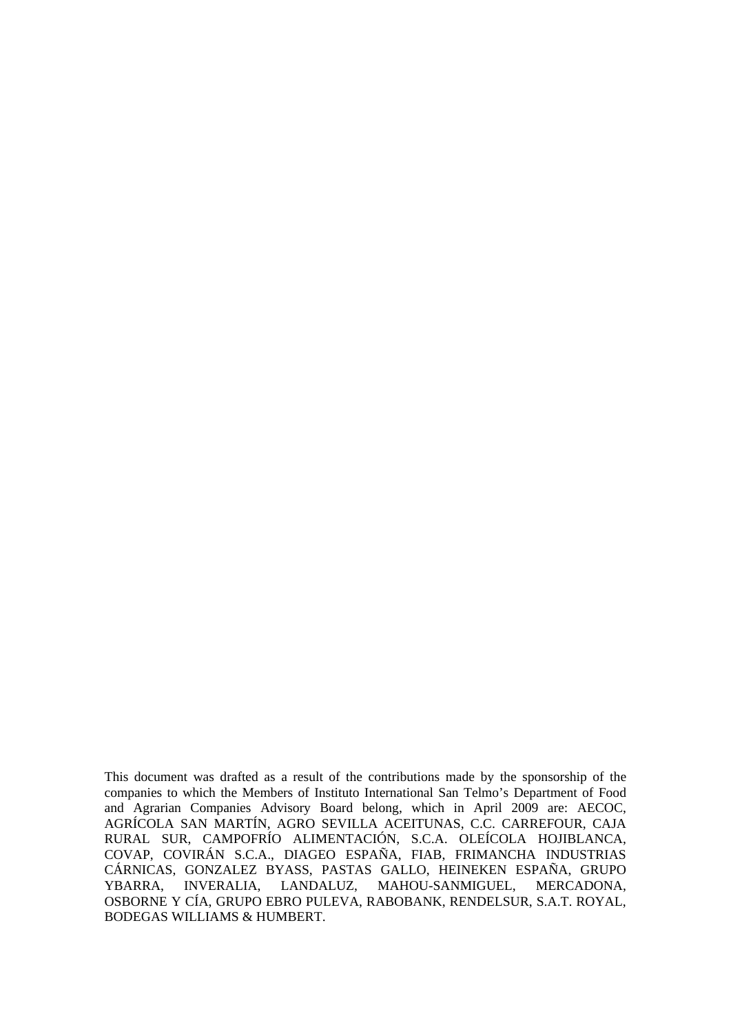This document was drafted as a result of the contributions made by the sponsorship of the companies to which the Members of Instituto International San Telmo's Department of Food and Agrarian Companies Advisory Board belong, which in April 2009 are: AECOC, AGRÍCOLA SAN MARTÍN, AGRO SEVILLA ACEITUNAS, C.C. CARREFOUR, CAJA RURAL SUR, CAMPOFRÍO ALIMENTACIÓN, S.C.A. OLEÍCOLA HOJIBLANCA, COVAP, COVIRÁN S.C.A., DIAGEO ESPAÑA, FIAB, FRIMANCHA INDUSTRIAS CÁRNICAS, GONZALEZ BYASS, PASTAS GALLO, HEINEKEN ESPAÑA, GRUPO YBARRA, INVERALIA, LANDALUZ, MAHOU-SANMIGUEL, MERCADONA, OSBORNE Y CÍA, GRUPO EBRO PULEVA, RABOBANK, RENDELSUR, S.A.T. ROYAL, BODEGAS WILLIAMS & HUMBERT.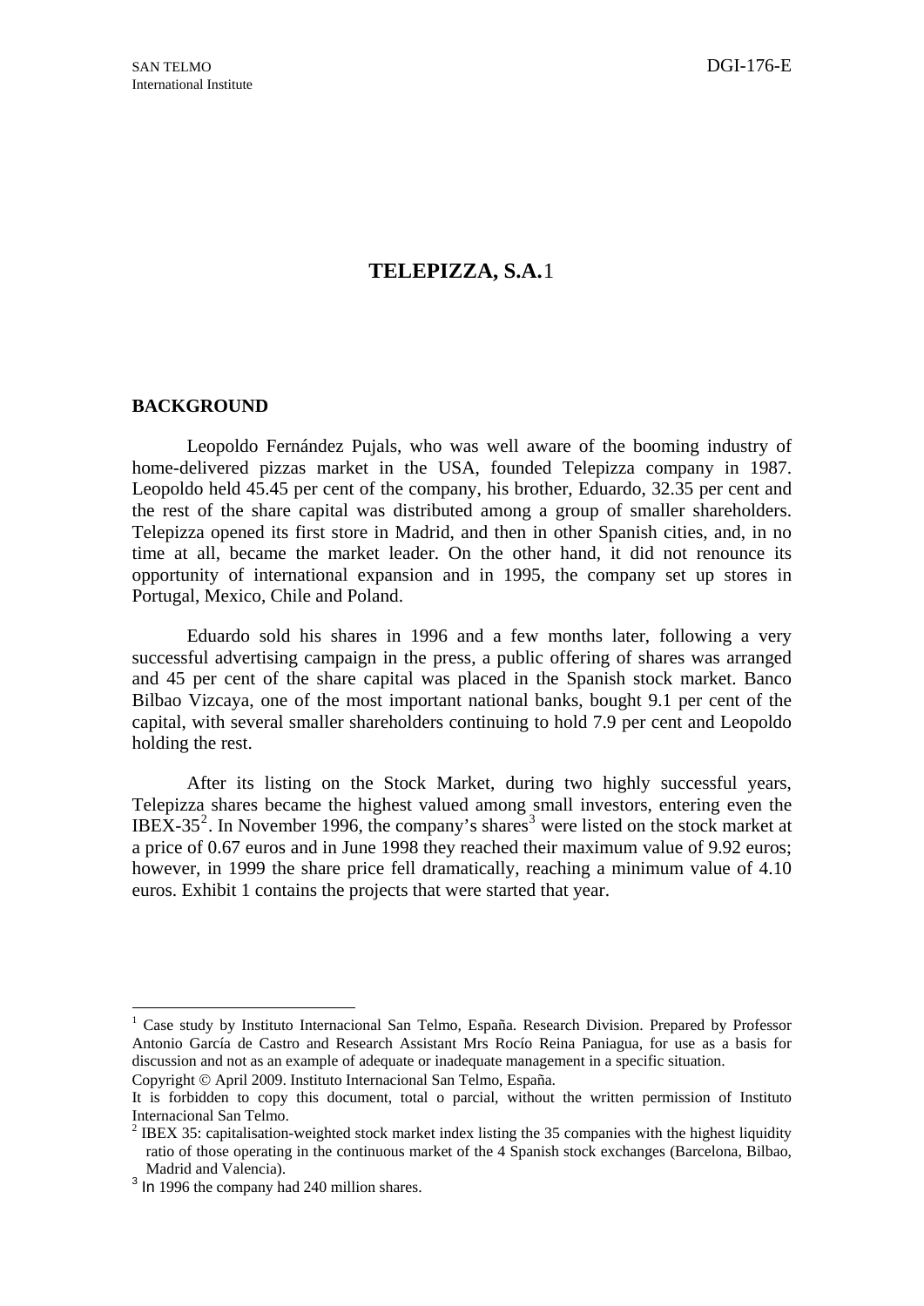# TELEPIZZA, S.A.[1]

## BACKGROUND

Leopoldo Fernández Pujals, who was well aware of the booming industry of home-delivered pizzas market in the USA, founded Telepizza company in 1987. Leopoldo held 45.45 per cent of the company, his brother, Eduardo, 32.35 per cent and the rest of the share capital was distributed among a group of smaller shareholders. Telepizza opened its first store in Madrid, and then in other Spanish cities, and, in no time at all, became the market leader. On the other hand, it did not renounce its opportunity of international expansion and in 1995, the company set up stores in Portugal, Mexico, Chile and Poland.

Eduardo sold his shares in 1996 and a few months later, following a very successful advertising campaign in the press, a public offering of shares was arranged and 45 per cent of the share capital was placed in the Spanish stock market. Banco Bilbao Vizcaya, one of the most important national banks, bought 9.1 per cent of the capital, with several smaller shareholders continuing to hold 7.9 per cent and Leopoldo holding the rest.

After its listing on the Stock Market, during two highly successful years, Telepizza shares became the highest valued among small investors, entering even the IBEX-35[2]. In November 1996, the company's shares[3] were listed on the stock market at a price of 0.67 euros and in June 1998 they reached their maximum value of 9.92 euros; however, in 1999 the share price fell dramatically, reaching a minimum value of 4.10 euros. Exhibit 1 contains the projects that were started that year.

---

[1] Case study by Instituto Internacional San Telmo, España. Research Division. Prepared by Professor Antonio García de Castro and Research Assistant Mrs Rocío Reina Paniagua, for use as a basis for discussion and not as an example of adequate or inadequate management in a specific situation.

Copyright © April 2009. Instituto Internacional San Telmo, España.

It is forbidden to copy this document, total o parcial, without the written permission of Instituto Internacional San Telmo.

[2] IBEX 35: capitalisation-weighted stock market index listing the 35 companies with the highest liquidity ratio of those operating in the continuous market of the 4 Spanish stock exchanges (Barcelona, Bilbao, Madrid and Valencia).

[3] In 1996 the company had 240 million shares.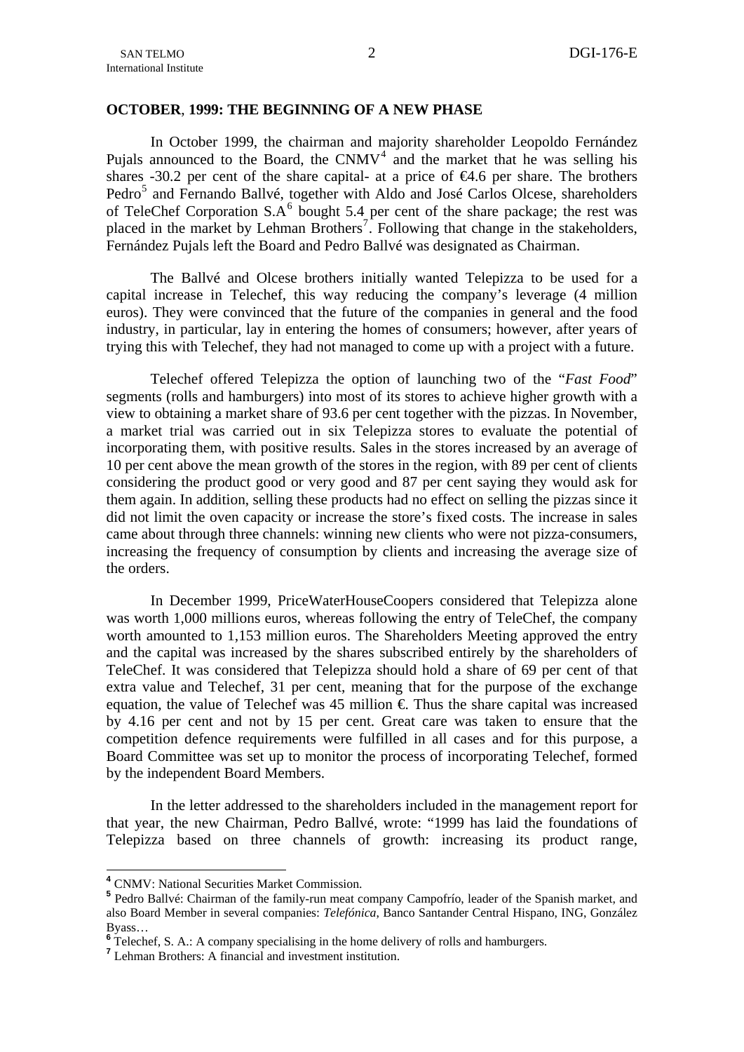**OCTOBER, 1999: THE BEGINNING OF A NEW PHASE**

In October 1999, the chairman and majority shareholder Leopoldo Fernández Pujals announced to the Board, the CNMV[4] and the market that he was selling his shares -30.2 per cent of the share capital- at a price of €4.6 per share. The brothers Pedro[5] and Fernando Ballvé, together with Aldo and José Carlos Olcese, shareholders of TeleChef Corporation S.A[6] bought 5.4 per cent of the share package; the rest was placed in the market by Lehman Brothers[7]. Following that change in the stakeholders, Fernández Pujals left the Board and Pedro Ballvé was designated as Chairman.

The Ballvé and Olcese brothers initially wanted Telepizza to be used for a capital increase in Telechef, this way reducing the company's leverage (4 million euros). They were convinced that the future of the companies in general and the food industry, in particular, lay in entering the homes of consumers; however, after years of trying this with Telechef, they had not managed to come up with a project with a future.

Telechef offered Telepizza the option of launching two of the "*Fast Food*" segments (rolls and hamburgers) into most of its stores to achieve higher growth with a view to obtaining a market share of 93.6 per cent together with the pizzas. In November, a market trial was carried out in six Telepizza stores to evaluate the potential of incorporating them, with positive results. Sales in the stores increased by an average of 10 per cent above the mean growth of the stores in the region, with 89 per cent of clients considering the product good or very good and 87 per cent saying they would ask for them again. In addition, selling these products had no effect on selling the pizzas since it did not limit the oven capacity or increase the store's fixed costs. The increase in sales came about through three channels: winning new clients who were not pizza-consumers, increasing the frequency of consumption by clients and increasing the average size of the orders.

In December 1999, PriceWaterHouseCoopers considered that Telepizza alone was worth 1,000 millions euros, whereas following the entry of TeleChef, the company worth amounted to 1,153 million euros. The Shareholders Meeting approved the entry and the capital was increased by the shares subscribed entirely by the shareholders of TeleChef. It was considered that Telepizza should hold a share of 69 per cent of that extra value and Telechef, 31 per cent, meaning that for the purpose of the exchange equation, the value of Telechef was 45 million €. Thus the share capital was increased by 4.16 per cent and not by 15 per cent. Great care was taken to ensure that the competition defence requirements were fulfilled in all cases and for this purpose, a Board Committee was set up to monitor the process of incorporating Telechef, formed by the independent Board Members.

In the letter addressed to the shareholders included in the management report for that year, the new Chairman, Pedro Ballvé, wrote: "1999 has laid the foundations of Telepizza based on three channels of growth: increasing its product range,

---

[4] CNMV: National Securities Market Commission.

[5] Pedro Ballvé: Chairman of the family-run meat company Campofrío, leader of the Spanish market, and also Board Member in several companies: *Telefónica*, Banco Santander Central Hispano, ING, González Byass…

[6] Telechef, S. A.: A company specialising in the home delivery of rolls and hamburgers.

[7] Lehman Brothers: A financial and investment institution.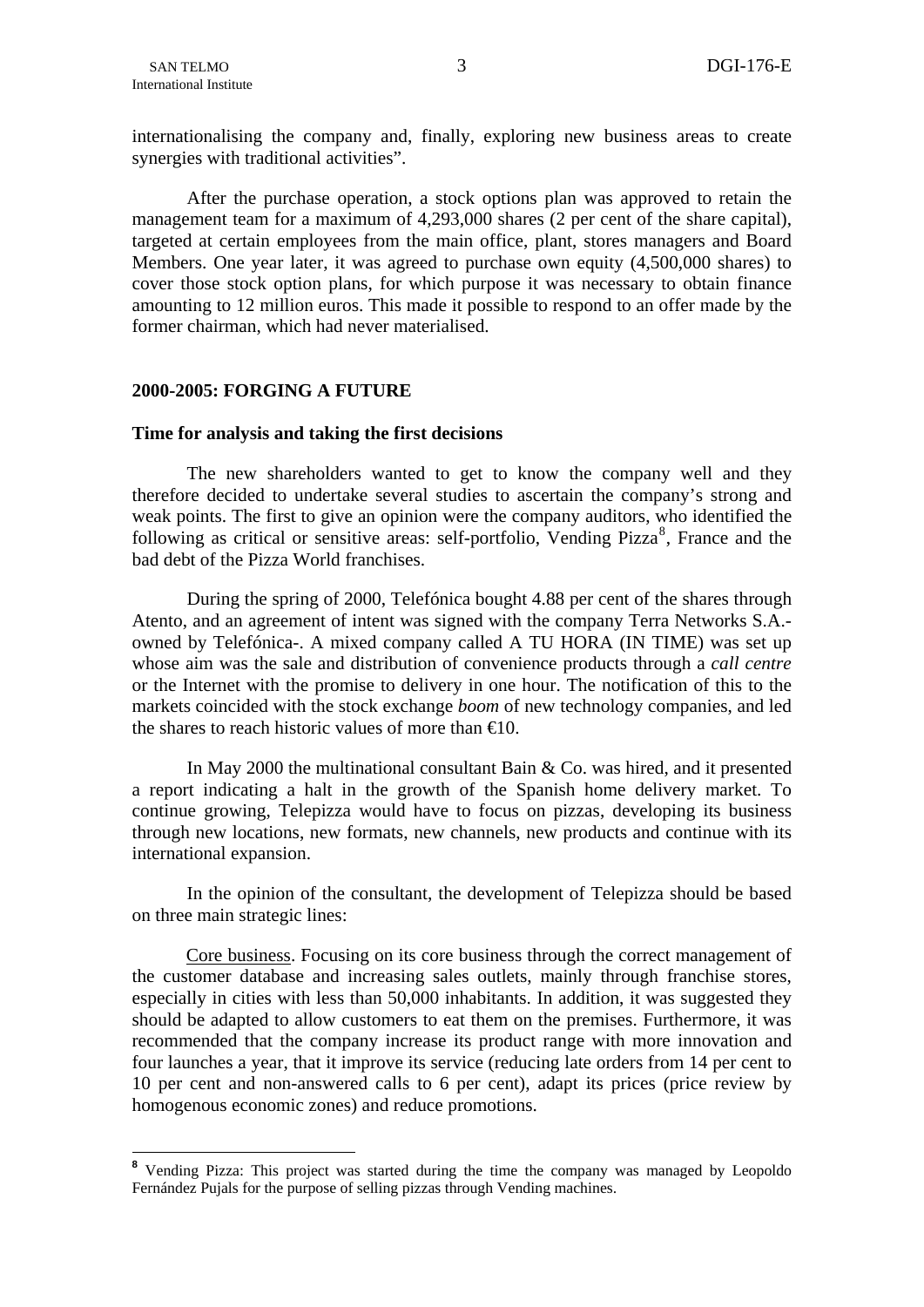internationalising the company and, finally, exploring new business areas to create synergies with traditional activities".

After the purchase operation, a stock options plan was approved to retain the management team for a maximum of 4,293,000 shares (2 per cent of the share capital), targeted at certain employees from the main office, plant, stores managers and Board Members. One year later, it was agreed to purchase own equity (4,500,000 shares) to cover those stock option plans, for which purpose it was necessary to obtain finance amounting to 12 million euros. This made it possible to respond to an offer made by the former chairman, which had never materialised.

## 2000-2005: FORGING A FUTURE

### Time for analysis and taking the first decisions

The new shareholders wanted to get to know the company well and they therefore decided to undertake several studies to ascertain the company's strong and weak points. The first to give an opinion were the company auditors, who identified the following as critical or sensitive areas: self-portfolio, Vending Pizza[8], France and the bad debt of the Pizza World franchises.

During the spring of 2000, Telefónica bought 4.88 per cent of the shares through Atento, and an agreement of intent was signed with the company Terra Networks S.A.-owned by Telefónica-. A mixed company called A TU HORA (IN TIME) was set up whose aim was the sale and distribution of convenience products through a *call centre* or the Internet with the promise to delivery in one hour. The notification of this to the markets coincided with the stock exchange *boom* of new technology companies, and led the shares to reach historic values of more than €10.

In May 2000 the multinational consultant Bain & Co. was hired, and it presented a report indicating a halt in the growth of the Spanish home delivery market. To continue growing, Telepizza would have to focus on pizzas, developing its business through new locations, new formats, new channels, new products and continue with its international expansion.

In the opinion of the consultant, the development of Telepizza should be based on three main strategic lines:

Core business. Focusing on its core business through the correct management of the customer database and increasing sales outlets, mainly through franchise stores, especially in cities with less than 50,000 inhabitants. In addition, it was suggested they should be adapted to allow customers to eat them on the premises. Furthermore, it was recommended that the company increase its product range with more innovation and four launches a year, that it improve its service (reducing late orders from 14 per cent to 10 per cent and non-answered calls to 6 per cent), adapt its prices (price review by homogenous economic zones) and reduce promotions.

---

[8] Vending Pizza: This project was started during the time the company was managed by Leopoldo Fernández Pujals for the purpose of selling pizzas through Vending machines.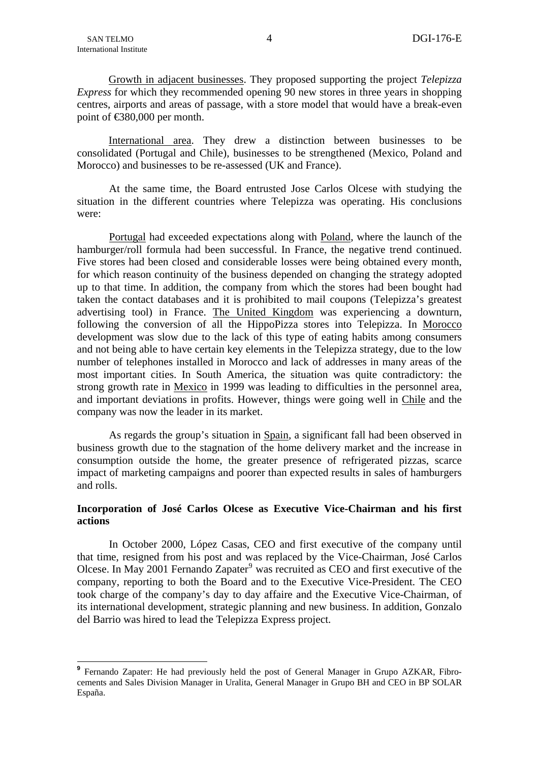Growth in adjacent businesses. They proposed supporting the project *Telepizza Express* for which they recommended opening 90 new stores in three years in shopping centres, airports and areas of passage, with a store model that would have a break-even point of €380,000 per month.

International area. They drew a distinction between businesses to be consolidated (Portugal and Chile), businesses to be strengthened (Mexico, Poland and Morocco) and businesses to be re-assessed (UK and France).

At the same time, the Board entrusted Jose Carlos Olcese with studying the situation in the different countries where Telepizza was operating. His conclusions were:

Portugal had exceeded expectations along with Poland, where the launch of the hamburger/roll formula had been successful. In France, the negative trend continued. Five stores had been closed and considerable losses were being obtained every month, for which reason continuity of the business depended on changing the strategy adopted up to that time. In addition, the company from which the stores had been bought had taken the contact databases and it is prohibited to mail coupons (Telepizza's greatest advertising tool) in France. The United Kingdom was experiencing a downturn, following the conversion of all the HippoPizza stores into Telepizza. In Morocco development was slow due to the lack of this type of eating habits among consumers and not being able to have certain key elements in the Telepizza strategy, due to the low number of telephones installed in Morocco and lack of addresses in many areas of the most important cities. In South America, the situation was quite contradictory: the strong growth rate in Mexico in 1999 was leading to difficulties in the personnel area, and important deviations in profits. However, things were going well in Chile and the company was now the leader in its market.

As regards the group's situation in Spain, a significant fall had been observed in business growth due to the stagnation of the home delivery market and the increase in consumption outside the home, the greater presence of refrigerated pizzas, scarce impact of marketing campaigns and poorer than expected results in sales of hamburgers and rolls.

### Incorporation of José Carlos Olcese as Executive Vice-Chairman and his first actions

In October 2000, López Casas, CEO and first executive of the company until that time, resigned from his post and was replaced by the Vice-Chairman, José Carlos Olcese. In May 2001 Fernando Zapater[9] was recruited as CEO and first executive of the company, reporting to both the Board and to the Executive Vice-President. The CEO took charge of the company's day to day affaire and the Executive Vice-Chairman, of its international development, strategic planning and new business. In addition, Gonzalo del Barrio was hired to lead the Telepizza Express project.

---

[9] Fernando Zapater: He had previously held the post of General Manager in Grupo AZKAR, Fibro-cements and Sales Division Manager in Uralita, General Manager in Grupo BH and CEO in BP SOLAR España.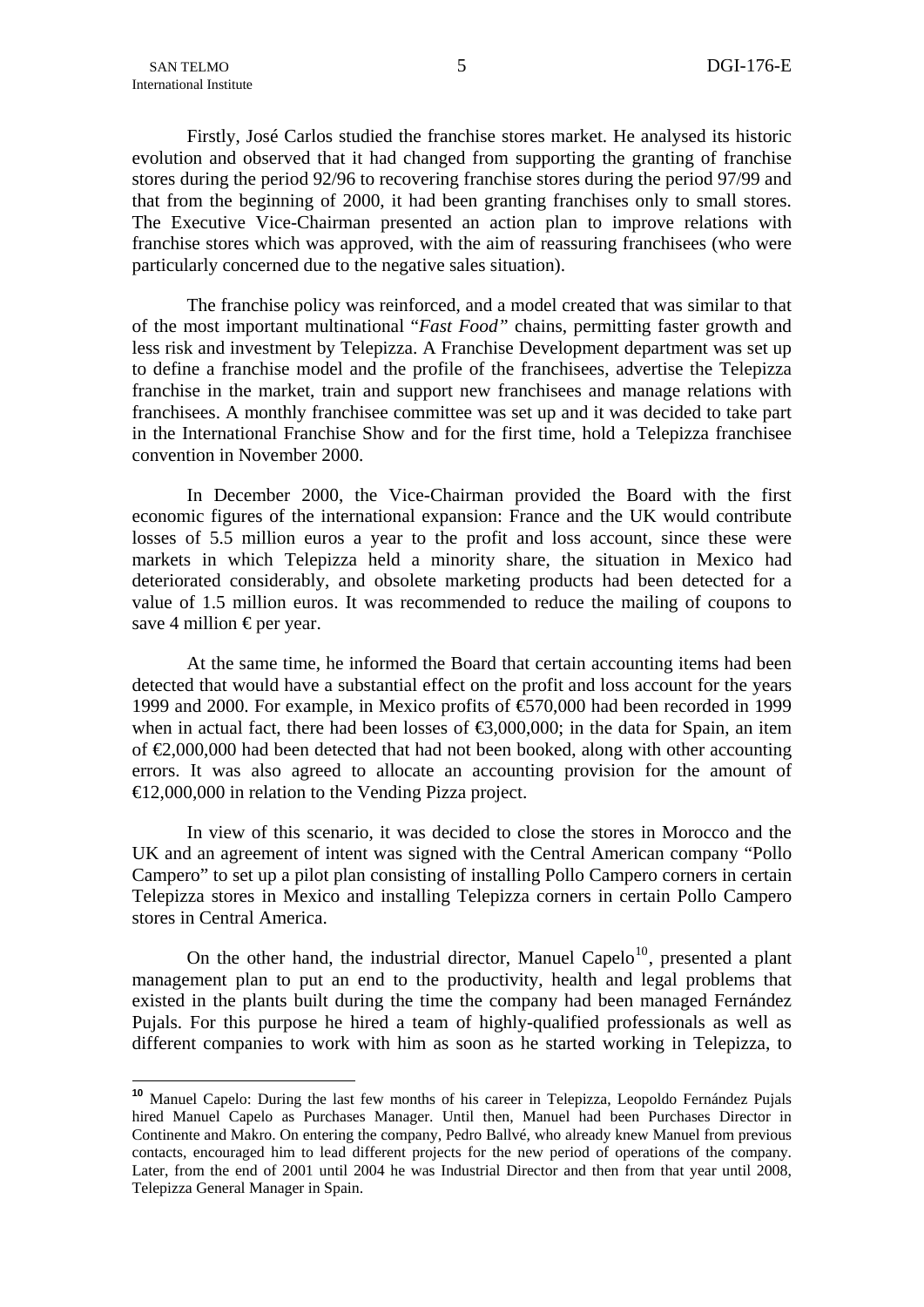Firstly, José Carlos studied the franchise stores market. He analysed its historic evolution and observed that it had changed from supporting the granting of franchise stores during the period 92/96 to recovering franchise stores during the period 97/99 and that from the beginning of 2000, it had been granting franchises only to small stores. The Executive Vice-Chairman presented an action plan to improve relations with franchise stores which was approved, with the aim of reassuring franchisees (who were particularly concerned due to the negative sales situation).

The franchise policy was reinforced, and a model created that was similar to that of the most important multinational "*Fast Food"* chains, permitting faster growth and less risk and investment by Telepizza. A Franchise Development department was set up to define a franchise model and the profile of the franchisees, advertise the Telepizza franchise in the market, train and support new franchisees and manage relations with franchisees. A monthly franchisee committee was set up and it was decided to take part in the International Franchise Show and for the first time, hold a Telepizza franchisee convention in November 2000.

In December 2000, the Vice-Chairman provided the Board with the first economic figures of the international expansion: France and the UK would contribute losses of 5.5 million euros a year to the profit and loss account, since these were markets in which Telepizza held a minority share, the situation in Mexico had deteriorated considerably, and obsolete marketing products had been detected for a value of 1.5 million euros. It was recommended to reduce the mailing of coupons to save 4 million € per year.

At the same time, he informed the Board that certain accounting items had been detected that would have a substantial effect on the profit and loss account for the years 1999 and 2000. For example, in Mexico profits of €570,000 had been recorded in 1999 when in actual fact, there had been losses of €3,000,000; in the data for Spain, an item of €2,000,000 had been detected that had not been booked, along with other accounting errors. It was also agreed to allocate an accounting provision for the amount of €12,000,000 in relation to the Vending Pizza project.

In view of this scenario, it was decided to close the stores in Morocco and the UK and an agreement of intent was signed with the Central American company "Pollo Campero" to set up a pilot plan consisting of installing Pollo Campero corners in certain Telepizza stores in Mexico and installing Telepizza corners in certain Pollo Campero stores in Central America.

On the other hand, the industrial director, Manuel Capelo[10], presented a plant management plan to put an end to the productivity, health and legal problems that existed in the plants built during the time the company had been managed Fernández Pujals. For this purpose he hired a team of highly-qualified professionals as well as different companies to work with him as soon as he started working in Telepizza, to

---

[10] Manuel Capelo: During the last few months of his career in Telepizza, Leopoldo Fernández Pujals hired Manuel Capelo as Purchases Manager. Until then, Manuel had been Purchases Director in Continente and Makro. On entering the company, Pedro Ballvé, who already knew Manuel from previous contacts, encouraged him to lead different projects for the new period of operations of the company. Later, from the end of 2001 until 2004 he was Industrial Director and then from that year until 2008, Telepizza General Manager in Spain.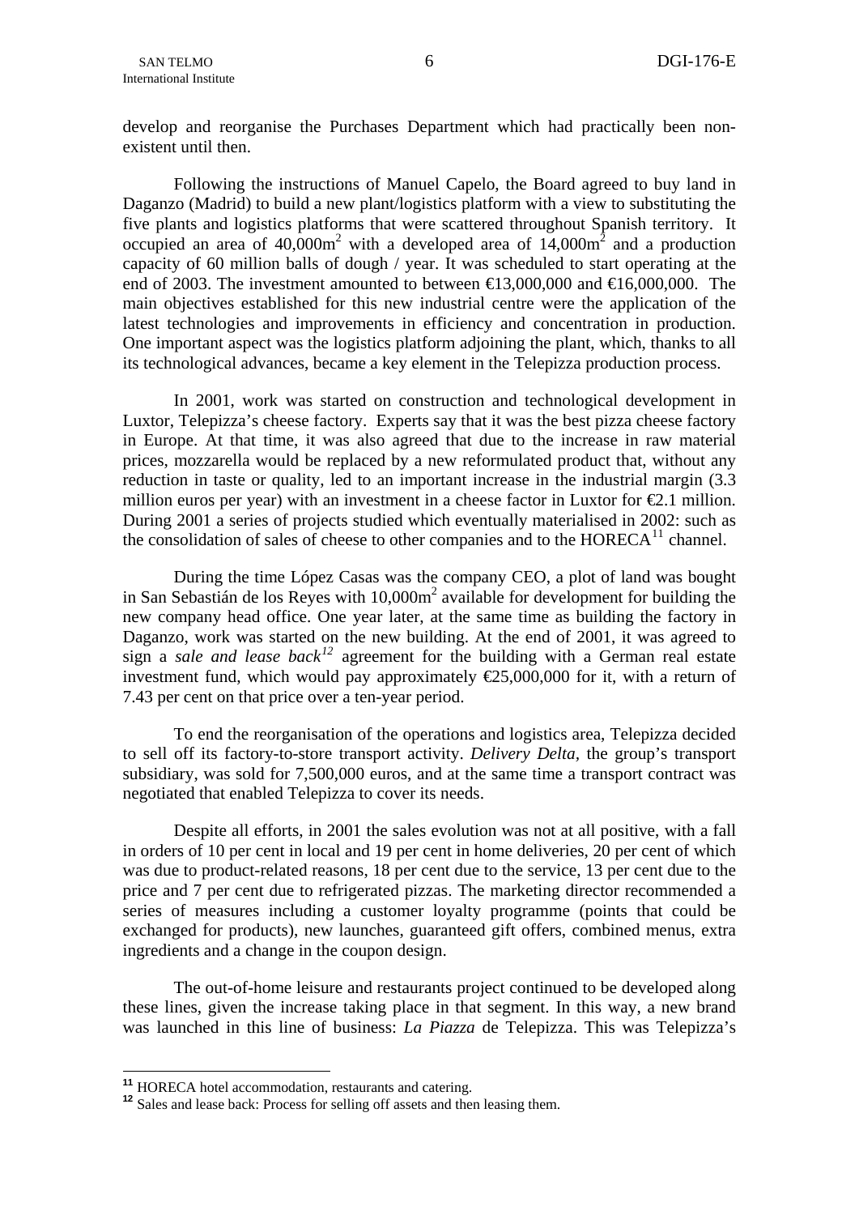develop and reorganise the Purchases Department which had practically been non-existent until then.

Following the instructions of Manuel Capelo, the Board agreed to buy land in Daganzo (Madrid) to build a new plant/logistics platform with a view to substituting the five plants and logistics platforms that were scattered throughout Spanish territory. It occupied an area of 40,000m$^2$ with a developed area of 14,000m$^2$ and a production capacity of 60 million balls of dough / year. It was scheduled to start operating at the end of 2003. The investment amounted to between €13,000,000 and €16,000,000. The main objectives established for this new industrial centre were the application of the latest technologies and improvements in efficiency and concentration in production. One important aspect was the logistics platform adjoining the plant, which, thanks to all its technological advances, became a key element in the Telepizza production process.

In 2001, work was started on construction and technological development in Luxtor, Telepizza's cheese factory. Experts say that it was the best pizza cheese factory in Europe. At that time, it was also agreed that due to the increase in raw material prices, mozzarella would be replaced by a new reformulated product that, without any reduction in taste or quality, led to an important increase in the industrial margin (3.3 million euros per year) with an investment in a cheese factor in Luxtor for €2.1 million. During 2001 a series of projects studied which eventually materialised in 2002: such as the consolidation of sales of cheese to other companies and to the HORECA[11] channel.

During the time López Casas was the company CEO, a plot of land was bought in San Sebastián de los Reyes with 10,000m$^2$ available for development for building the new company head office. One year later, at the same time as building the factory in Daganzo, work was started on the new building. At the end of 2001, it was agreed to sign a *sale and lease back*[12] agreement for the building with a German real estate investment fund, which would pay approximately €25,000,000 for it, with a return of 7.43 per cent on that price over a ten-year period.

To end the reorganisation of the operations and logistics area, Telepizza decided to sell off its factory-to-store transport activity. *Delivery Delta*, the group's transport subsidiary, was sold for 7,500,000 euros, and at the same time a transport contract was negotiated that enabled Telepizza to cover its needs.

Despite all efforts, in 2001 the sales evolution was not at all positive, with a fall in orders of 10 per cent in local and 19 per cent in home deliveries, 20 per cent of which was due to product-related reasons, 18 per cent due to the service, 13 per cent due to the price and 7 per cent due to refrigerated pizzas. The marketing director recommended a series of measures including a customer loyalty programme (points that could be exchanged for products), new launches, guaranteed gift offers, combined menus, extra ingredients and a change in the coupon design.

The out-of-home leisure and restaurants project continued to be developed along these lines, given the increase taking place in that segment. In this way, a new brand was launched in this line of business: *La Piazza* de Telepizza. This was Telepizza's

---

[11] HORECA hotel accommodation, restaurants and catering.

[12] Sales and lease back: Process for selling off assets and then leasing them.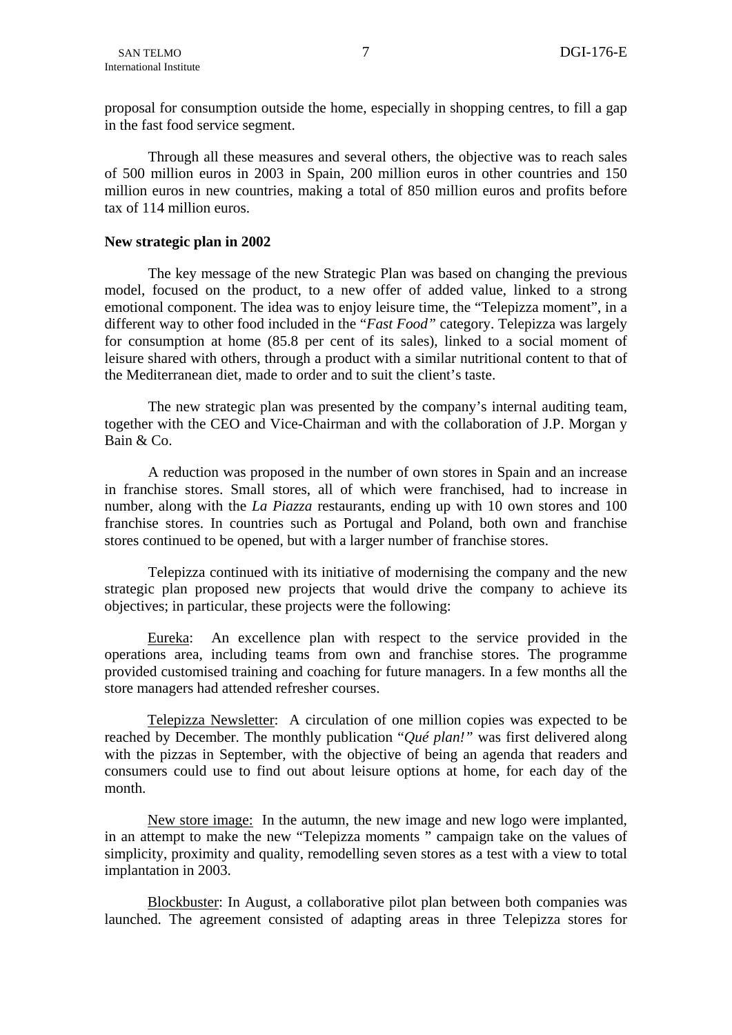proposal for consumption outside the home, especially in shopping centres, to fill a gap in the fast food service segment.

Through all these measures and several others, the objective was to reach sales of 500 million euros in 2003 in Spain, 200 million euros in other countries and 150 million euros in new countries, making a total of 850 million euros and profits before tax of 114 million euros.

**New strategic plan in 2002**

The key message of the new Strategic Plan was based on changing the previous model, focused on the product, to a new offer of added value, linked to a strong emotional component. The idea was to enjoy leisure time, the "Telepizza moment", in a different way to other food included in the "*Fast Food*" category. Telepizza was largely for consumption at home (85.8 per cent of its sales), linked to a social moment of leisure shared with others, through a product with a similar nutritional content to that of the Mediterranean diet, made to order and to suit the client's taste.

The new strategic plan was presented by the company's internal auditing team, together with the CEO and Vice-Chairman and with the collaboration of J.P. Morgan y Bain & Co.

A reduction was proposed in the number of own stores in Spain and an increase in franchise stores. Small stores, all of which were franchised, had to increase in number, along with the *La Piazza* restaurants, ending up with 10 own stores and 100 franchise stores. In countries such as Portugal and Poland, both own and franchise stores continued to be opened, but with a larger number of franchise stores.

Telepizza continued with its initiative of modernising the company and the new strategic plan proposed new projects that would drive the company to achieve its objectives; in particular, these projects were the following:

<u>Eureka</u>: An excellence plan with respect to the service provided in the operations area, including teams from own and franchise stores. The programme provided customised training and coaching for future managers. In a few months all the store managers had attended refresher courses.

<u>Telepizza Newsletter</u>: A circulation of one million copies was expected to be reached by December. The monthly publication "*Qué plan!*" was first delivered along with the pizzas in September, with the objective of being an agenda that readers and consumers could use to find out about leisure options at home, for each day of the month.

<u>New store image:</u> In the autumn, the new image and new logo were implanted, in an attempt to make the new "Telepizza moments " campaign take on the values of simplicity, proximity and quality, remodelling seven stores as a test with a view to total implantation in 2003.

<u>Blockbuster</u>: In August, a collaborative pilot plan between both companies was launched. The agreement consisted of adapting areas in three Telepizza stores for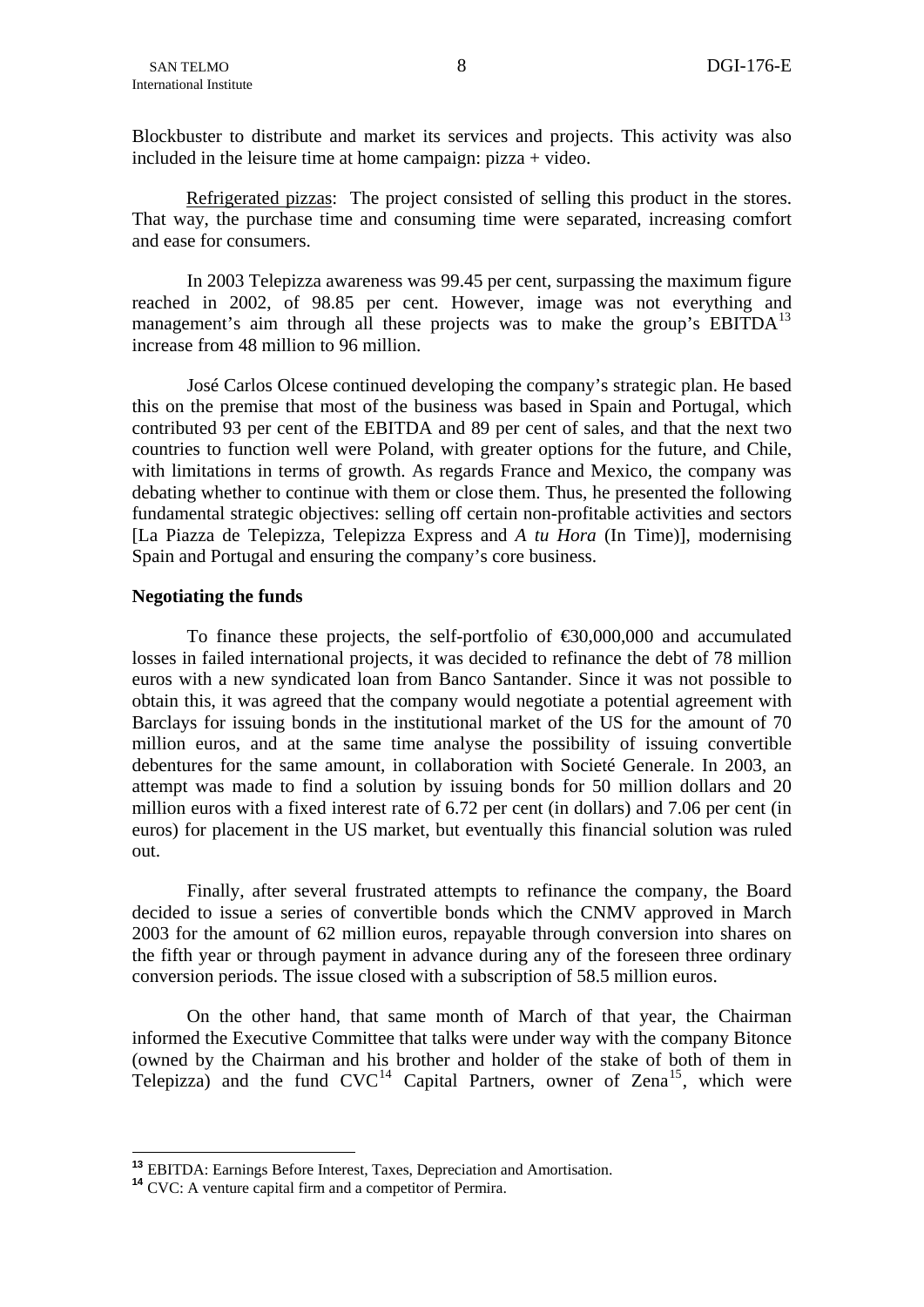Blockbuster to distribute and market its services and projects. This activity was also included in the leisure time at home campaign: pizza + video.

Refrigerated pizzas: The project consisted of selling this product in the stores. That way, the purchase time and consuming time were separated, increasing comfort and ease for consumers.

In 2003 Telepizza awareness was 99.45 per cent, surpassing the maximum figure reached in 2002, of 98.85 per cent. However, image was not everything and management's aim through all these projects was to make the group's EBITDA[13] increase from 48 million to 96 million.

José Carlos Olcese continued developing the company's strategic plan. He based this on the premise that most of the business was based in Spain and Portugal, which contributed 93 per cent of the EBITDA and 89 per cent of sales, and that the next two countries to function well were Poland, with greater options for the future, and Chile, with limitations in terms of growth. As regards France and Mexico, the company was debating whether to continue with them or close them. Thus, he presented the following fundamental strategic objectives: selling off certain non-profitable activities and sectors [La Piazza de Telepizza, Telepizza Express and *A tu Hora* (In Time)], modernising Spain and Portugal and ensuring the company's core business.

**Negotiating the funds**

To finance these projects, the self-portfolio of €30,000,000 and accumulated losses in failed international projects, it was decided to refinance the debt of 78 million euros with a new syndicated loan from Banco Santander. Since it was not possible to obtain this, it was agreed that the company would negotiate a potential agreement with Barclays for issuing bonds in the institutional market of the US for the amount of 70 million euros, and at the same time analyse the possibility of issuing convertible debentures for the same amount, in collaboration with Societé Generale. In 2003, an attempt was made to find a solution by issuing bonds for 50 million dollars and 20 million euros with a fixed interest rate of 6.72 per cent (in dollars) and 7.06 per cent (in euros) for placement in the US market, but eventually this financial solution was ruled out.

Finally, after several frustrated attempts to refinance the company, the Board decided to issue a series of convertible bonds which the CNMV approved in March 2003 for the amount of 62 million euros, repayable through conversion into shares on the fifth year or through payment in advance during any of the foreseen three ordinary conversion periods. The issue closed with a subscription of 58.5 million euros.

On the other hand, that same month of March of that year, the Chairman informed the Executive Committee that talks were under way with the company Bitonce (owned by the Chairman and his brother and holder of the stake of both of them in Telepizza) and the fund CVC[14] Capital Partners, owner of Zena[15], which were

[13] EBITDA: Earnings Before Interest, Taxes, Depreciation and Amortisation.

[14] CVC: A venture capital firm and a competitor of Permira.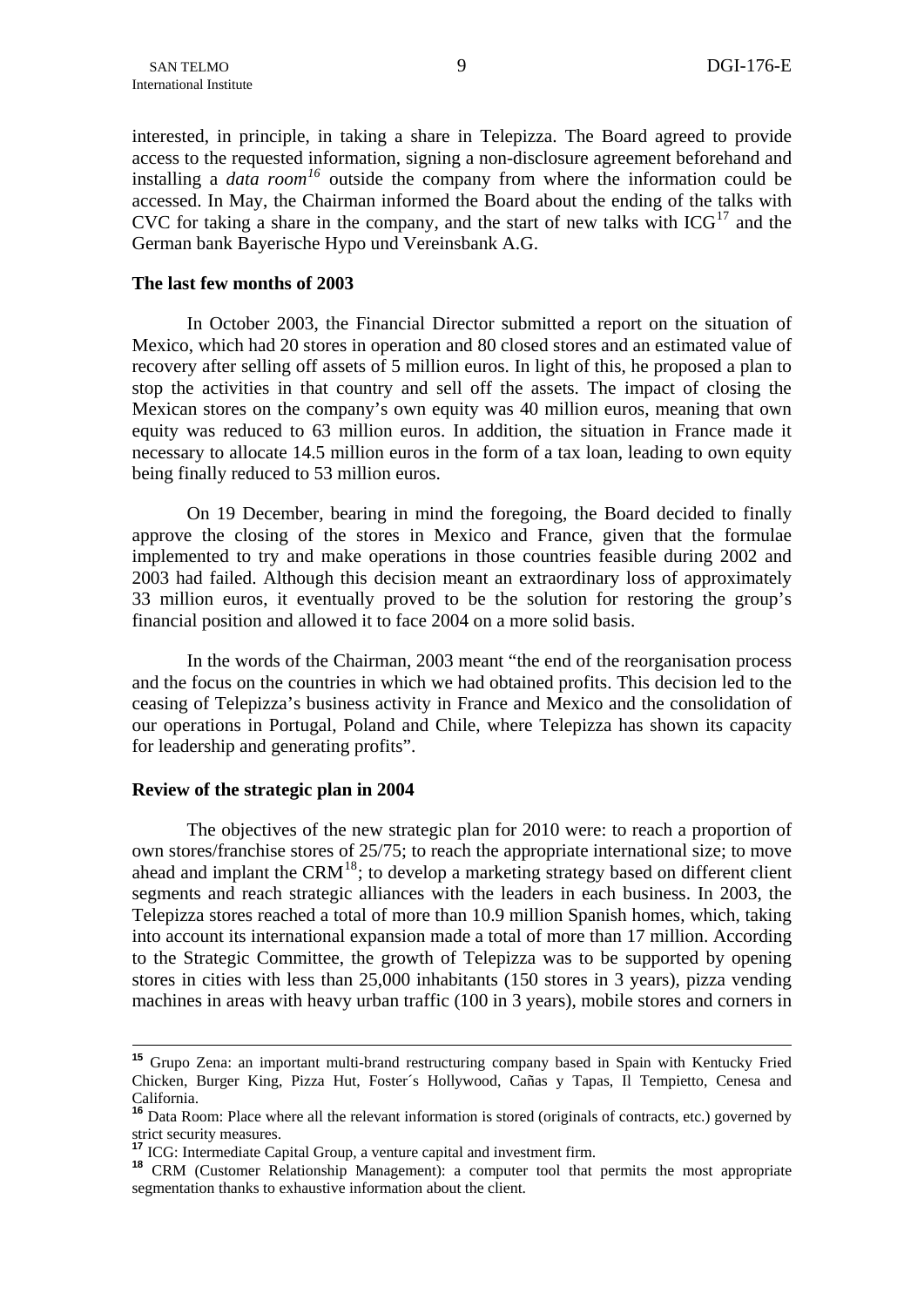interested, in principle, in taking a share in Telepizza. The Board agreed to provide access to the requested information, signing a non-disclosure agreement beforehand and installing a *data room*[16] outside the company from where the information could be accessed. In May, the Chairman informed the Board about the ending of the talks with CVC for taking a share in the company, and the start of new talks with ICG[17] and the German bank Bayerische Hypo und Vereinsbank A.G.

**The last few months of 2003**

In October 2003, the Financial Director submitted a report on the situation of Mexico, which had 20 stores in operation and 80 closed stores and an estimated value of recovery after selling off assets of 5 million euros. In light of this, he proposed a plan to stop the activities in that country and sell off the assets. The impact of closing the Mexican stores on the company's own equity was 40 million euros, meaning that own equity was reduced to 63 million euros. In addition, the situation in France made it necessary to allocate 14.5 million euros in the form of a tax loan, leading to own equity being finally reduced to 53 million euros.

On 19 December, bearing in mind the foregoing, the Board decided to finally approve the closing of the stores in Mexico and France, given that the formulae implemented to try and make operations in those countries feasible during 2002 and 2003 had failed. Although this decision meant an extraordinary loss of approximately 33 million euros, it eventually proved to be the solution for restoring the group's financial position and allowed it to face 2004 on a more solid basis.

In the words of the Chairman, 2003 meant "the end of the reorganisation process and the focus on the countries in which we had obtained profits. This decision led to the ceasing of Telepizza's business activity in France and Mexico and the consolidation of our operations in Portugal, Poland and Chile, where Telepizza has shown its capacity for leadership and generating profits".

**Review of the strategic plan in 2004**

The objectives of the new strategic plan for 2010 were: to reach a proportion of own stores/franchise stores of 25/75; to reach the appropriate international size; to move ahead and implant the CRM[18]; to develop a marketing strategy based on different client segments and reach strategic alliances with the leaders in each business. In 2003, the Telepizza stores reached a total of more than 10.9 million Spanish homes, which, taking into account its international expansion made a total of more than 17 million. According to the Strategic Committee, the growth of Telepizza was to be supported by opening stores in cities with less than 25,000 inhabitants (150 stores in 3 years), pizza vending machines in areas with heavy urban traffic (100 in 3 years), mobile stores and corners in

---

[15] Grupo Zena: an important multi-brand restructuring company based in Spain with Kentucky Fried Chicken, Burger King, Pizza Hut, Foster´s Hollywood, Cañas y Tapas, Il Tempietto, Cenesa and California.

[16] Data Room: Place where all the relevant information is stored (originals of contracts, etc.) governed by strict security measures.

[17] ICG: Intermediate Capital Group, a venture capital and investment firm.

[18] CRM (Customer Relationship Management): a computer tool that permits the most appropriate segmentation thanks to exhaustive information about the client.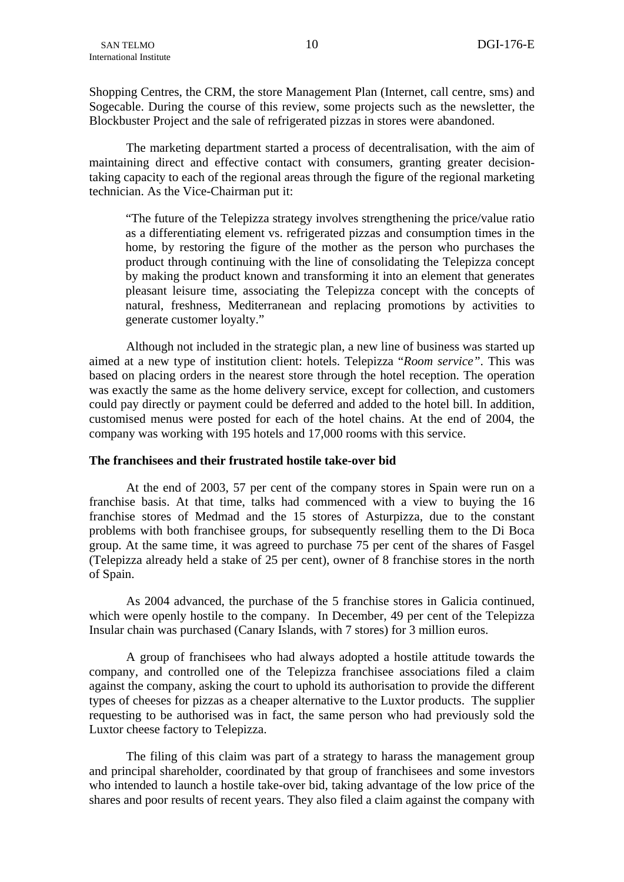Shopping Centres, the CRM, the store Management Plan (Internet, call centre, sms) and Sogecable. During the course of this review, some projects such as the newsletter, the Blockbuster Project and the sale of refrigerated pizzas in stores were abandoned.

The marketing department started a process of decentralisation, with the aim of maintaining direct and effective contact with consumers, granting greater decision-taking capacity to each of the regional areas through the figure of the regional marketing technician. As the Vice-Chairman put it:

> "The future of the Telepizza strategy involves strengthening the price/value ratio as a differentiating element vs. refrigerated pizzas and consumption times in the home, by restoring the figure of the mother as the person who purchases the product through continuing with the line of consolidating the Telepizza concept by making the product known and transforming it into an element that generates pleasant leisure time, associating the Telepizza concept with the concepts of natural, freshness, Mediterranean and replacing promotions by activities to generate customer loyalty."

Although not included in the strategic plan, a new line of business was started up aimed at a new type of institution client: hotels. Telepizza "*Room service*". This was based on placing orders in the nearest store through the hotel reception. The operation was exactly the same as the home delivery service, except for collection, and customers could pay directly or payment could be deferred and added to the hotel bill. In addition, customised menus were posted for each of the hotel chains. At the end of 2004, the company was working with 195 hotels and 17,000 rooms with this service.

**The franchisees and their frustrated hostile take-over bid**

At the end of 2003, 57 per cent of the company stores in Spain were run on a franchise basis. At that time, talks had commenced with a view to buying the 16 franchise stores of Medmad and the 15 stores of Asturpizza, due to the constant problems with both franchisee groups, for subsequently reselling them to the Di Boca group. At the same time, it was agreed to purchase 75 per cent of the shares of Fasgel (Telepizza already held a stake of 25 per cent), owner of 8 franchise stores in the north of Spain.

As 2004 advanced, the purchase of the 5 franchise stores in Galicia continued, which were openly hostile to the company. In December, 49 per cent of the Telepizza Insular chain was purchased (Canary Islands, with 7 stores) for 3 million euros.

A group of franchisees who had always adopted a hostile attitude towards the company, and controlled one of the Telepizza franchisee associations filed a claim against the company, asking the court to uphold its authorisation to provide the different types of cheeses for pizzas as a cheaper alternative to the Luxtor products. The supplier requesting to be authorised was in fact, the same person who had previously sold the Luxtor cheese factory to Telepizza.

The filing of this claim was part of a strategy to harass the management group and principal shareholder, coordinated by that group of franchisees and some investors who intended to launch a hostile take-over bid, taking advantage of the low price of the shares and poor results of recent years. They also filed a claim against the company with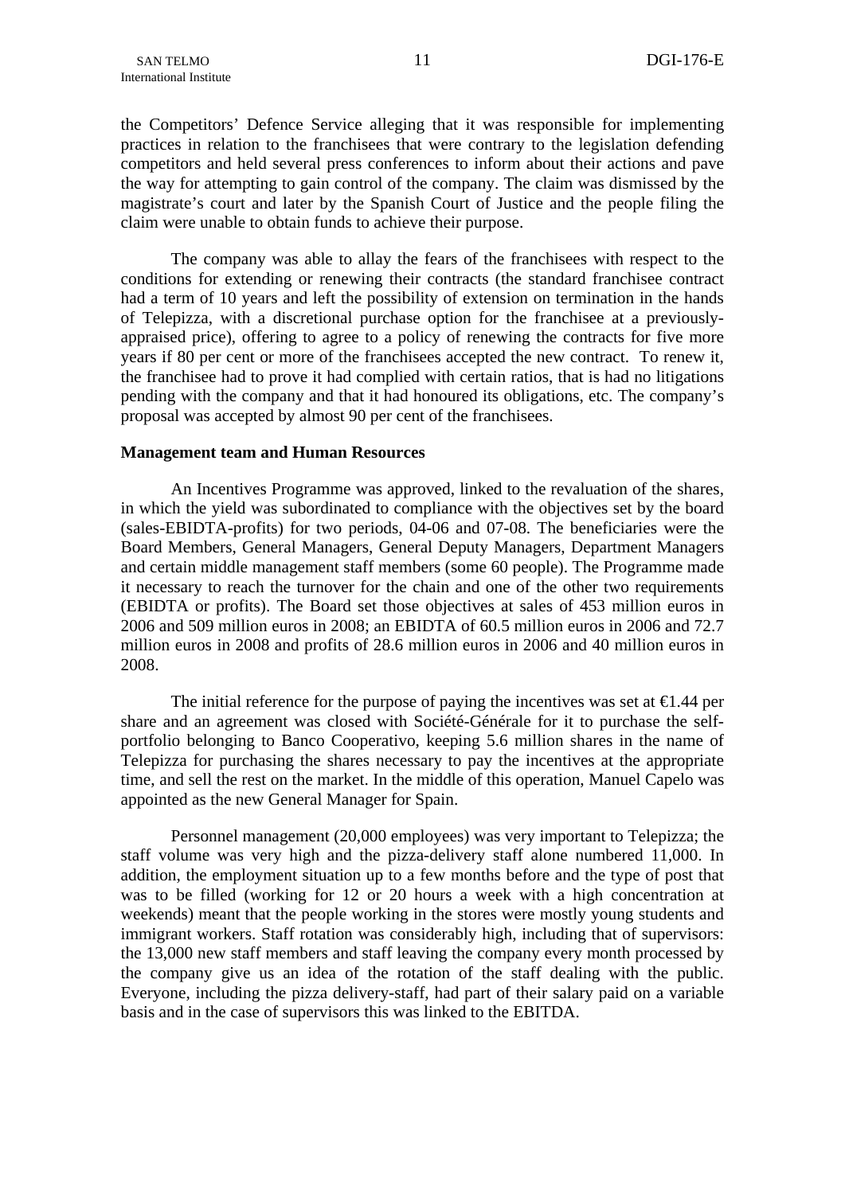the Competitors' Defence Service alleging that it was responsible for implementing practices in relation to the franchisees that were contrary to the legislation defending competitors and held several press conferences to inform about their actions and pave the way for attempting to gain control of the company. The claim was dismissed by the magistrate's court and later by the Spanish Court of Justice and the people filing the claim were unable to obtain funds to achieve their purpose.

The company was able to allay the fears of the franchisees with respect to the conditions for extending or renewing their contracts (the standard franchisee contract had a term of 10 years and left the possibility of extension on termination in the hands of Telepizza, with a discretional purchase option for the franchisee at a previously-appraised price), offering to agree to a policy of renewing the contracts for five more years if 80 per cent or more of the franchisees accepted the new contract. To renew it, the franchisee had to prove it had complied with certain ratios, that is had no litigations pending with the company and that it had honoured its obligations, etc. The company's proposal was accepted by almost 90 per cent of the franchisees.

**Management team and Human Resources**

An Incentives Programme was approved, linked to the revaluation of the shares, in which the yield was subordinated to compliance with the objectives set by the board (sales-EBIDTA-profits) for two periods, 04-06 and 07-08. The beneficiaries were the Board Members, General Managers, General Deputy Managers, Department Managers and certain middle management staff members (some 60 people). The Programme made it necessary to reach the turnover for the chain and one of the other two requirements (EBIDTA or profits). The Board set those objectives at sales of 453 million euros in 2006 and 509 million euros in 2008; an EBIDTA of 60.5 million euros in 2006 and 72.7 million euros in 2008 and profits of 28.6 million euros in 2006 and 40 million euros in 2008.

The initial reference for the purpose of paying the incentives was set at €1.44 per share and an agreement was closed with Société-Générale for it to purchase the self-portfolio belonging to Banco Cooperativo, keeping 5.6 million shares in the name of Telepizza for purchasing the shares necessary to pay the incentives at the appropriate time, and sell the rest on the market. In the middle of this operation, Manuel Capelo was appointed as the new General Manager for Spain.

Personnel management (20,000 employees) was very important to Telepizza; the staff volume was very high and the pizza-delivery staff alone numbered 11,000. In addition, the employment situation up to a few months before and the type of post that was to be filled (working for 12 or 20 hours a week with a high concentration at weekends) meant that the people working in the stores were mostly young students and immigrant workers. Staff rotation was considerably high, including that of supervisors: the 13,000 new staff members and staff leaving the company every month processed by the company give us an idea of the rotation of the staff dealing with the public. Everyone, including the pizza delivery-staff, had part of their salary paid on a variable basis and in the case of supervisors this was linked to the EBITDA.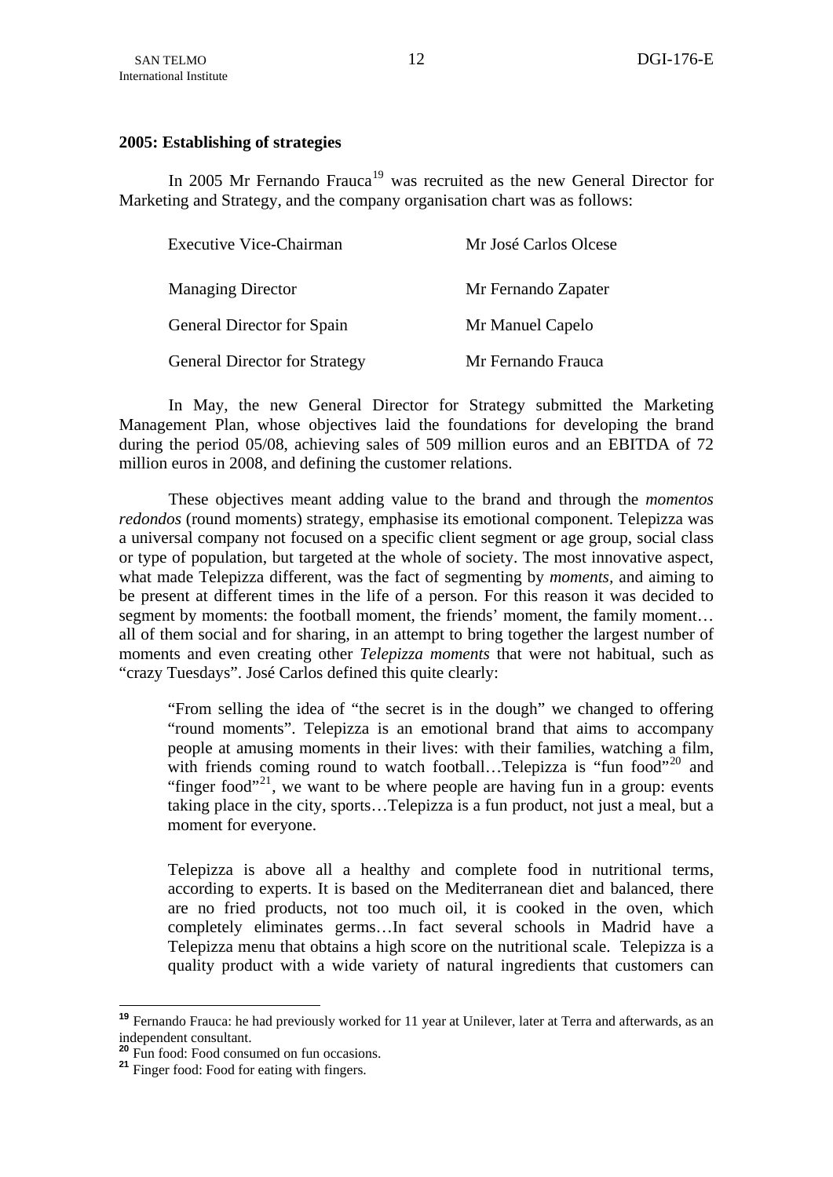**2005: Establishing of strategies**

In 2005 Mr Fernando Frauca[19] was recruited as the new General Director for Marketing and Strategy, and the company organisation chart was as follows:

| | |
|---|---|
| Executive Vice-Chairman | Mr José Carlos Olcese |
| Managing Director | Mr Fernando Zapater |
| General Director for Spain | Mr Manuel Capelo |
| General Director for Strategy | Mr Fernando Frauca |

In May, the new General Director for Strategy submitted the Marketing Management Plan, whose objectives laid the foundations for developing the brand during the period 05/08, achieving sales of 509 million euros and an EBITDA of 72 million euros in 2008, and defining the customer relations.

These objectives meant adding value to the brand and through the *momentos redondos* (round moments) strategy, emphasise its emotional component. Telepizza was a universal company not focused on a specific client segment or age group, social class or type of population, but targeted at the whole of society. The most innovative aspect, what made Telepizza different, was the fact of segmenting by *moments,* and aiming to be present at different times in the life of a person. For this reason it was decided to segment by moments: the football moment, the friends' moment, the family moment… all of them social and for sharing, in an attempt to bring together the largest number of moments and even creating other *Telepizza moments* that were not habitual, such as "crazy Tuesdays". José Carlos defined this quite clearly:

> "From selling the idea of "the secret is in the dough" we changed to offering "round moments". Telepizza is an emotional brand that aims to accompany people at amusing moments in their lives: with their families, watching a film, with friends coming round to watch football…Telepizza is "fun food"[20] and "finger food"[21], we want to be where people are having fun in a group: events taking place in the city, sports…Telepizza is a fun product, not just a meal, but a moment for everyone.
>
> Telepizza is above all a healthy and complete food in nutritional terms, according to experts. It is based on the Mediterranean diet and balanced, there are no fried products, not too much oil, it is cooked in the oven, which completely eliminates germs…In fact several schools in Madrid have a Telepizza menu that obtains a high score on the nutritional scale. Telepizza is a quality product with a wide variety of natural ingredients that customers can

[19] Fernando Frauca: he had previously worked for 11 year at Unilever, later at Terra and afterwards, as an independent consultant.

[20] Fun food: Food consumed on fun occasions.

[21] Finger food: Food for eating with fingers.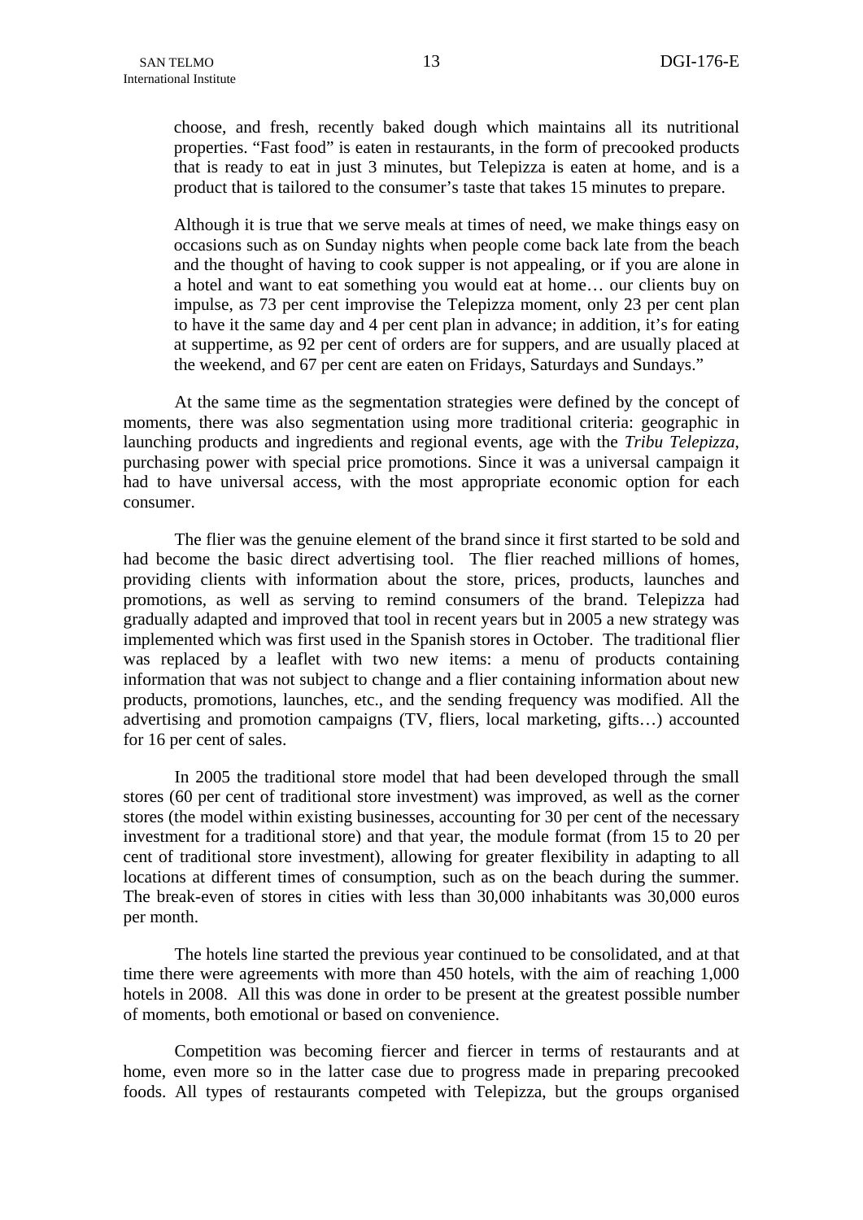choose, and fresh, recently baked dough which maintains all its nutritional properties. "Fast food" is eaten in restaurants, in the form of precooked products that is ready to eat in just 3 minutes, but Telepizza is eaten at home, and is a product that is tailored to the consumer's taste that takes 15 minutes to prepare.

Although it is true that we serve meals at times of need, we make things easy on occasions such as on Sunday nights when people come back late from the beach and the thought of having to cook supper is not appealing, or if you are alone in a hotel and want to eat something you would eat at home… our clients buy on impulse, as 73 per cent improvise the Telepizza moment, only 23 per cent plan to have it the same day and 4 per cent plan in advance; in addition, it's for eating at suppertime, as 92 per cent of orders are for suppers, and are usually placed at the weekend, and 67 per cent are eaten on Fridays, Saturdays and Sundays."

At the same time as the segmentation strategies were defined by the concept of moments, there was also segmentation using more traditional criteria: geographic in launching products and ingredients and regional events, age with the *Tribu Telepizza*, purchasing power with special price promotions. Since it was a universal campaign it had to have universal access, with the most appropriate economic option for each consumer.

The flier was the genuine element of the brand since it first started to be sold and had become the basic direct advertising tool. The flier reached millions of homes, providing clients with information about the store, prices, products, launches and promotions, as well as serving to remind consumers of the brand. Telepizza had gradually adapted and improved that tool in recent years but in 2005 a new strategy was implemented which was first used in the Spanish stores in October. The traditional flier was replaced by a leaflet with two new items: a menu of products containing information that was not subject to change and a flier containing information about new products, promotions, launches, etc., and the sending frequency was modified. All the advertising and promotion campaigns (TV, fliers, local marketing, gifts…) accounted for 16 per cent of sales.

In 2005 the traditional store model that had been developed through the small stores (60 per cent of traditional store investment) was improved, as well as the corner stores (the model within existing businesses, accounting for 30 per cent of the necessary investment for a traditional store) and that year, the module format (from 15 to 20 per cent of traditional store investment), allowing for greater flexibility in adapting to all locations at different times of consumption, such as on the beach during the summer. The break-even of stores in cities with less than 30,000 inhabitants was 30,000 euros per month.

The hotels line started the previous year continued to be consolidated, and at that time there were agreements with more than 450 hotels, with the aim of reaching 1,000 hotels in 2008. All this was done in order to be present at the greatest possible number of moments, both emotional or based on convenience.

Competition was becoming fiercer and fiercer in terms of restaurants and at home, even more so in the latter case due to progress made in preparing precooked foods. All types of restaurants competed with Telepizza, but the groups organised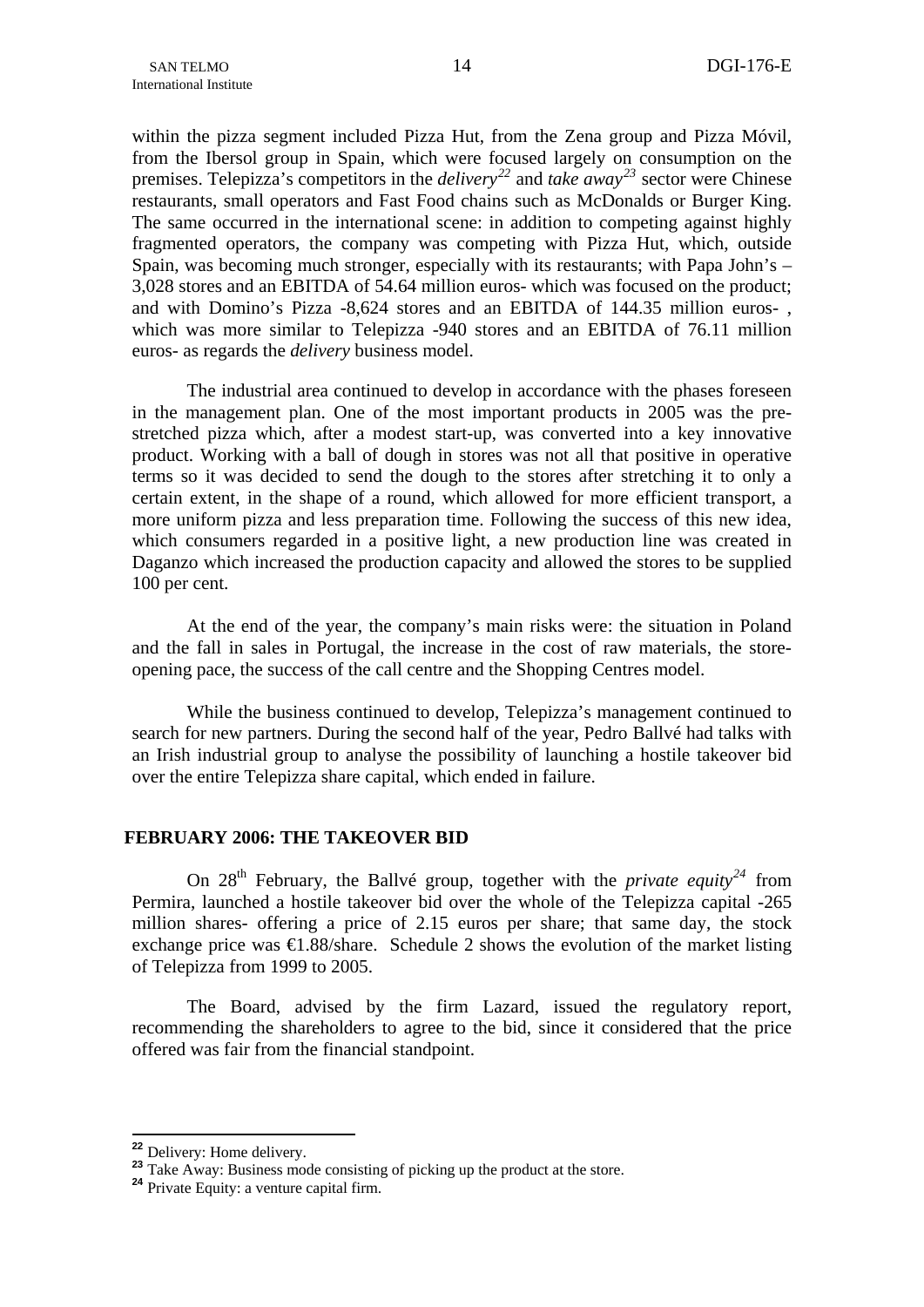within the pizza segment included Pizza Hut, from the Zena group and Pizza Móvil, from the Ibersol group in Spain, which were focused largely on consumption on the premises. Telepizza's competitors in the *delivery*[22] and *take away*[23] sector were Chinese restaurants, small operators and Fast Food chains such as McDonalds or Burger King. The same occurred in the international scene: in addition to competing against highly fragmented operators, the company was competing with Pizza Hut, which, outside Spain, was becoming much stronger, especially with its restaurants; with Papa John's – 3,028 stores and an EBITDA of 54.64 million euros- which was focused on the product; and with Domino's Pizza -8,624 stores and an EBITDA of 144.35 million euros- , which was more similar to Telepizza -940 stores and an EBITDA of 76.11 million euros- as regards the *delivery* business model.

The industrial area continued to develop in accordance with the phases foreseen in the management plan. One of the most important products in 2005 was the pre-stretched pizza which, after a modest start-up, was converted into a key innovative product. Working with a ball of dough in stores was not all that positive in operative terms so it was decided to send the dough to the stores after stretching it to only a certain extent, in the shape of a round, which allowed for more efficient transport, a more uniform pizza and less preparation time. Following the success of this new idea, which consumers regarded in a positive light, a new production line was created in Daganzo which increased the production capacity and allowed the stores to be supplied 100 per cent.

At the end of the year, the company's main risks were: the situation in Poland and the fall in sales in Portugal, the increase in the cost of raw materials, the store-opening pace, the success of the call centre and the Shopping Centres model.

While the business continued to develop, Telepizza's management continued to search for new partners. During the second half of the year, Pedro Ballvé had talks with an Irish industrial group to analyse the possibility of launching a hostile takeover bid over the entire Telepizza share capital, which ended in failure.

## FEBRUARY 2006: THE TAKEOVER BID

On 28th February, the Ballvé group, together with the *private equity*[24] from Permira, launched a hostile takeover bid over the whole of the Telepizza capital -265 million shares- offering a price of 2.15 euros per share; that same day, the stock exchange price was €1.88/share. Schedule 2 shows the evolution of the market listing of Telepizza from 1999 to 2005.

The Board, advised by the firm Lazard, issued the regulatory report, recommending the shareholders to agree to the bid, since it considered that the price offered was fair from the financial standpoint.

---

[22] Delivery: Home delivery.
[23] Take Away: Business mode consisting of picking up the product at the store.
[24] Private Equity: a venture capital firm.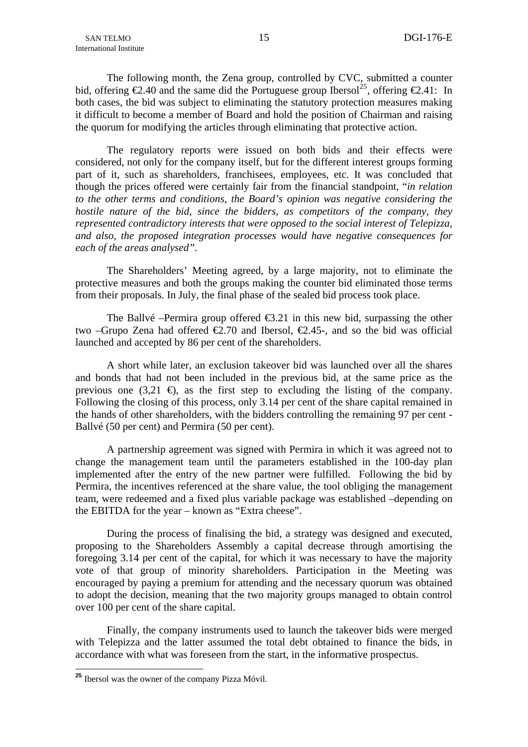The following month, the Zena group, controlled by CVC, submitted a counter bid, offering €2.40 and the same did the Portuguese group Ibersol[25], offering €2.41: In both cases, the bid was subject to eliminating the statutory protection measures making it difficult to become a member of Board and hold the position of Chairman and raising the quorum for modifying the articles through eliminating that protective action.

The regulatory reports were issued on both bids and their effects were considered, not only for the company itself, but for the different interest groups forming part of it, such as shareholders, franchisees, employees, etc. It was concluded that though the prices offered were certainly fair from the financial standpoint, "*in relation to the other terms and conditions, the Board's opinion was negative considering the hostile nature of the bid, since the bidders, as competitors of the company, they represented contradictory interests that were opposed to the social interest of Telepizza, and also, the proposed integration processes would have negative consequences for each of the areas analysed*".

The Shareholders' Meeting agreed, by a large majority, not to eliminate the protective measures and both the groups making the counter bid eliminated those terms from their proposals. In July, the final phase of the sealed bid process took place.

The Ballvé –Permira group offered €3.21 in this new bid, surpassing the other two –Grupo Zena had offered €2.70 and Ibersol, €2.45-, and so the bid was official launched and accepted by 86 per cent of the shareholders.

A short while later, an exclusion takeover bid was launched over all the shares and bonds that had not been included in the previous bid, at the same price as the previous one (3,21 €), as the first step to excluding the listing of the company. Following the closing of this process, only 3.14 per cent of the share capital remained in the hands of other shareholders, with the bidders controlling the remaining 97 per cent - Ballvé (50 per cent) and Permira (50 per cent).

A partnership agreement was signed with Permira in which it was agreed not to change the management team until the parameters established in the 100-day plan implemented after the entry of the new partner were fulfilled. Following the bid by Permira, the incentives referenced at the share value, the tool obliging the management team, were redeemed and a fixed plus variable package was established –depending on the EBITDA for the year – known as "Extra cheese".

During the process of finalising the bid, a strategy was designed and executed, proposing to the Shareholders Assembly a capital decrease through amortising the foregoing 3.14 per cent of the capital, for which it was necessary to have the majority vote of that group of minority shareholders. Participation in the Meeting was encouraged by paying a premium for attending and the necessary quorum was obtained to adopt the decision, meaning that the two majority groups managed to obtain control over 100 per cent of the share capital.

Finally, the company instruments used to launch the takeover bids were merged with Telepizza and the latter assumed the total debt obtained to finance the bids, in accordance with what was foreseen from the start, in the informative prospectus.

---

[25] Ibersol was the owner of the company Pizza Móvil.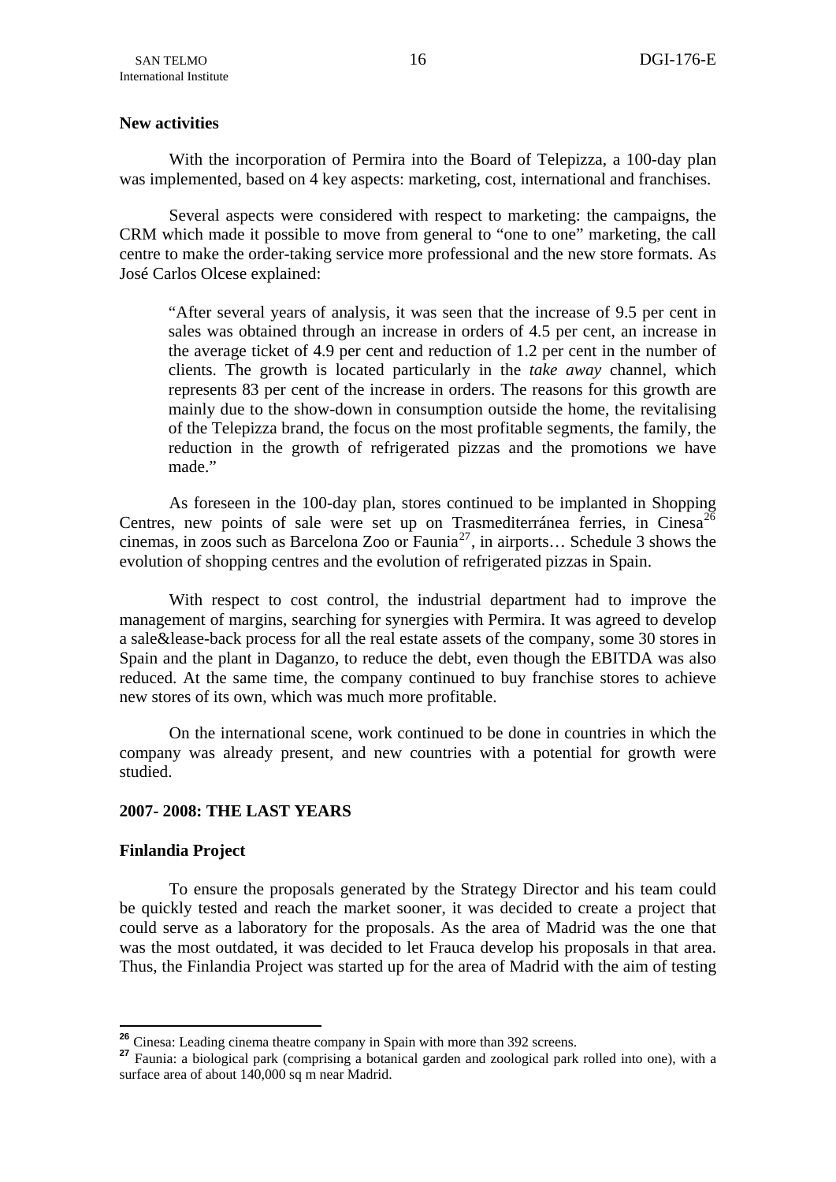**New activities**

With the incorporation of Permira into the Board of Telepizza, a 100-day plan was implemented, based on 4 key aspects: marketing, cost, international and franchises.

Several aspects were considered with respect to marketing: the campaigns, the CRM which made it possible to move from general to "one to one" marketing, the call centre to make the order-taking service more professional and the new store formats. As José Carlos Olcese explained:

> "After several years of analysis, it was seen that the increase of 9.5 per cent in sales was obtained through an increase in orders of 4.5 per cent, an increase in the average ticket of 4.9 per cent and reduction of 1.2 per cent in the number of clients. The growth is located particularly in the *take away* channel, which represents 83 per cent of the increase in orders. The reasons for this growth are mainly due to the show-down in consumption outside the home, the revitalising of the Telepizza brand, the focus on the most profitable segments, the family, the reduction in the growth of refrigerated pizzas and the promotions we have made."

As foreseen in the 100-day plan, stores continued to be implanted in Shopping Centres, new points of sale were set up on Trasmediterránea ferries, in Cinesa[26] cinemas, in zoos such as Barcelona Zoo or Faunia[27], in airports… Schedule 3 shows the evolution of shopping centres and the evolution of refrigerated pizzas in Spain.

With respect to cost control, the industrial department had to improve the management of margins, searching for synergies with Permira. It was agreed to develop a sale&lease-back process for all the real estate assets of the company, some 30 stores in Spain and the plant in Daganzo, to reduce the debt, even though the EBITDA was also reduced. At the same time, the company continued to buy franchise stores to achieve new stores of its own, which was much more profitable.

On the international scene, work continued to be done in countries in which the company was already present, and new countries with a potential for growth were studied.

## 2007- 2008: THE LAST YEARS

**Finlandia Project**

To ensure the proposals generated by the Strategy Director and his team could be quickly tested and reach the market sooner, it was decided to create a project that could serve as a laboratory for the proposals. As the area of Madrid was the one that was the most outdated, it was decided to let Frauca develop his proposals in that area. Thus, the Finlandia Project was started up for the area of Madrid with the aim of testing

---

[26] Cinesa: Leading cinema theatre company in Spain with more than 392 screens.

[27] Faunia: a biological park (comprising a botanical garden and zoological park rolled into one), with a surface area of about 140,000 sq m near Madrid.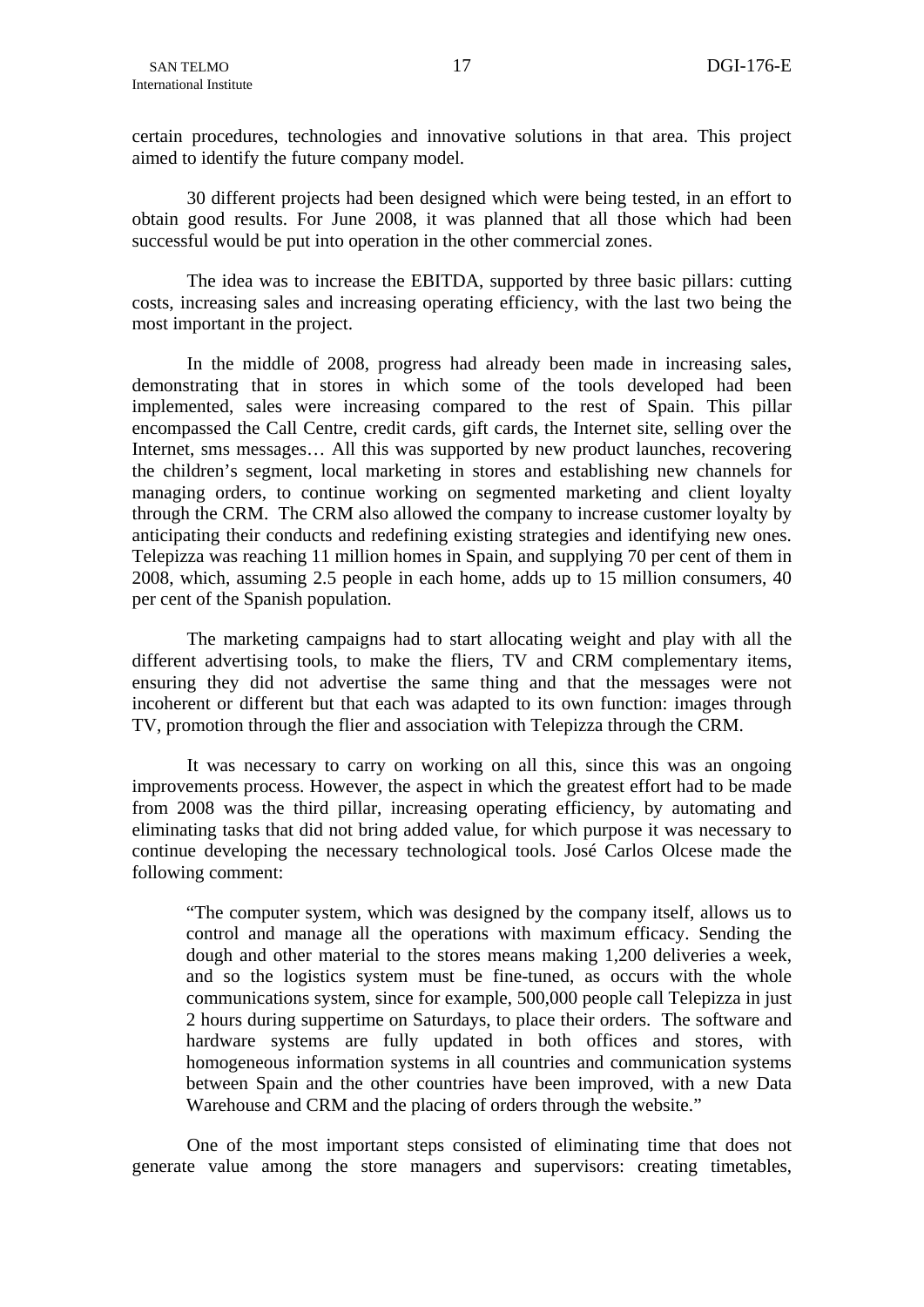certain procedures, technologies and innovative solutions in that area. This project aimed to identify the future company model.

30 different projects had been designed which were being tested, in an effort to obtain good results. For June 2008, it was planned that all those which had been successful would be put into operation in the other commercial zones.

The idea was to increase the EBITDA, supported by three basic pillars: cutting costs, increasing sales and increasing operating efficiency, with the last two being the most important in the project.

In the middle of 2008, progress had already been made in increasing sales, demonstrating that in stores in which some of the tools developed had been implemented, sales were increasing compared to the rest of Spain. This pillar encompassed the Call Centre, credit cards, gift cards, the Internet site, selling over the Internet, sms messages… All this was supported by new product launches, recovering the children's segment, local marketing in stores and establishing new channels for managing orders, to continue working on segmented marketing and client loyalty through the CRM. The CRM also allowed the company to increase customer loyalty by anticipating their conducts and redefining existing strategies and identifying new ones. Telepizza was reaching 11 million homes in Spain, and supplying 70 per cent of them in 2008, which, assuming 2.5 people in each home, adds up to 15 million consumers, 40 per cent of the Spanish population.

The marketing campaigns had to start allocating weight and play with all the different advertising tools, to make the fliers, TV and CRM complementary items, ensuring they did not advertise the same thing and that the messages were not incoherent or different but that each was adapted to its own function: images through TV, promotion through the flier and association with Telepizza through the CRM.

It was necessary to carry on working on all this, since this was an ongoing improvements process. However, the aspect in which the greatest effort had to be made from 2008 was the third pillar, increasing operating efficiency, by automating and eliminating tasks that did not bring added value, for which purpose it was necessary to continue developing the necessary technological tools. José Carlos Olcese made the following comment:

> "The computer system, which was designed by the company itself, allows us to control and manage all the operations with maximum efficacy. Sending the dough and other material to the stores means making 1,200 deliveries a week, and so the logistics system must be fine-tuned, as occurs with the whole communications system, since for example, 500,000 people call Telepizza in just 2 hours during suppertime on Saturdays, to place their orders. The software and hardware systems are fully updated in both offices and stores, with homogeneous information systems in all countries and communication systems between Spain and the other countries have been improved, with a new Data Warehouse and CRM and the placing of orders through the website."

One of the most important steps consisted of eliminating time that does not generate value among the store managers and supervisors: creating timetables,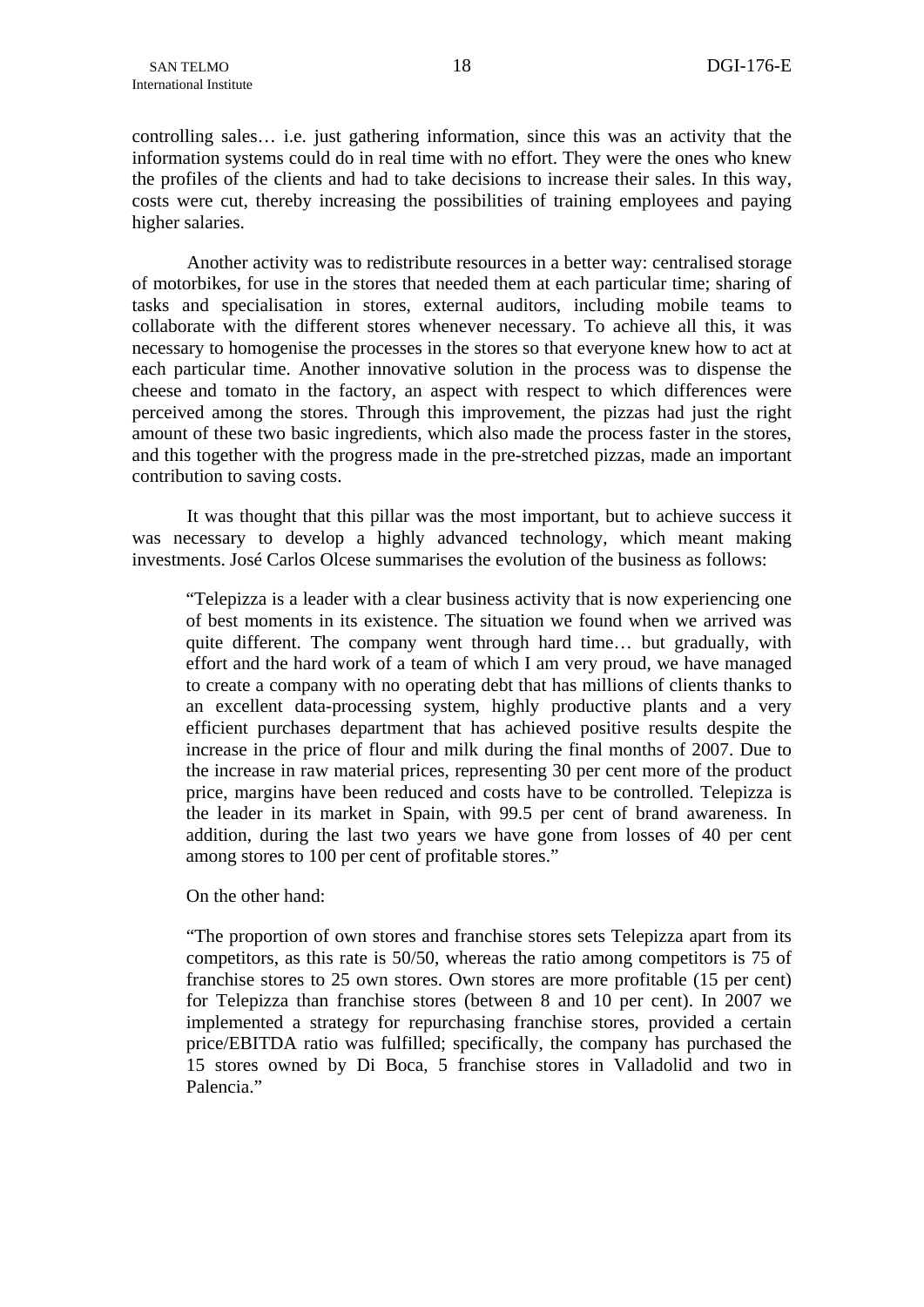controlling sales… i.e. just gathering information, since this was an activity that the information systems could do in real time with no effort. They were the ones who knew the profiles of the clients and had to take decisions to increase their sales. In this way, costs were cut, thereby increasing the possibilities of training employees and paying higher salaries.

Another activity was to redistribute resources in a better way: centralised storage of motorbikes, for use in the stores that needed them at each particular time; sharing of tasks and specialisation in stores, external auditors, including mobile teams to collaborate with the different stores whenever necessary. To achieve all this, it was necessary to homogenise the processes in the stores so that everyone knew how to act at each particular time. Another innovative solution in the process was to dispense the cheese and tomato in the factory, an aspect with respect to which differences were perceived among the stores. Through this improvement, the pizzas had just the right amount of these two basic ingredients, which also made the process faster in the stores, and this together with the progress made in the pre-stretched pizzas, made an important contribution to saving costs.

It was thought that this pillar was the most important, but to achieve success it was necessary to develop a highly advanced technology, which meant making investments. José Carlos Olcese summarises the evolution of the business as follows:

> "Telepizza is a leader with a clear business activity that is now experiencing one of best moments in its existence. The situation we found when we arrived was quite different. The company went through hard time… but gradually, with effort and the hard work of a team of which I am very proud, we have managed to create a company with no operating debt that has millions of clients thanks to an excellent data-processing system, highly productive plants and a very efficient purchases department that has achieved positive results despite the increase in the price of flour and milk during the final months of 2007. Due to the increase in raw material prices, representing 30 per cent more of the product price, margins have been reduced and costs have to be controlled. Telepizza is the leader in its market in Spain, with 99.5 per cent of brand awareness. In addition, during the last two years we have gone from losses of 40 per cent among stores to 100 per cent of profitable stores."
>
> On the other hand:
>
> "The proportion of own stores and franchise stores sets Telepizza apart from its competitors, as this rate is 50/50, whereas the ratio among competitors is 75 of franchise stores to 25 own stores. Own stores are more profitable (15 per cent) for Telepizza than franchise stores (between 8 and 10 per cent). In 2007 we implemented a strategy for repurchasing franchise stores, provided a certain price/EBITDA ratio was fulfilled; specifically, the company has purchased the 15 stores owned by Di Boca, 5 franchise stores in Valladolid and two in Palencia."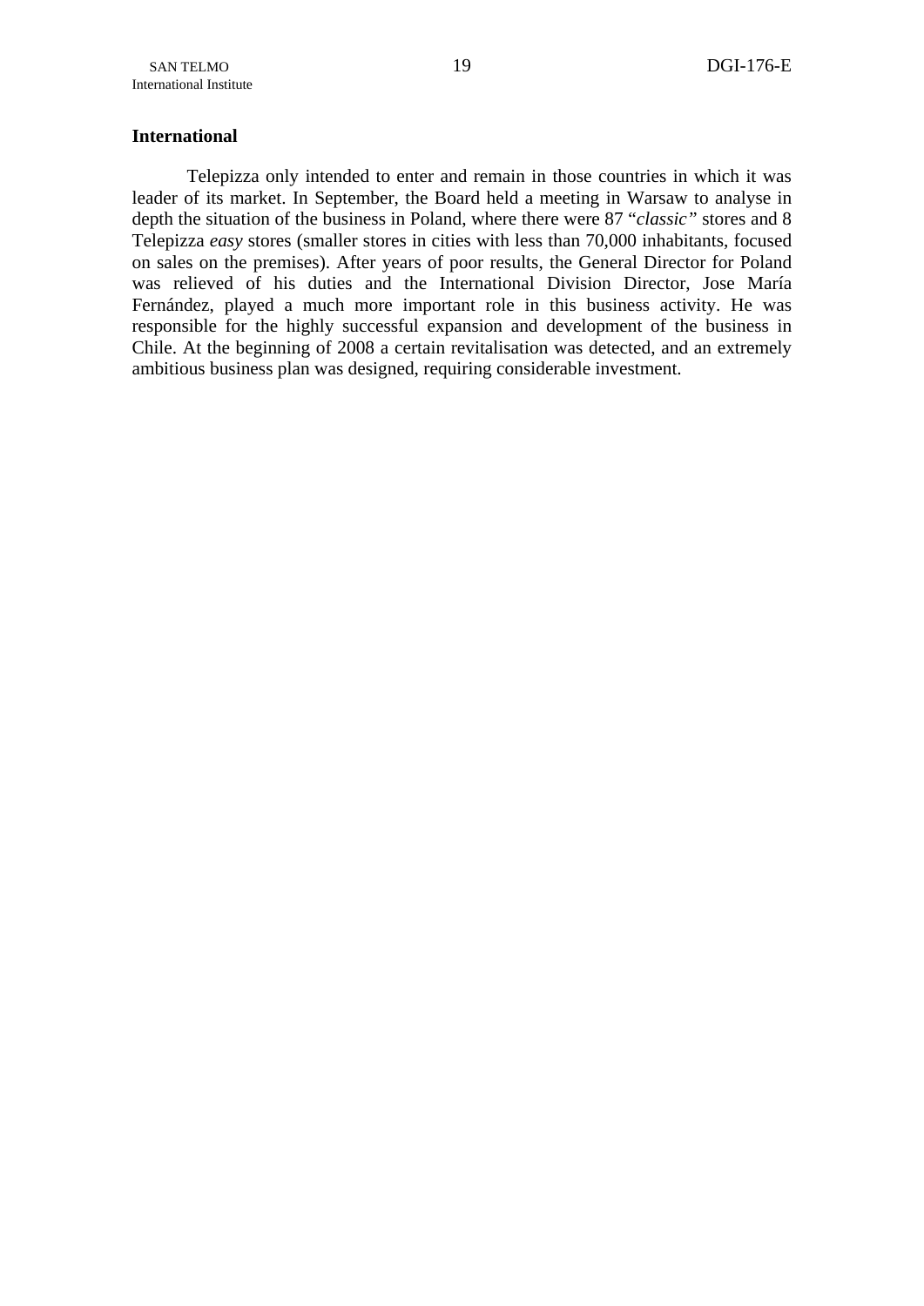**International**

Telepizza only intended to enter and remain in those countries in which it was leader of its market. In September, the Board held a meeting in Warsaw to analyse in depth the situation of the business in Poland, where there were 87 "*classic*" stores and 8 Telepizza *easy* stores (smaller stores in cities with less than 70,000 inhabitants, focused on sales on the premises). After years of poor results, the General Director for Poland was relieved of his duties and the International Division Director, Jose María Fernández, played a much more important role in this business activity. He was responsible for the highly successful expansion and development of the business in Chile. At the beginning of 2008 a certain revitalisation was detected, and an extremely ambitious business plan was designed, requiring considerable investment.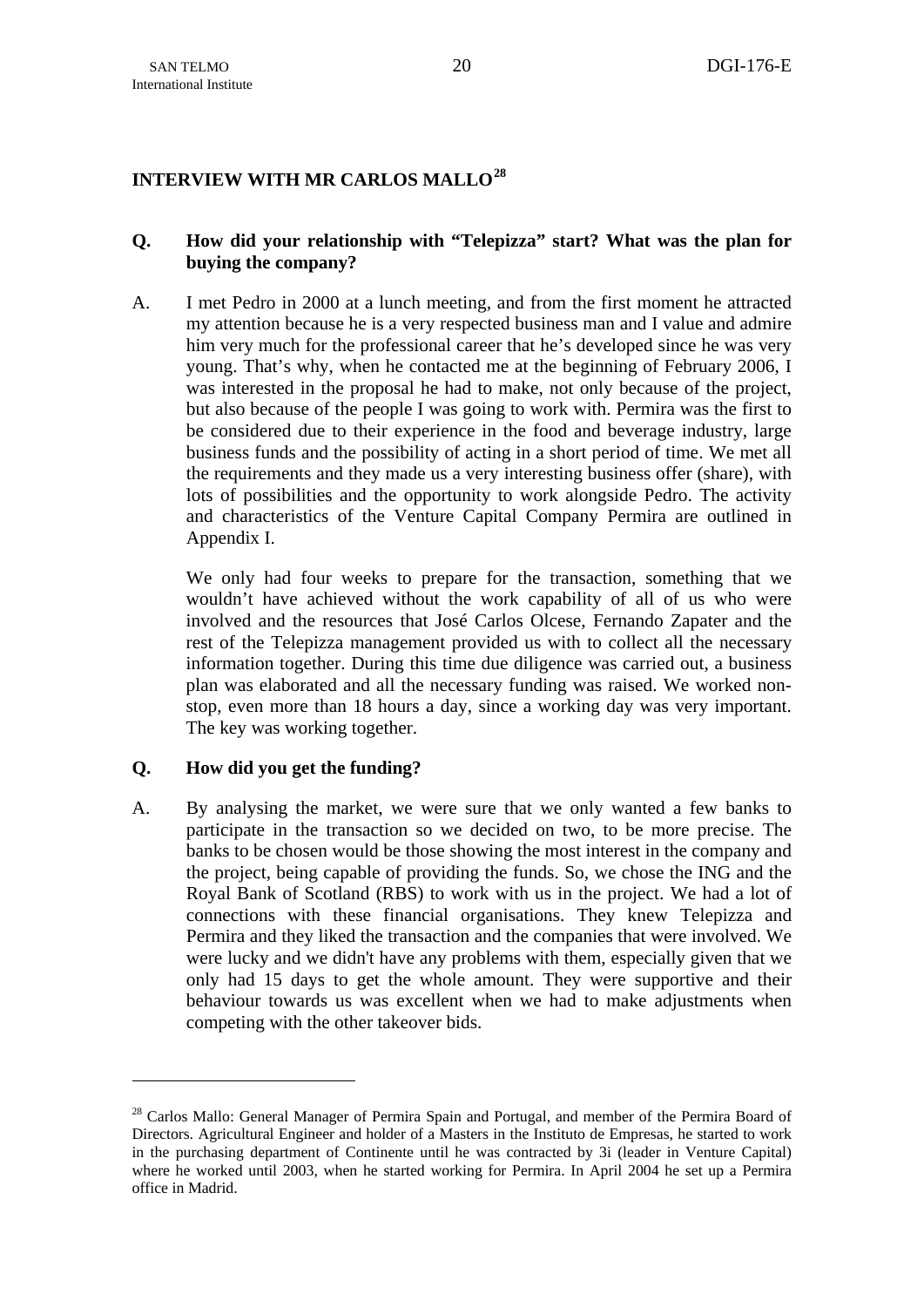## INTERVIEW WITH MR CARLOS MALLO[28]

**Q. How did your relationship with "Telepizza" start? What was the plan for buying the company?**

A. I met Pedro in 2000 at a lunch meeting, and from the first moment he attracted my attention because he is a very respected business man and I value and admire him very much for the professional career that he's developed since he was very young. That's why, when he contacted me at the beginning of February 2006, I was interested in the proposal he had to make, not only because of the project, but also because of the people I was going to work with. Permira was the first to be considered due to their experience in the food and beverage industry, large business funds and the possibility of acting in a short period of time. We met all the requirements and they made us a very interesting business offer (share), with lots of possibilities and the opportunity to work alongside Pedro. The activity and characteristics of the Venture Capital Company Permira are outlined in Appendix I.

We only had four weeks to prepare for the transaction, something that we wouldn't have achieved without the work capability of all of us who were involved and the resources that José Carlos Olcese, Fernando Zapater and the rest of the Telepizza management provided us with to collect all the necessary information together. During this time due diligence was carried out, a business plan was elaborated and all the necessary funding was raised. We worked non-stop, even more than 18 hours a day, since a working day was very important. The key was working together.

**Q. How did you get the funding?**

A. By analysing the market, we were sure that we only wanted a few banks to participate in the transaction so we decided on two, to be more precise. The banks to be chosen would be those showing the most interest in the company and the project, being capable of providing the funds. So, we chose the ING and the Royal Bank of Scotland (RBS) to work with us in the project. We had a lot of connections with these financial organisations. They knew Telepizza and Permira and they liked the transaction and the companies that were involved. We were lucky and we didn't have any problems with them, especially given that we only had 15 days to get the whole amount. They were supportive and their behaviour towards us was excellent when we had to make adjustments when competing with the other takeover bids.

---

[28] Carlos Mallo: General Manager of Permira Spain and Portugal, and member of the Permira Board of Directors. Agricultural Engineer and holder of a Masters in the Instituto de Empresas, he started to work in the purchasing department of Continente until he was contracted by 3i (leader in Venture Capital) where he worked until 2003, when he started working for Permira. In April 2004 he set up a Permira office in Madrid.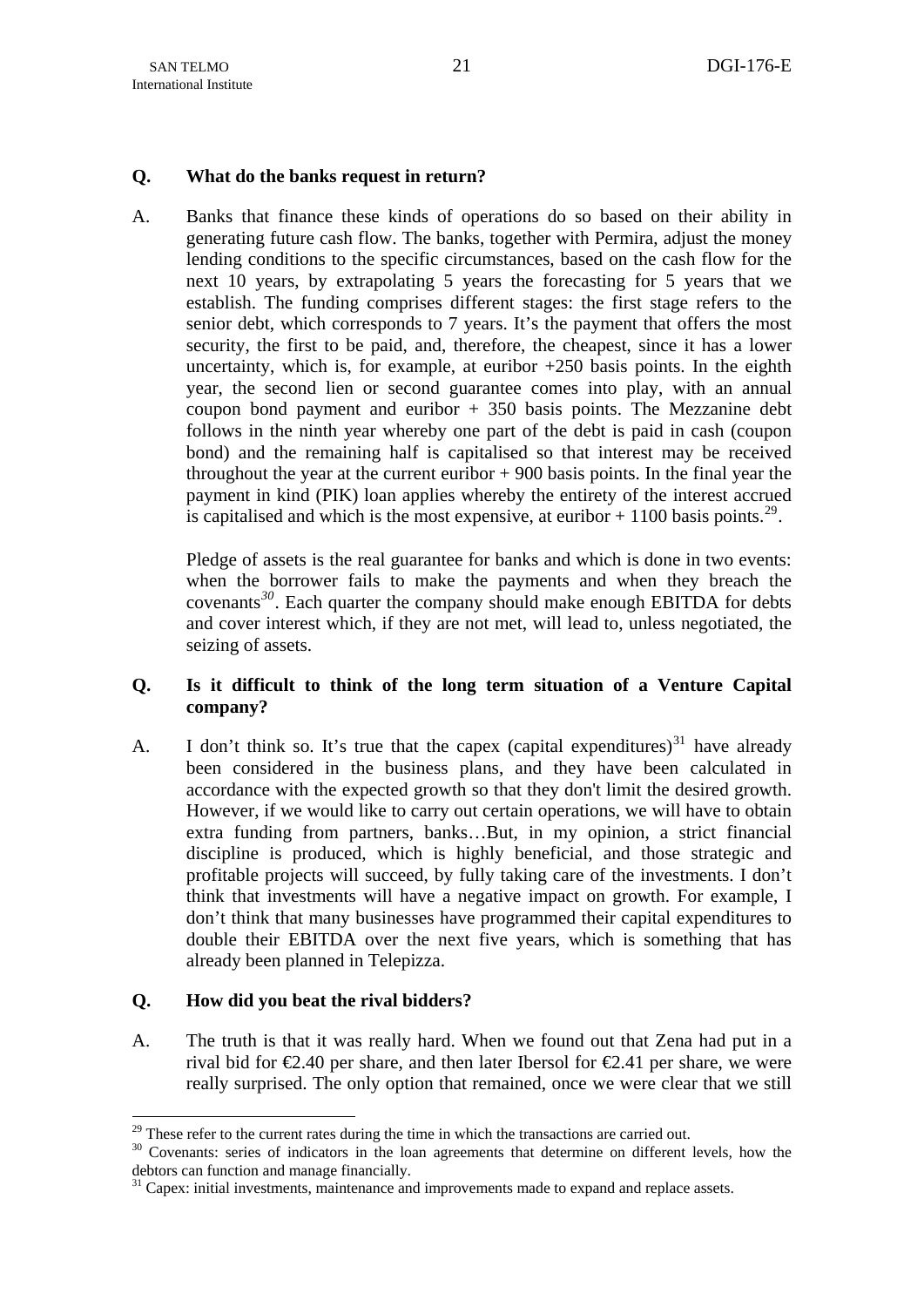**Q. What do the banks request in return?**

A. Banks that finance these kinds of operations do so based on their ability in generating future cash flow. The banks, together with Permira, adjust the money lending conditions to the specific circumstances, based on the cash flow for the next 10 years, by extrapolating 5 years the forecasting for 5 years that we establish. The funding comprises different stages: the first stage refers to the senior debt, which corresponds to 7 years. It's the payment that offers the most security, the first to be paid, and, therefore, the cheapest, since it has a lower uncertainty, which is, for example, at euribor +250 basis points. In the eighth year, the second lien or second guarantee comes into play, with an annual coupon bond payment and euribor + 350 basis points. The Mezzanine debt follows in the ninth year whereby one part of the debt is paid in cash (coupon bond) and the remaining half is capitalised so that interest may be received throughout the year at the current euribor + 900 basis points. In the final year the payment in kind (PIK) loan applies whereby the entirety of the interest accrued is capitalised and which is the most expensive, at euribor + 1100 basis points.[29].

Pledge of assets is the real guarantee for banks and which is done in two events: when the borrower fails to make the payments and when they breach the covenants[30]. Each quarter the company should make enough EBITDA for debts and cover interest which, if they are not met, will lead to, unless negotiated, the seizing of assets.

**Q. Is it difficult to think of the long term situation of a Venture Capital company?**

A. I don't think so. It's true that the capex (capital expenditures)[31] have already been considered in the business plans, and they have been calculated in accordance with the expected growth so that they don't limit the desired growth. However, if we would like to carry out certain operations, we will have to obtain extra funding from partners, banks…But, in my opinion, a strict financial discipline is produced, which is highly beneficial, and those strategic and profitable projects will succeed, by fully taking care of the investments. I don't think that investments will have a negative impact on growth. For example, I don't think that many businesses have programmed their capital expenditures to double their EBITDA over the next five years, which is something that has already been planned in Telepizza.

**Q. How did you beat the rival bidders?**

A. The truth is that it was really hard. When we found out that Zena had put in a rival bid for €2.40 per share, and then later Ibersol for €2.41 per share, we were really surprised. The only option that remained, once we were clear that we still

---

[29] These refer to the current rates during the time in which the transactions are carried out.

[30] Covenants: series of indicators in the loan agreements that determine on different levels, how the debtors can function and manage financially.

[31] Capex: initial investments, maintenance and improvements made to expand and replace assets.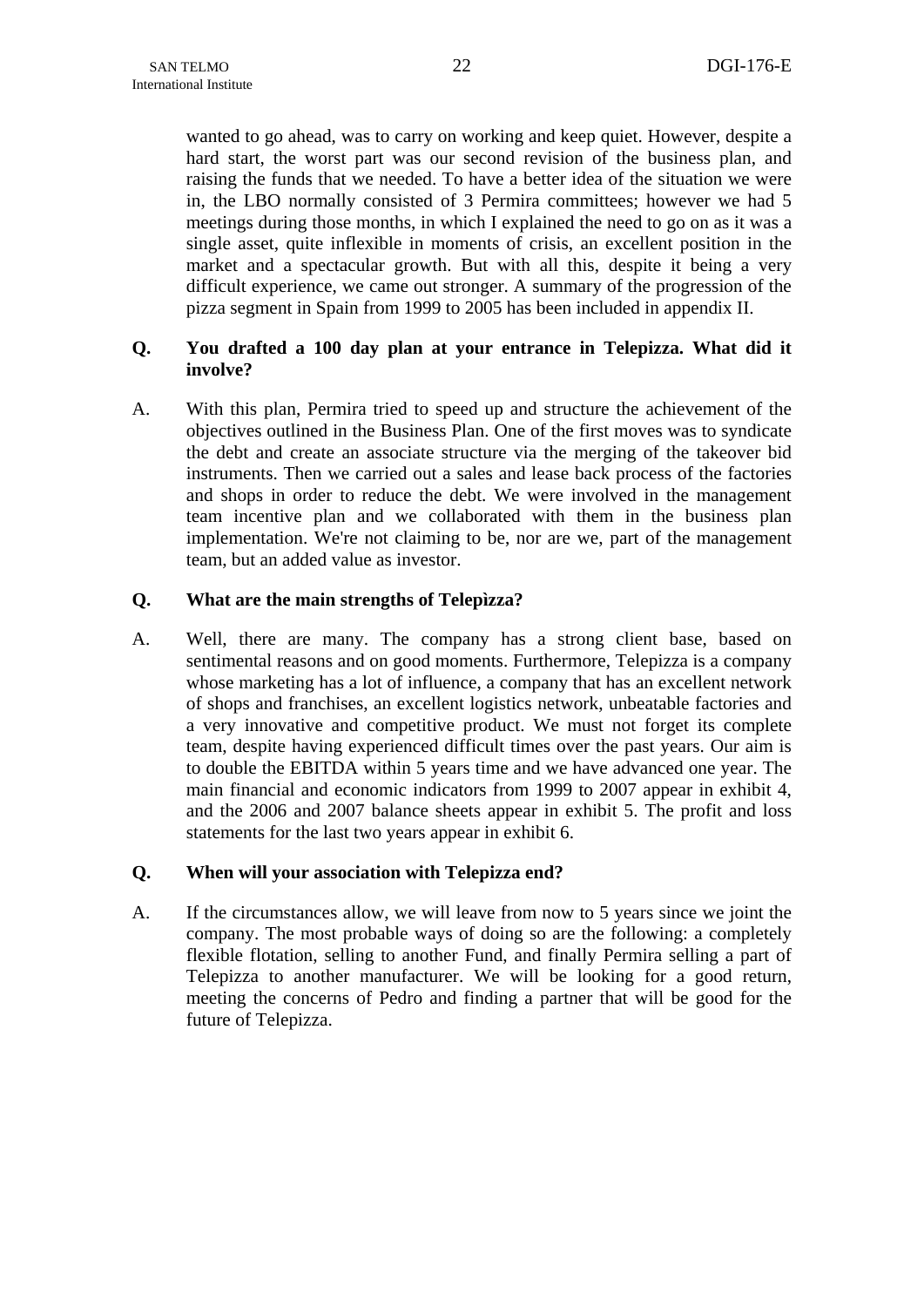wanted to go ahead, was to carry on working and keep quiet. However, despite a hard start, the worst part was our second revision of the business plan, and raising the funds that we needed. To have a better idea of the situation we were in, the LBO normally consisted of 3 Permira committees; however we had 5 meetings during those months, in which I explained the need to go on as it was a single asset, quite inflexible in moments of crisis, an excellent position in the market and a spectacular growth. But with all this, despite it being a very difficult experience, we came out stronger. A summary of the progression of the pizza segment in Spain from 1999 to 2005 has been included in appendix II.

**Q. You drafted a 100 day plan at your entrance in Telepizza. What did it involve?**

A. With this plan, Permira tried to speed up and structure the achievement of the objectives outlined in the Business Plan. One of the first moves was to syndicate the debt and create an associate structure via the merging of the takeover bid instruments. Then we carried out a sales and lease back process of the factories and shops in order to reduce the debt. We were involved in the management team incentive plan and we collaborated with them in the business plan implementation. We're not claiming to be, nor are we, part of the management team, but an added value as investor.

**Q. What are the main strengths of Telepìzza?**

A. Well, there are many. The company has a strong client base, based on sentimental reasons and on good moments. Furthermore, Telepizza is a company whose marketing has a lot of influence, a company that has an excellent network of shops and franchises, an excellent logistics network, unbeatable factories and a very innovative and competitive product. We must not forget its complete team, despite having experienced difficult times over the past years. Our aim is to double the EBITDA within 5 years time and we have advanced one year. The main financial and economic indicators from 1999 to 2007 appear in exhibit 4, and the 2006 and 2007 balance sheets appear in exhibit 5. The profit and loss statements for the last two years appear in exhibit 6.

**Q. When will your association with Telepizza end?**

A. If the circumstances allow, we will leave from now to 5 years since we joint the company. The most probable ways of doing so are the following: a completely flexible flotation, selling to another Fund, and finally Permira selling a part of Telepizza to another manufacturer. We will be looking for a good return, meeting the concerns of Pedro and finding a partner that will be good for the future of Telepizza.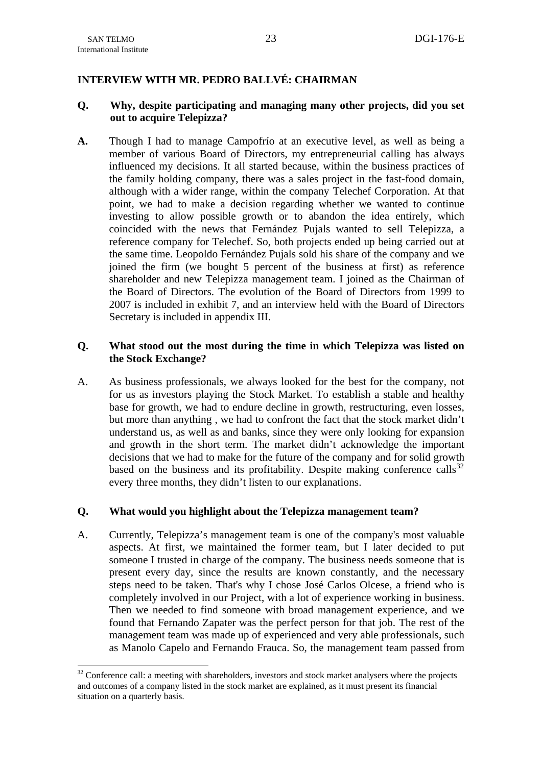## INTERVIEW WITH MR. PEDRO BALLVÉ: CHAIRMAN

**Q. Why, despite participating and managing many other projects, did you set out to acquire Telepizza?**

**A.** Though I had to manage Campofrío at an executive level, as well as being a member of various Board of Directors, my entrepreneurial calling has always influenced my decisions. It all started because, within the business practices of the family holding company, there was a sales project in the fast-food domain, although with a wider range, within the company Telechef Corporation. At that point, we had to make a decision regarding whether we wanted to continue investing to allow possible growth or to abandon the idea entirely, which coincided with the news that Fernández Pujals wanted to sell Telepizza, a reference company for Telechef. So, both projects ended up being carried out at the same time. Leopoldo Fernández Pujals sold his share of the company and we joined the firm (we bought 5 percent of the business at first) as reference shareholder and new Telepizza management team. I joined as the Chairman of the Board of Directors. The evolution of the Board of Directors from 1999 to 2007 is included in exhibit 7, and an interview held with the Board of Directors Secretary is included in appendix III.

**Q. What stood out the most during the time in which Telepizza was listed on the Stock Exchange?**

A. As business professionals, we always looked for the best for the company, not for us as investors playing the Stock Market. To establish a stable and healthy base for growth, we had to endure decline in growth, restructuring, even losses, but more than anything , we had to confront the fact that the stock market didn't understand us, as well as and banks, since they were only looking for expansion and growth in the short term. The market didn't acknowledge the important decisions that we had to make for the future of the company and for solid growth based on the business and its profitability. Despite making conference calls[32] every three months, they didn't listen to our explanations.

**Q. What would you highlight about the Telepizza management team?**

A. Currently, Telepizza's management team is one of the company's most valuable aspects. At first, we maintained the former team, but I later decided to put someone I trusted in charge of the company. The business needs someone that is present every day, since the results are known constantly, and the necessary steps need to be taken. That's why I chose José Carlos Olcese, a friend who is completely involved in our Project, with a lot of experience working in business. Then we needed to find someone with broad management experience, and we found that Fernando Zapater was the perfect person for that job. The rest of the management team was made up of experienced and very able professionals, such as Manolo Capelo and Fernando Frauca. So, the management team passed from

---

[32] Conference call: a meeting with shareholders, investors and stock market analysers where the projects and outcomes of a company listed in the stock market are explained, as it must present its financial situation on a quarterly basis.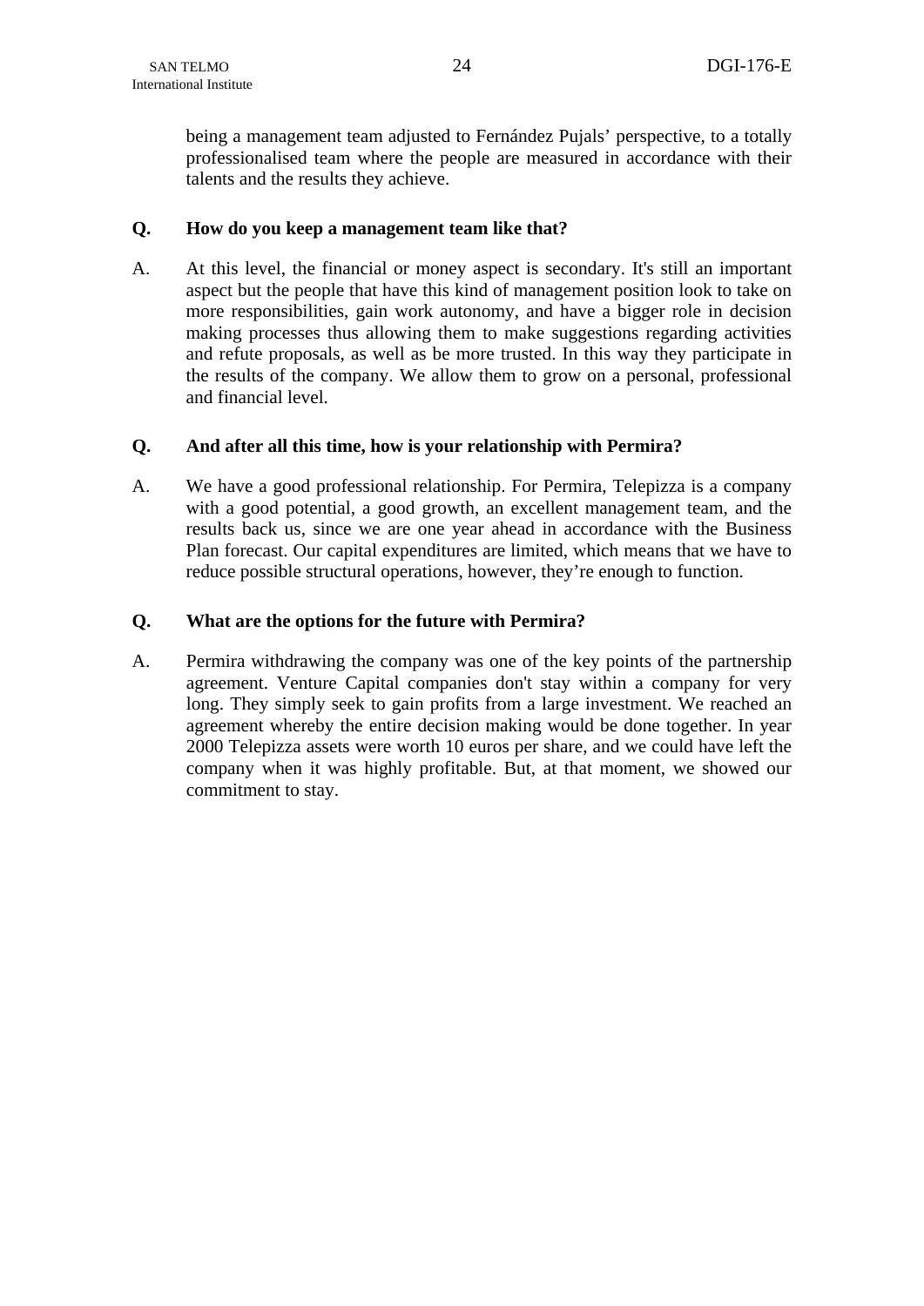being a management team adjusted to Fernández Pujals' perspective, to a totally professionalised team where the people are measured in accordance with their talents and the results they achieve.

**Q. How do you keep a management team like that?**

A. At this level, the financial or money aspect is secondary. It's still an important aspect but the people that have this kind of management position look to take on more responsibilities, gain work autonomy, and have a bigger role in decision making processes thus allowing them to make suggestions regarding activities and refute proposals, as well as be more trusted. In this way they participate in the results of the company. We allow them to grow on a personal, professional and financial level.

**Q. And after all this time, how is your relationship with Permira?**

A. We have a good professional relationship. For Permira, Telepizza is a company with a good potential, a good growth, an excellent management team, and the results back us, since we are one year ahead in accordance with the Business Plan forecast. Our capital expenditures are limited, which means that we have to reduce possible structural operations, however, they're enough to function.

**Q. What are the options for the future with Permira?**

A. Permira withdrawing the company was one of the key points of the partnership agreement. Venture Capital companies don't stay within a company for very long. They simply seek to gain profits from a large investment. We reached an agreement whereby the entire decision making would be done together. In year 2000 Telepizza assets were worth 10 euros per share, and we could have left the company when it was highly profitable. But, at that moment, we showed our commitment to stay.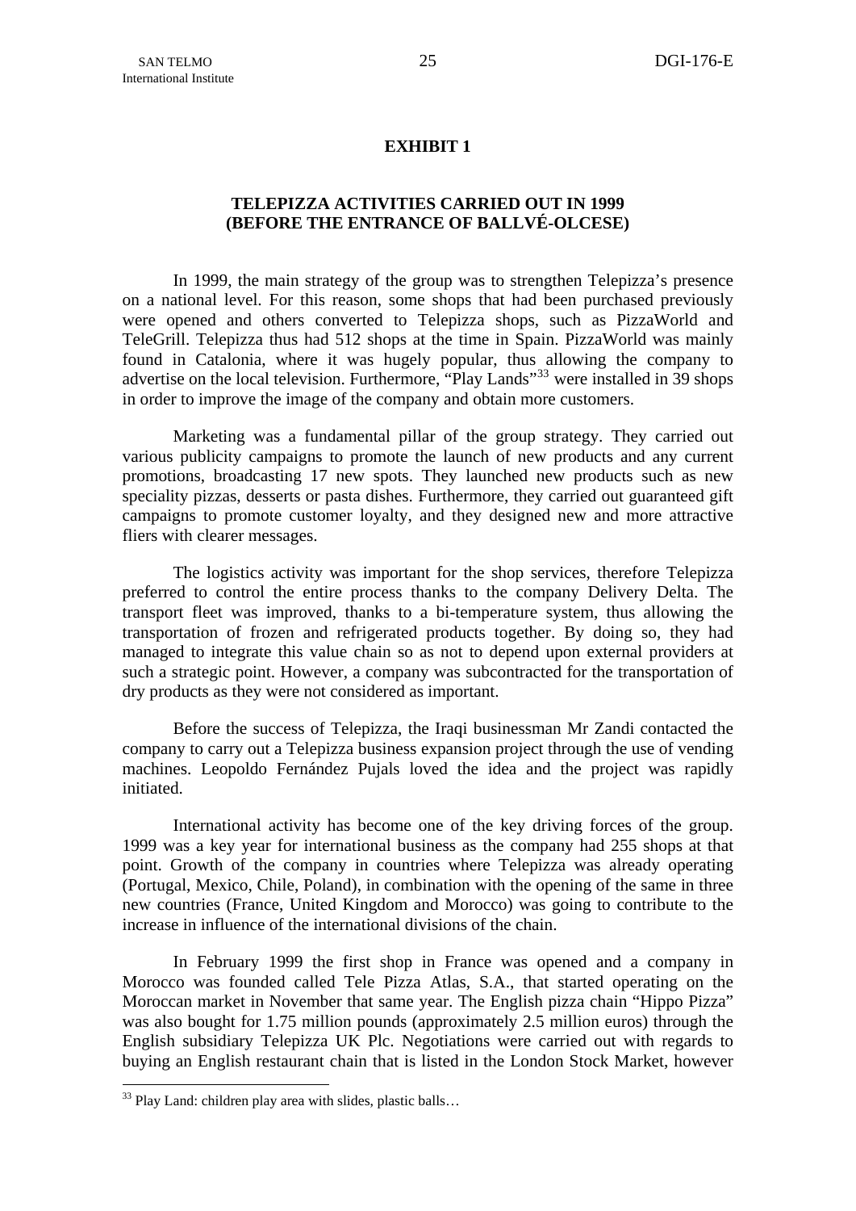## EXHIBIT 1

### TELEPIZZA ACTIVITIES CARRIED OUT IN 1999 (BEFORE THE ENTRANCE OF BALLVÉ-OLCESE)

In 1999, the main strategy of the group was to strengthen Telepizza's presence on a national level. For this reason, some shops that had been purchased previously were opened and others converted to Telepizza shops, such as PizzaWorld and TeleGrill. Telepizza thus had 512 shops at the time in Spain. PizzaWorld was mainly found in Catalonia, where it was hugely popular, thus allowing the company to advertise on the local television. Furthermore, "Play Lands"[33] were installed in 39 shops in order to improve the image of the company and obtain more customers.

Marketing was a fundamental pillar of the group strategy. They carried out various publicity campaigns to promote the launch of new products and any current promotions, broadcasting 17 new spots. They launched new products such as new speciality pizzas, desserts or pasta dishes. Furthermore, they carried out guaranteed gift campaigns to promote customer loyalty, and they designed new and more attractive fliers with clearer messages.

The logistics activity was important for the shop services, therefore Telepizza preferred to control the entire process thanks to the company Delivery Delta. The transport fleet was improved, thanks to a bi-temperature system, thus allowing the transportation of frozen and refrigerated products together. By doing so, they had managed to integrate this value chain so as not to depend upon external providers at such a strategic point. However, a company was subcontracted for the transportation of dry products as they were not considered as important.

Before the success of Telepizza, the Iraqi businessman Mr Zandi contacted the company to carry out a Telepizza business expansion project through the use of vending machines. Leopoldo Fernández Pujals loved the idea and the project was rapidly initiated.

International activity has become one of the key driving forces of the group. 1999 was a key year for international business as the company had 255 shops at that point. Growth of the company in countries where Telepizza was already operating (Portugal, Mexico, Chile, Poland), in combination with the opening of the same in three new countries (France, United Kingdom and Morocco) was going to contribute to the increase in influence of the international divisions of the chain.

In February 1999 the first shop in France was opened and a company in Morocco was founded called Tele Pizza Atlas, S.A., that started operating on the Moroccan market in November that same year. The English pizza chain "Hippo Pizza" was also bought for 1.75 million pounds (approximately 2.5 million euros) through the English subsidiary Telepizza UK Plc. Negotiations were carried out with regards to buying an English restaurant chain that is listed in the London Stock Market, however

[33] Play Land: children play area with slides, plastic balls…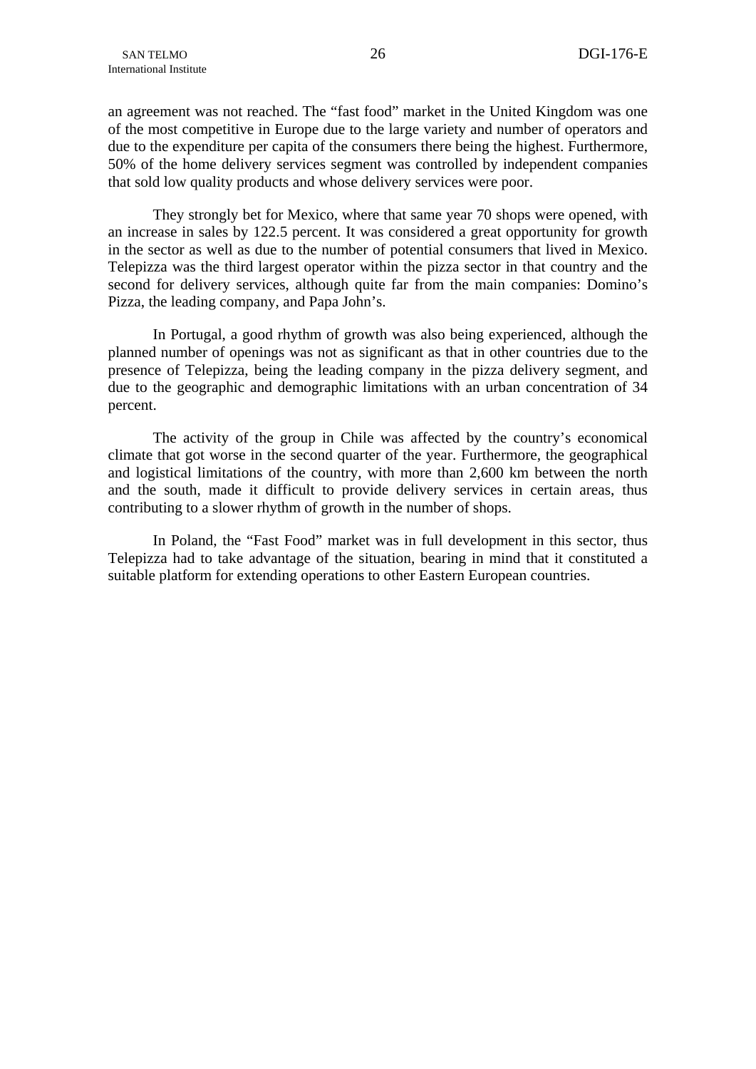an agreement was not reached. The "fast food" market in the United Kingdom was one of the most competitive in Europe due to the large variety and number of operators and due to the expenditure per capita of the consumers there being the highest. Furthermore, 50% of the home delivery services segment was controlled by independent companies that sold low quality products and whose delivery services were poor.

They strongly bet for Mexico, where that same year 70 shops were opened, with an increase in sales by 122.5 percent. It was considered a great opportunity for growth in the sector as well as due to the number of potential consumers that lived in Mexico. Telepizza was the third largest operator within the pizza sector in that country and the second for delivery services, although quite far from the main companies: Domino's Pizza, the leading company, and Papa John's.

In Portugal, a good rhythm of growth was also being experienced, although the planned number of openings was not as significant as that in other countries due to the presence of Telepizza, being the leading company in the pizza delivery segment, and due to the geographic and demographic limitations with an urban concentration of 34 percent.

The activity of the group in Chile was affected by the country's economical climate that got worse in the second quarter of the year. Furthermore, the geographical and logistical limitations of the country, with more than 2,600 km between the north and the south, made it difficult to provide delivery services in certain areas, thus contributing to a slower rhythm of growth in the number of shops.

In Poland, the "Fast Food" market was in full development in this sector, thus Telepizza had to take advantage of the situation, bearing in mind that it constituted a suitable platform for extending operations to other Eastern European countries.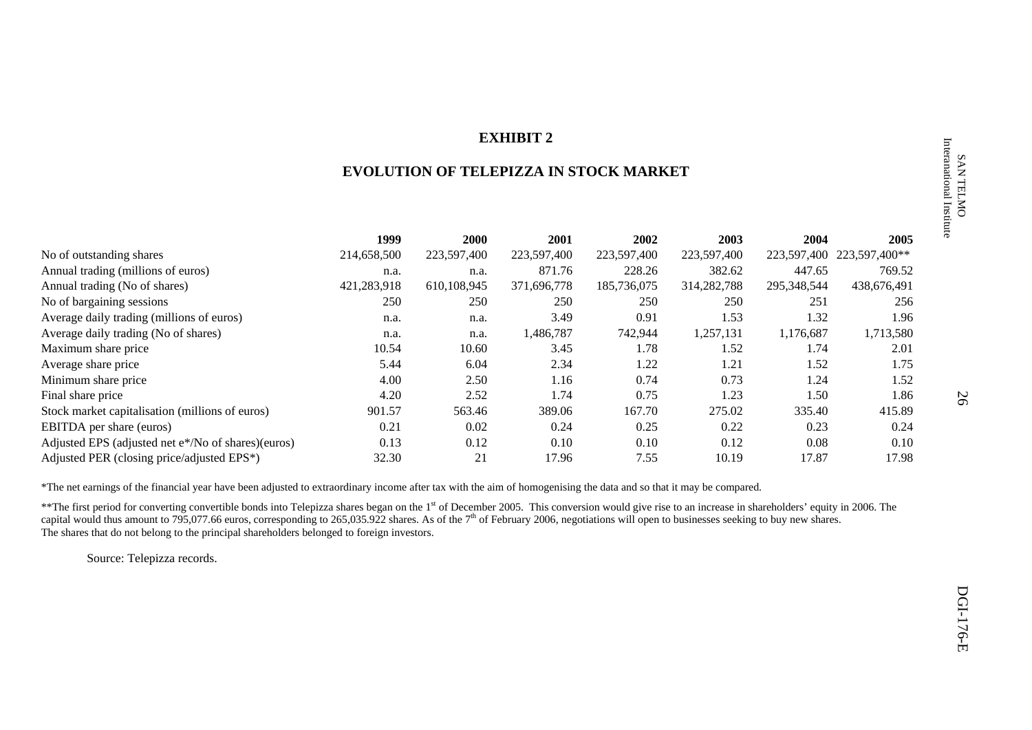# EXHIBIT 2

## EVOLUTION OF TELEPIZZA IN STOCK MARKET

| | 1999 | 2000 | 2001 | 2002 | 2003 | 2004 | 2005 |
|---|---|---|---|---|---|---|---|
| No of outstanding shares | 214,658,500 | 223,597,400 | 223,597,400 | 223,597,400 | 223,597,400 | 223,597,400 | 223,597,400** |
| Annual trading (millions of euros) | n.a. | n.a. | 871.76 | 228.26 | 382.62 | 447.65 | 769.52 |
| Annual trading (No of shares) | 421,283,918 | 610,108,945 | 371,696,778 | 185,736,075 | 314,282,788 | 295,348,544 | 438,676,491 |
| No of bargaining sessions | 250 | 250 | 250 | 250 | 250 | 251 | 256 |
| Average daily trading (millions of euros) | n.a. | n.a. | 3.49 | 0.91 | 1.53 | 1.32 | 1.96 |
| Average daily trading (No of shares) | n.a. | n.a. | 1,486,787 | 742,944 | 1,257,131 | 1,176,687 | 1,713,580 |
| Maximum share price | 10.54 | 10.60 | 3.45 | 1.78 | 1.52 | 1.74 | 2.01 |
| Average share price | 5.44 | 6.04 | 2.34 | 1.22 | 1.21 | 1.52 | 1.75 |
| Minimum share price | 4.00 | 2.50 | 1.16 | 0.74 | 0.73 | 1.24 | 1.52 |
| Final share price | 4.20 | 2.52 | 1.74 | 0.75 | 1.23 | 1.50 | 1.86 |
| Stock market capitalisation (millions of euros) | 901.57 | 563.46 | 389.06 | 167.70 | 275.02 | 335.40 | 415.89 |
| EBITDA per share (euros) | 0.21 | 0.02 | 0.24 | 0.25 | 0.22 | 0.23 | 0.24 |
| Adjusted EPS (adjusted net e*/No of shares)(euros) | 0.13 | 0.12 | 0.10 | 0.10 | 0.12 | 0.08 | 0.10 |
| Adjusted PER (closing price/adjusted EPS*) | 32.30 | 21 | 17.96 | 7.55 | 10.19 | 17.87 | 17.98 |

*The net earnings of the financial year have been adjusted to extraordinary income after tax with the aim of homogenising the data and so that it may be compared.

**The first period for converting convertible bonds into Telepizza shares began on the 1st of December 2005. This conversion would give rise to an increase in shareholders' equity in 2006. The capital would thus amount to 795,077.66 euros, corresponding to 265,035.922 shares. As of the 7th of February 2006, negotiations will open to businesses seeking to buy new shares.
The shares that do not belong to the principal shareholders belonged to foreign investors.

Source: Telepizza records.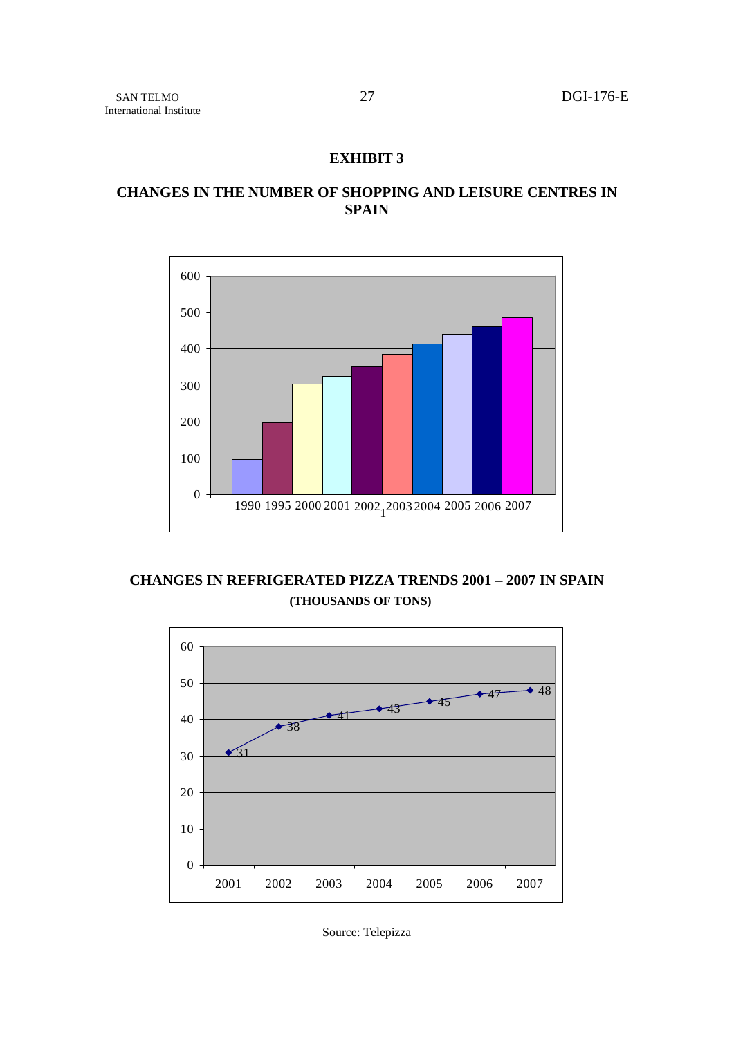# EXHIBIT 3

## CHANGES IN THE NUMBER OF SHOPPING AND LEISURE CENTRES IN SPAIN

## CHANGES IN REFRIGERATED PIZZA TRENDS 2001 – 2007 IN SPAIN

**(THOUSANDS OF TONS)**

| 2001 | 2002 | 2003 | 2004 | 2005 | 2006 | 2007 |
|---|---|---|---|---|---|---|
| 31 | 38 | 41 | 43 | 45 | 47 | 48 |

Source: Telepizza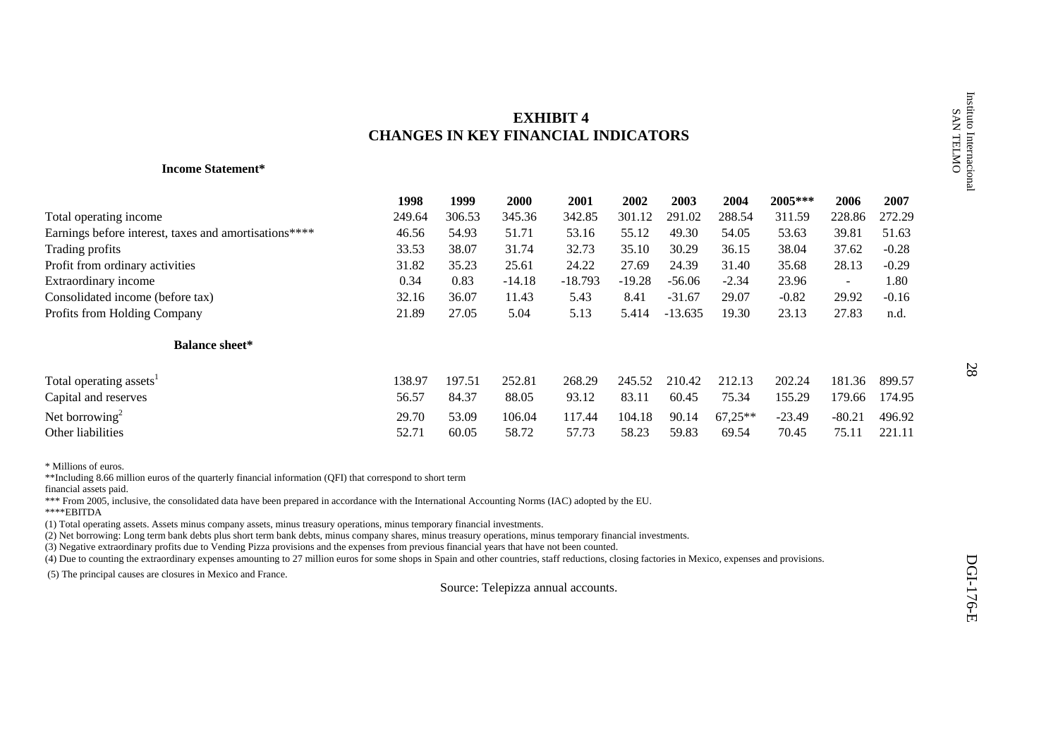# EXHIBIT 4
## CHANGES IN KEY FINANCIAL INDICATORS

**Income Statement***

| | 1998 | 1999 | 2000 | 2001 | 2002 | 2003 | 2004 | 2005*** | 2006 | 2007 |
|---|---|---|---|---|---|---|---|---|---|---|
| Total operating income | 249.64 | 306.53 | 345.36 | 342.85 | 301.12 | 291.02 | 288.54 | 311.59 | 228.86 | 272.29 |
| Earnings before interest, taxes and amortisations**** | 46.56 | 54.93 | 51.71 | 53.16 | 55.12 | 49.30 | 54.05 | 53.63 | 39.81 | 51.63 |
| Trading profits | 33.53 | 38.07 | 31.74 | 32.73 | 35.10 | 30.29 | 36.15 | 38.04 | 37.62 | -0.28 |
| Profit from ordinary activities | 31.82 | 35.23 | 25.61 | 24.22 | 27.69 | 24.39 | 31.40 | 35.68 | 28.13 | -0.29 |
| Extraordinary income | 0.34 | 0.83 | -14.18 | -18.793 | -19.28 | -56.06 | -2.34 | 23.96 | - | 1.80 |
| Consolidated income (before tax) | 32.16 | 36.07 | 11.43 | 5.43 | 8.41 | -31.67 | 29.07 | -0.82 | 29.92 | -0.16 |
| Profits from Holding Company | 21.89 | 27.05 | 5.04 | 5.13 | 5.414 | -13.635 | 19.30 | 23.13 | 27.83 | n.d. |

**Balance sheet***

| | 1998 | 1999 | 2000 | 2001 | 2002 | 2003 | 2004 | 2005*** | 2006 | 2007 |
|---|---|---|---|---|---|---|---|---|---|---|
| Total operating assets[1] | 138.97 | 197.51 | 252.81 | 268.29 | 245.52 | 210.42 | 212.13 | 202.24 | 181.36 | 899.57 |
| Capital and reserves | 56.57 | 84.37 | 88.05 | 93.12 | 83.11 | 60.45 | 75.34 | 155.29 | 179.66 | 174.95 |
| Net borrowing[2] | 29.70 | 53.09 | 106.04 | 117.44 | 104.18 | 90.14 | 67,25** | -23.49 | -80.21 | 496.92 |
| Other liabilities | 52.71 | 60.05 | 58.72 | 57.73 | 58.23 | 59.83 | 69.54 | 70.45 | 75.11 | 221.11 |

\* Millions of euros.

**Including 8.66 million euros of the quarterly financial information (QFI) that correspond to short term financial assets paid.

*** From 2005, inclusive, the consolidated data have been prepared in accordance with the International Accounting Norms (IAC) adopted by the EU.

****EBITDA

(1) Total operating assets. Assets minus company assets, minus treasury operations, minus temporary financial investments.

(2) Net borrowing: Long term bank debts plus short term bank debts, minus company shares, minus treasury operations, minus temporary financial investments.

(3) Negative extraordinary profits due to Vending Pizza provisions and the expenses from previous financial years that have not been counted.

(4) Due to counting the extraordinary expenses amounting to 27 million euros for some shops in Spain and other countries, staff reductions, closing factories in Mexico, expenses and provisions.

(5) The principal causes are closures in Mexico and France.

Source: Telepizza annual accounts.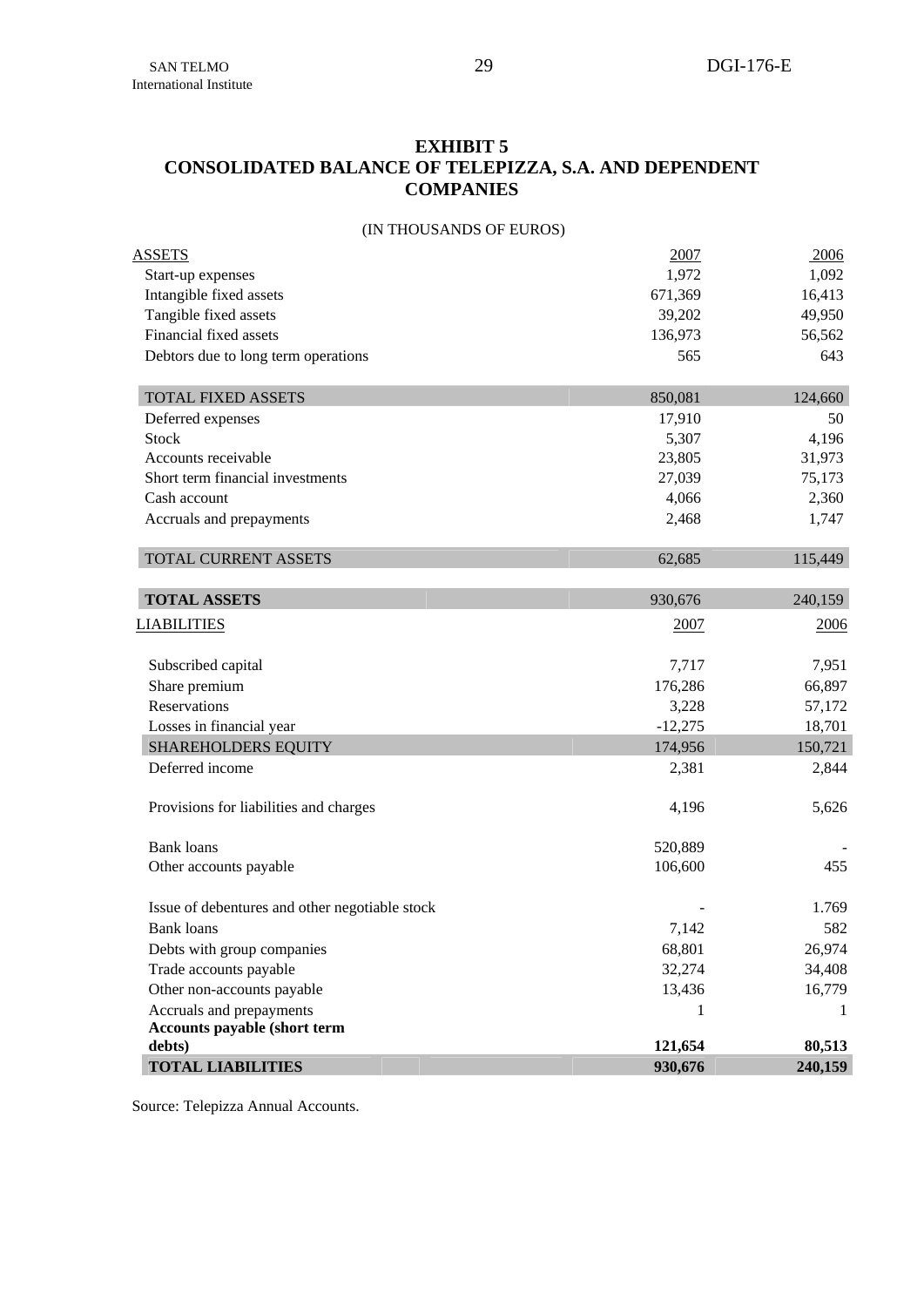## EXHIBIT 5
## CONSOLIDATED BALANCE OF TELEPIZZA, S.A. AND DEPENDENT COMPANIES

(IN THOUSANDS OF EUROS)

| ASSETS | 2007 | 2006 |
|---|---|---|
| Start-up expenses | 1,972 | 1,092 |
| Intangible fixed assets | 671,369 | 16,413 |
| Tangible fixed assets | 39,202 | 49,950 |
| Financial fixed assets | 136,973 | 56,562 |
| Debtors due to long term operations | 565 | 643 |
| TOTAL FIXED ASSETS | 850,081 | 124,660 |
| Deferred expenses | 17,910 | 50 |
| Stock | 5,307 | 4,196 |
| Accounts receivable | 23,805 | 31,973 |
| Short term financial investments | 27,039 | 75,173 |
| Cash account | 4,066 | 2,360 |
| Accruals and prepayments | 2,468 | 1,747 |
| TOTAL CURRENT ASSETS | 62,685 | 115,449 |
| **TOTAL ASSETS** | 930,676 | 240,159 |

| LIABILITIES | 2007 | 2006 |
|---|---|---|
| Subscribed capital | 7,717 | 7,951 |
| Share premium | 176,286 | 66,897 |
| Reservations | 3,228 | 57,172 |
| Losses in financial year | -12,275 | 18,701 |
| SHAREHOLDERS EQUITY | 174,956 | 150,721 |
| Deferred income | 2,381 | 2,844 |
| Provisions for liabilities and charges | 4,196 | 5,626 |
| Bank loans | 520,889 | - |
| Other accounts payable | 106,600 | 455 |
| Issue of debentures and other negotiable stock | - | 1.769 |
| Bank loans | 7,142 | 582 |
| Debts with group companies | 68,801 | 26,974 |
| Trade accounts payable | 32,274 | 34,408 |
| Other non-accounts payable | 13,436 | 16,779 |
| Accruals and prepayments | 1 | 1 |
| **Accounts payable (short term debts)** | **121,654** | **80,513** |
| **TOTAL LIABILITIES** | **930,676** | **240,159** |

Source: Telepizza Annual Accounts.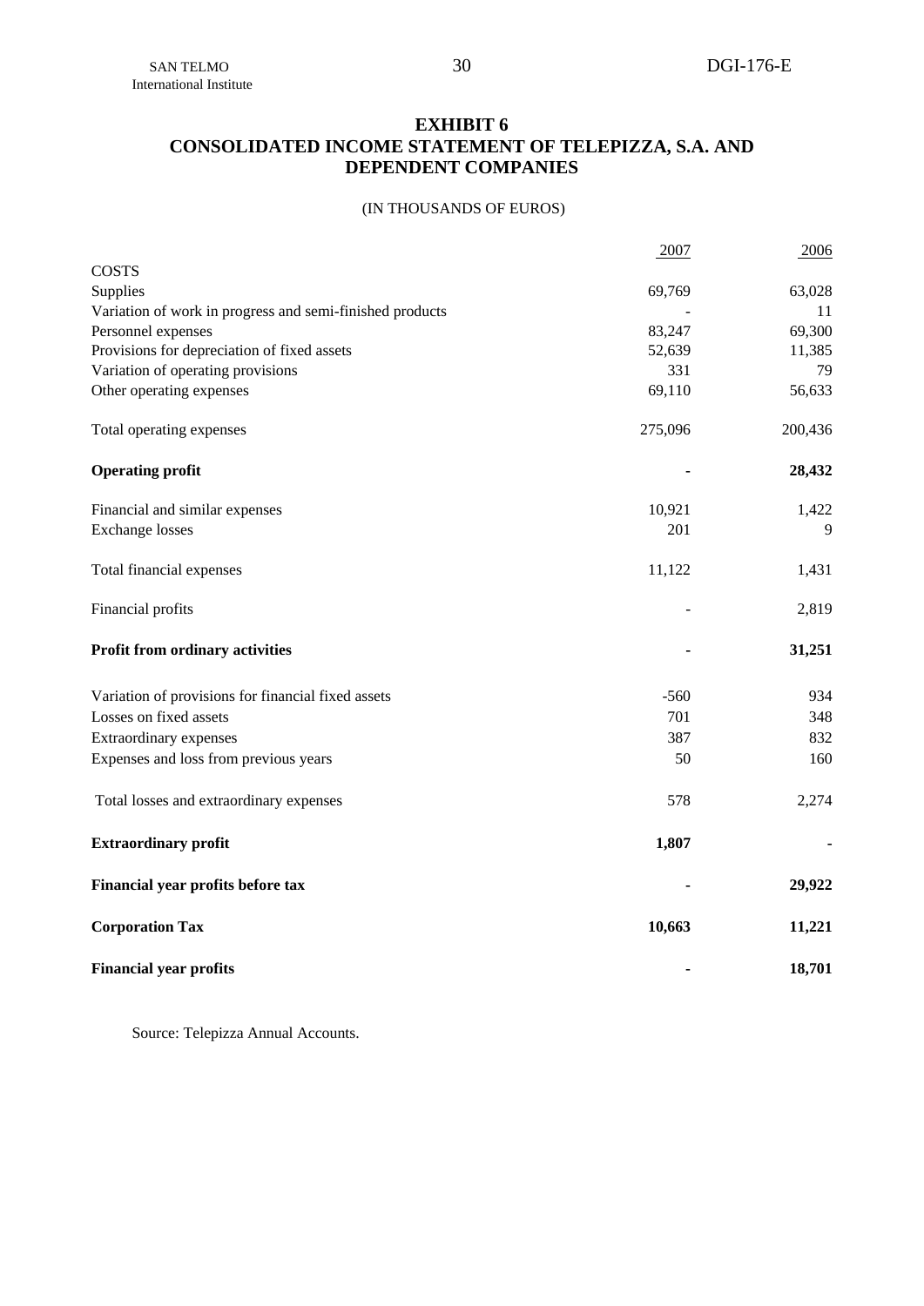# EXHIBIT 6
## CONSOLIDATED INCOME STATEMENT OF TELEPIZZA, S.A. AND DEPENDENT COMPANIES

(IN THOUSANDS OF EUROS)

| | 2007 | 2006 |
|---|---|---|
| COSTS | | |
| Supplies | 69,769 | 63,028 |
| Variation of work in progress and semi-finished products | - | 11 |
| Personnel expenses | 83,247 | 69,300 |
| Provisions for depreciation of fixed assets | 52,639 | 11,385 |
| Variation of operating provisions | 331 | 79 |
| Other operating expenses | 69,110 | 56,633 |
| Total operating expenses | 275,096 | 200,436 |
| **Operating profit** | **-** | **28,432** |
| Financial and similar expenses | 10,921 | 1,422 |
| Exchange losses | 201 | 9 |
| Total financial expenses | 11,122 | 1,431 |
| Financial profits | - | 2,819 |
| **Profit from ordinary activities** | **-** | **31,251** |
| Variation of provisions for financial fixed assets | -560 | 934 |
| Losses on fixed assets | 701 | 348 |
| Extraordinary expenses | 387 | 832 |
| Expenses and loss from previous years | 50 | 160 |
| Total losses and extraordinary expenses | 578 | 2,274 |
| **Extraordinary profit** | **1,807** | **-** |
| **Financial year profits before tax** | **-** | **29,922** |
| **Corporation Tax** | **10,663** | **11,221** |
| **Financial year profits** | **-** | **18,701** |

Source: Telepizza Annual Accounts.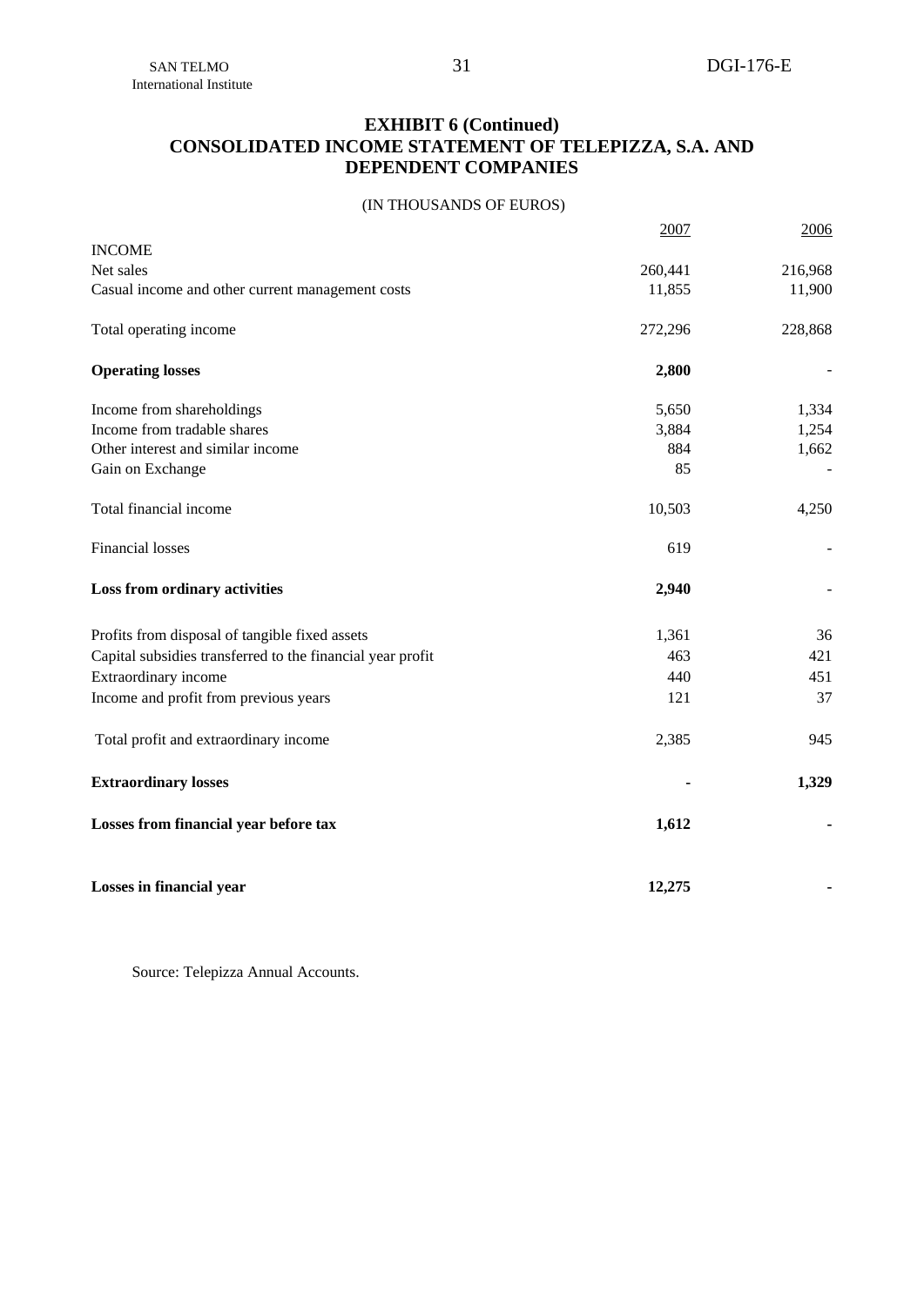**EXHIBIT 6 (Continued)**
**CONSOLIDATED INCOME STATEMENT OF TELEPIZZA, S.A. AND DEPENDENT COMPANIES**

(IN THOUSANDS OF EUROS)

| | 2007 | 2006 |
|---|---|---|
| INCOME | | |
| Net sales | 260,441 | 216,968 |
| Casual income and other current management costs | 11,855 | 11,900 |
| Total operating income | 272,296 | 228,868 |
| **Operating losses** | **2,800** | - |
| Income from shareholdings | 5,650 | 1,334 |
| Income from tradable shares | 3,884 | 1,254 |
| Other interest and similar income | 884 | 1,662 |
| Gain on Exchange | 85 | - |
| Total financial income | 10,503 | 4,250 |
| Financial losses | 619 | - |
| **Loss from ordinary activities** | **2,940** | - |
| Profits from disposal of tangible fixed assets | 1,361 | 36 |
| Capital subsidies transferred to the financial year profit | 463 | 421 |
| Extraordinary income | 440 | 451 |
| Income and profit from previous years | 121 | 37 |
| Total profit and extraordinary income | 2,385 | 945 |
| **Extraordinary losses** | **-** | **1,329** |
| **Losses from financial year before tax** | **1,612** | **-** |
| **Losses in financial year** | **12,275** | **-** |

Source: Telepizza Annual Accounts.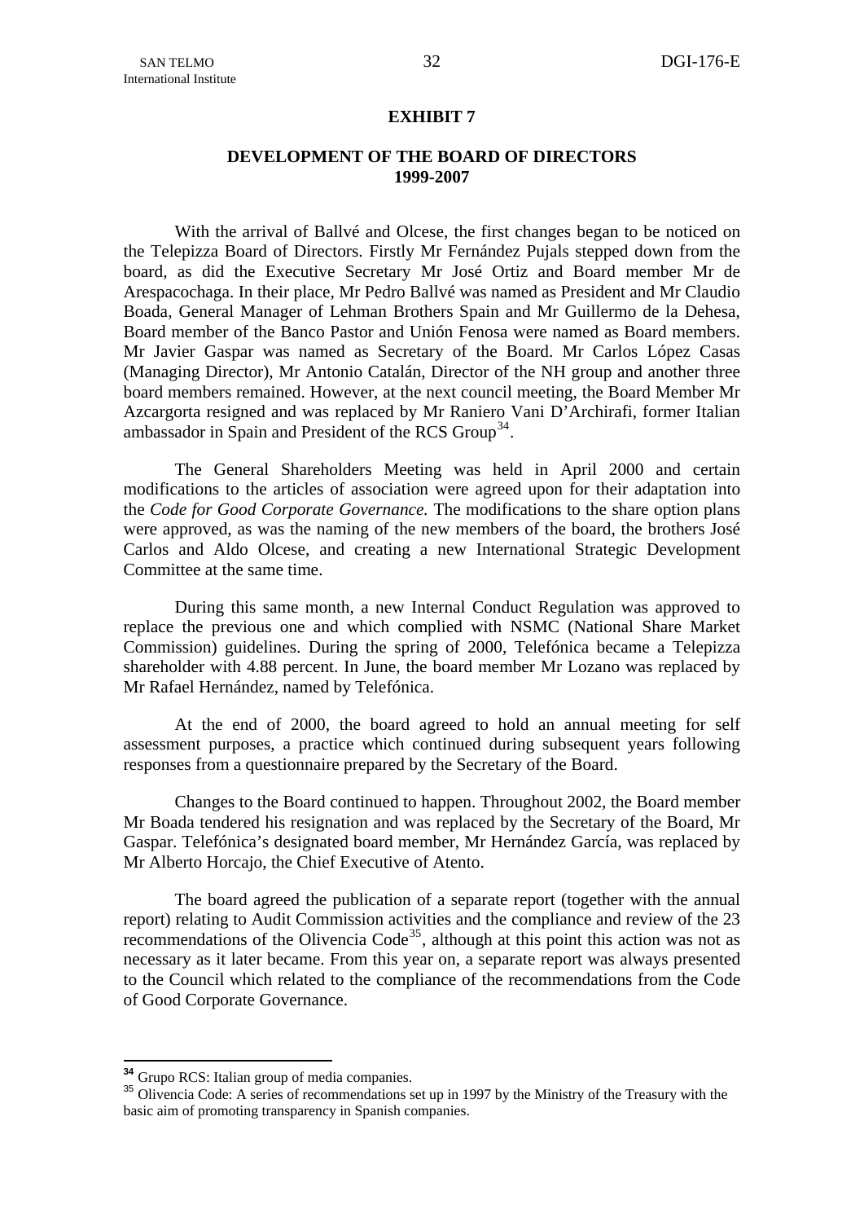**EXHIBIT 7**

**DEVELOPMENT OF THE BOARD OF DIRECTORS 1999-2007**

With the arrival of Ballvé and Olcese, the first changes began to be noticed on the Telepizza Board of Directors. Firstly Mr Fernández Pujals stepped down from the board, as did the Executive Secretary Mr José Ortiz and Board member Mr de Arespacochaga. In their place, Mr Pedro Ballvé was named as President and Mr Claudio Boada, General Manager of Lehman Brothers Spain and Mr Guillermo de la Dehesa, Board member of the Banco Pastor and Unión Fenosa were named as Board members. Mr Javier Gaspar was named as Secretary of the Board. Mr Carlos López Casas (Managing Director), Mr Antonio Catalán, Director of the NH group and another three board members remained. However, at the next council meeting, the Board Member Mr Azcargorta resigned and was replaced by Mr Raniero Vani D'Archirafi, former Italian ambassador in Spain and President of the RCS Group[34].

The General Shareholders Meeting was held in April 2000 and certain modifications to the articles of association were agreed upon for their adaptation into the *Code for Good Corporate Governance.* The modifications to the share option plans were approved, as was the naming of the new members of the board, the brothers José Carlos and Aldo Olcese, and creating a new International Strategic Development Committee at the same time.

During this same month, a new Internal Conduct Regulation was approved to replace the previous one and which complied with NSMC (National Share Market Commission) guidelines. During the spring of 2000, Telefónica became a Telepizza shareholder with 4.88 percent. In June, the board member Mr Lozano was replaced by Mr Rafael Hernández, named by Telefónica.

At the end of 2000, the board agreed to hold an annual meeting for self assessment purposes, a practice which continued during subsequent years following responses from a questionnaire prepared by the Secretary of the Board.

Changes to the Board continued to happen. Throughout 2002, the Board member Mr Boada tendered his resignation and was replaced by the Secretary of the Board, Mr Gaspar. Telefónica's designated board member, Mr Hernández García, was replaced by Mr Alberto Horcajo, the Chief Executive of Atento.

The board agreed the publication of a separate report (together with the annual report) relating to Audit Commission activities and the compliance and review of the 23 recommendations of the Olivencia Code[35], although at this point this action was not as necessary as it later became. From this year on, a separate report was always presented to the Council which related to the compliance of the recommendations from the Code of Good Corporate Governance.

---

[34] Grupo RCS: Italian group of media companies.

[35] Olivencia Code: A series of recommendations set up in 1997 by the Ministry of the Treasury with the basic aim of promoting transparency in Spanish companies.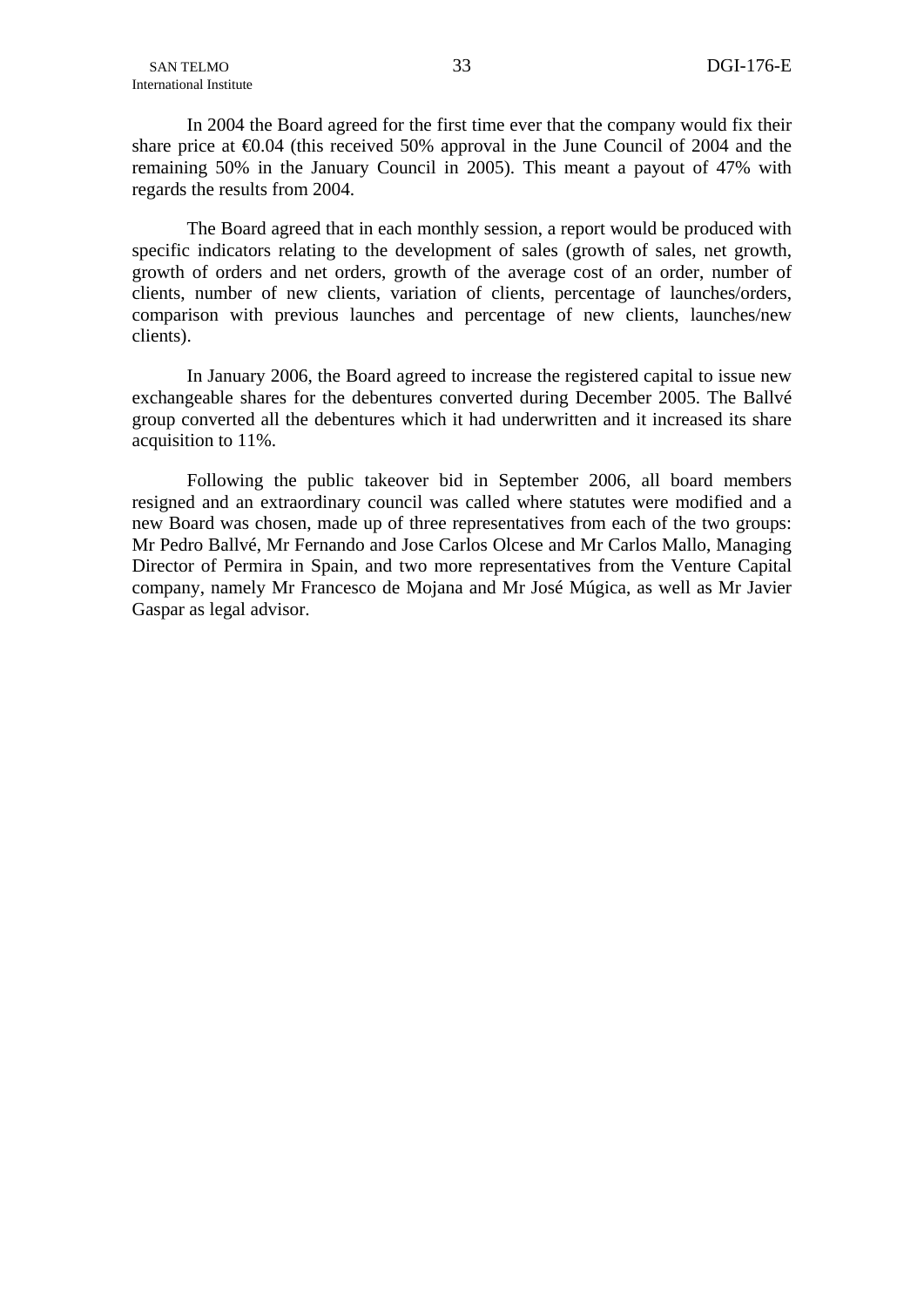In 2004 the Board agreed for the first time ever that the company would fix their share price at €0.04 (this received 50% approval in the June Council of 2004 and the remaining 50% in the January Council in 2005). This meant a payout of 47% with regards the results from 2004.

The Board agreed that in each monthly session, a report would be produced with specific indicators relating to the development of sales (growth of sales, net growth, growth of orders and net orders, growth of the average cost of an order, number of clients, number of new clients, variation of clients, percentage of launches/orders, comparison with previous launches and percentage of new clients, launches/new clients).

In January 2006, the Board agreed to increase the registered capital to issue new exchangeable shares for the debentures converted during December 2005. The Ballvé group converted all the debentures which it had underwritten and it increased its share acquisition to 11%.

Following the public takeover bid in September 2006, all board members resigned and an extraordinary council was called where statutes were modified and a new Board was chosen, made up of three representatives from each of the two groups: Mr Pedro Ballvé, Mr Fernando and Jose Carlos Olcese and Mr Carlos Mallo, Managing Director of Permira in Spain, and two more representatives from the Venture Capital company, namely Mr Francesco de Mojana and Mr José Múgica, as well as Mr Javier Gaspar as legal advisor.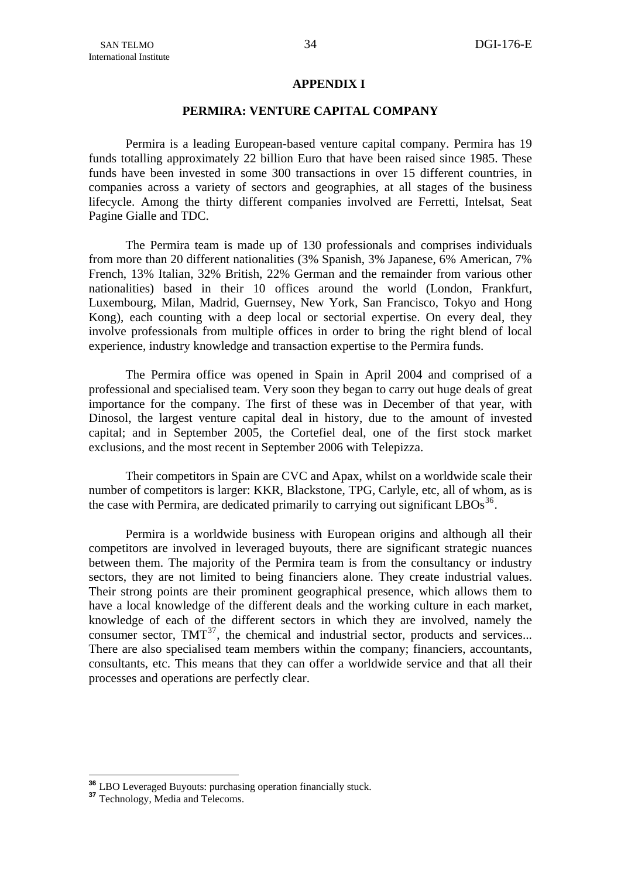## APPENDIX I

## PERMIRA: VENTURE CAPITAL COMPANY

Permira is a leading European-based venture capital company. Permira has 19 funds totalling approximately 22 billion Euro that have been raised since 1985. These funds have been invested in some 300 transactions in over 15 different countries, in companies across a variety of sectors and geographies, at all stages of the business lifecycle. Among the thirty different companies involved are Ferretti, Intelsat, Seat Pagine Gialle and TDC.

The Permira team is made up of 130 professionals and comprises individuals from more than 20 different nationalities (3% Spanish, 3% Japanese, 6% American, 7% French, 13% Italian, 32% British, 22% German and the remainder from various other nationalities) based in their 10 offices around the world (London, Frankfurt, Luxembourg, Milan, Madrid, Guernsey, New York, San Francisco, Tokyo and Hong Kong), each counting with a deep local or sectorial expertise. On every deal, they involve professionals from multiple offices in order to bring the right blend of local experience, industry knowledge and transaction expertise to the Permira funds.

The Permira office was opened in Spain in April 2004 and comprised of a professional and specialised team. Very soon they began to carry out huge deals of great importance for the company. The first of these was in December of that year, with Dinosol, the largest venture capital deal in history, due to the amount of invested capital; and in September 2005, the Cortefiel deal, one of the first stock market exclusions, and the most recent in September 2006 with Telepizza.

Their competitors in Spain are CVC and Apax, whilst on a worldwide scale their number of competitors is larger: KKR, Blackstone, TPG, Carlyle, etc, all of whom, as is the case with Permira, are dedicated primarily to carrying out significant LBOs[36].

Permira is a worldwide business with European origins and although all their competitors are involved in leveraged buyouts, there are significant strategic nuances between them. The majority of the Permira team is from the consultancy or industry sectors, they are not limited to being financiers alone. They create industrial values. Their strong points are their prominent geographical presence, which allows them to have a local knowledge of the different deals and the working culture in each market, knowledge of each of the different sectors in which they are involved, namely the consumer sector, TMT[37], the chemical and industrial sector, products and services... There are also specialised team members within the company; financiers, accountants, consultants, etc. This means that they can offer a worldwide service and that all their processes and operations are perfectly clear.

---

[36] LBO Leveraged Buyouts: purchasing operation financially stuck.

[37] Technology, Media and Telecoms.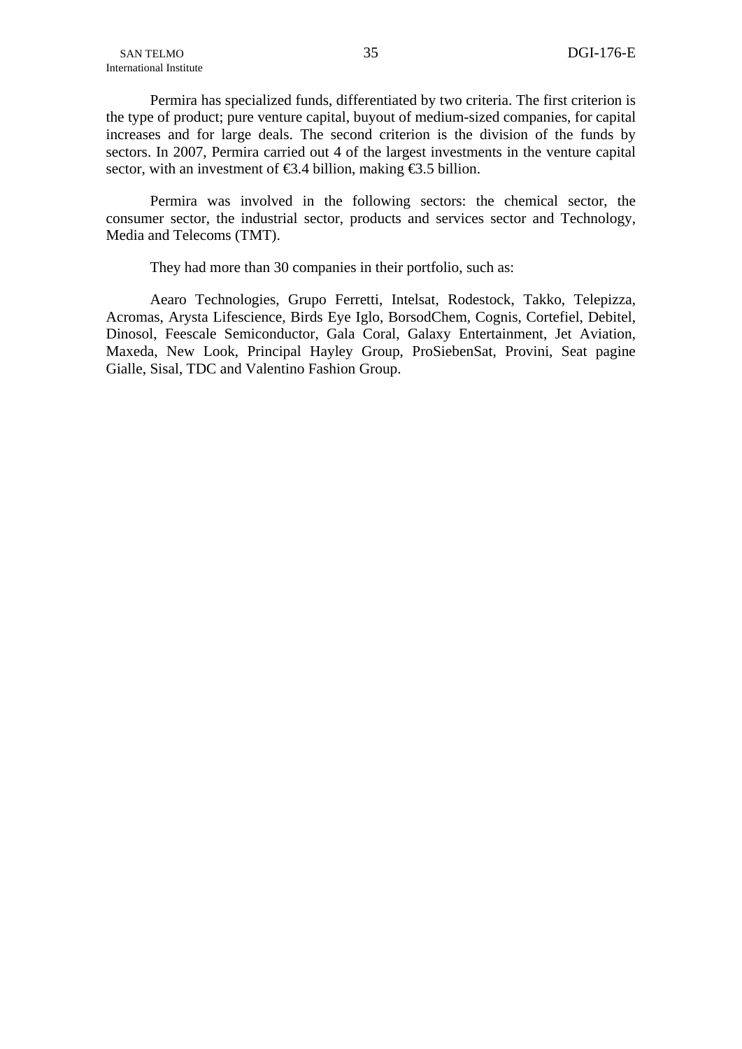Permira has specialized funds, differentiated by two criteria. The first criterion is the type of product; pure venture capital, buyout of medium-sized companies, for capital increases and for large deals. The second criterion is the division of the funds by sectors. In 2007, Permira carried out 4 of the largest investments in the venture capital sector, with an investment of €3.4 billion, making €3.5 billion.

Permira was involved in the following sectors: the chemical sector, the consumer sector, the industrial sector, products and services sector and Technology, Media and Telecoms (TMT).

They had more than 30 companies in their portfolio, such as:

Aearo Technologies, Grupo Ferretti, Intelsat, Rodestock, Takko, Telepizza, Acromas, Arysta Lifescience, Birds Eye Iglo, BorsodChem, Cognis, Cortefiel, Debitel, Dinosol, Feescale Semiconductor, Gala Coral, Galaxy Entertainment, Jet Aviation, Maxeda, New Look, Principal Hayley Group, ProSiebenSat, Provini, Seat pagine Gialle, Sisal, TDC and Valentino Fashion Group.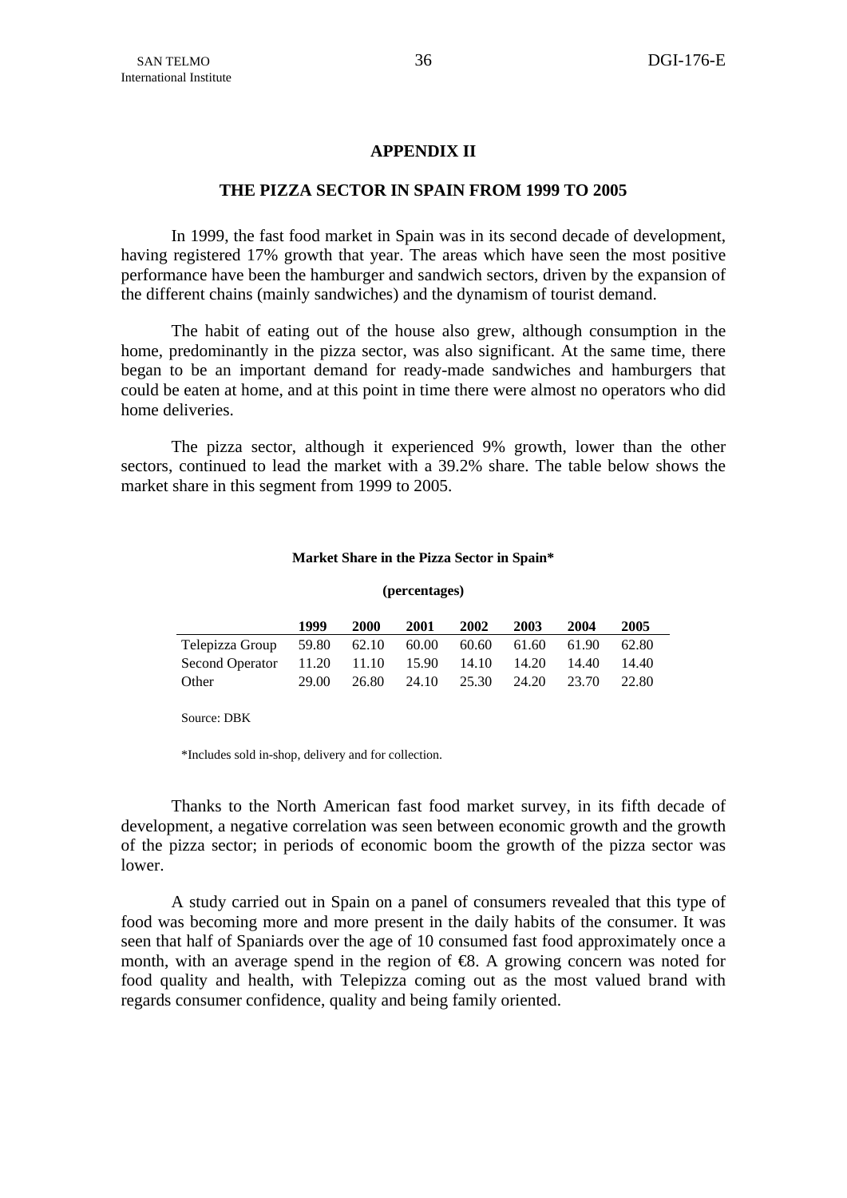# APPENDIX II

## THE PIZZA SECTOR IN SPAIN FROM 1999 TO 2005

In 1999, the fast food market in Spain was in its second decade of development, having registered 17% growth that year. The areas which have seen the most positive performance have been the hamburger and sandwich sectors, driven by the expansion of the different chains (mainly sandwiches) and the dynamism of tourist demand.

The habit of eating out of the house also grew, although consumption in the home, predominantly in the pizza sector, was also significant. At the same time, there began to be an important demand for ready-made sandwiches and hamburgers that could be eaten at home, and at this point in time there were almost no operators who did home deliveries.

The pizza sector, although it experienced 9% growth, lower than the other sectors, continued to lead the market with a 39.2% share. The table below shows the market share in this segment from 1999 to 2005.

**Market Share in the Pizza Sector in Spain***

**(percentages)**

| | 1999 | 2000 | 2001 | 2002 | 2003 | 2004 | 2005 |
|---|---|---|---|---|---|---|---|
| Telepizza Group | 59.80 | 62.10 | 60.00 | 60.60 | 61.60 | 61.90 | 62.80 |
| Second Operator | 11.20 | 11.10 | 15.90 | 14.10 | 14.20 | 14.40 | 14.40 |
| Other | 29.00 | 26.80 | 24.10 | 25.30 | 24.20 | 23.70 | 22.80 |

Source: DBK

*Includes sold in-shop, delivery and for collection.

Thanks to the North American fast food market survey, in its fifth decade of development, a negative correlation was seen between economic growth and the growth of the pizza sector; in periods of economic boom the growth of the pizza sector was lower.

A study carried out in Spain on a panel of consumers revealed that this type of food was becoming more and more present in the daily habits of the consumer. It was seen that half of Spaniards over the age of 10 consumed fast food approximately once a month, with an average spend in the region of €8. A growing concern was noted for food quality and health, with Telepizza coming out as the most valued brand with regards consumer confidence, quality and being family oriented.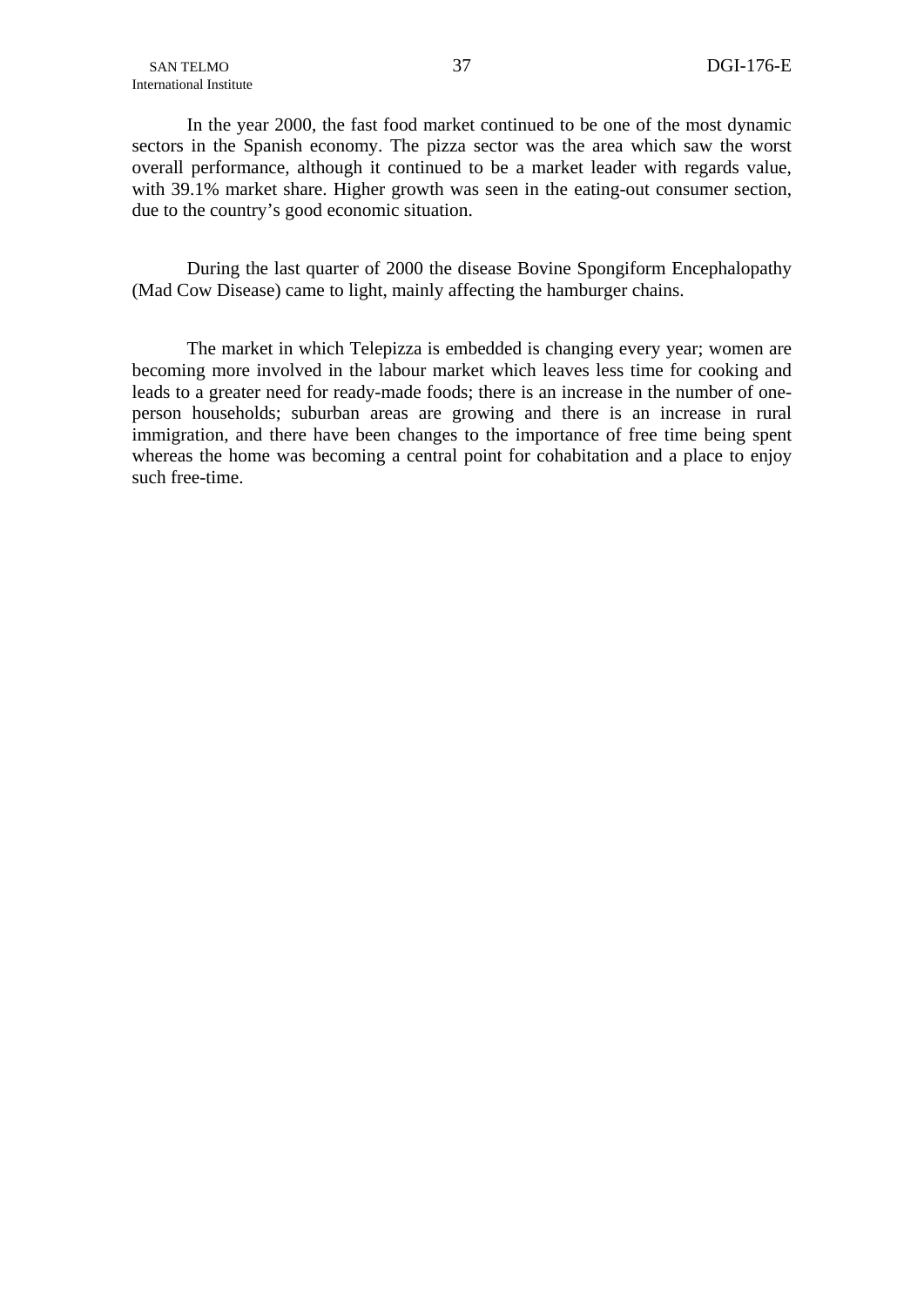In the year 2000, the fast food market continued to be one of the most dynamic sectors in the Spanish economy. The pizza sector was the area which saw the worst overall performance, although it continued to be a market leader with regards value, with 39.1% market share. Higher growth was seen in the eating-out consumer section, due to the country's good economic situation.

During the last quarter of 2000 the disease Bovine Spongiform Encephalopathy (Mad Cow Disease) came to light, mainly affecting the hamburger chains.

The market in which Telepizza is embedded is changing every year; women are becoming more involved in the labour market which leaves less time for cooking and leads to a greater need for ready-made foods; there is an increase in the number of one-person households; suburban areas are growing and there is an increase in rural immigration, and there have been changes to the importance of free time being spent whereas the home was becoming a central point for cohabitation and a place to enjoy such free-time.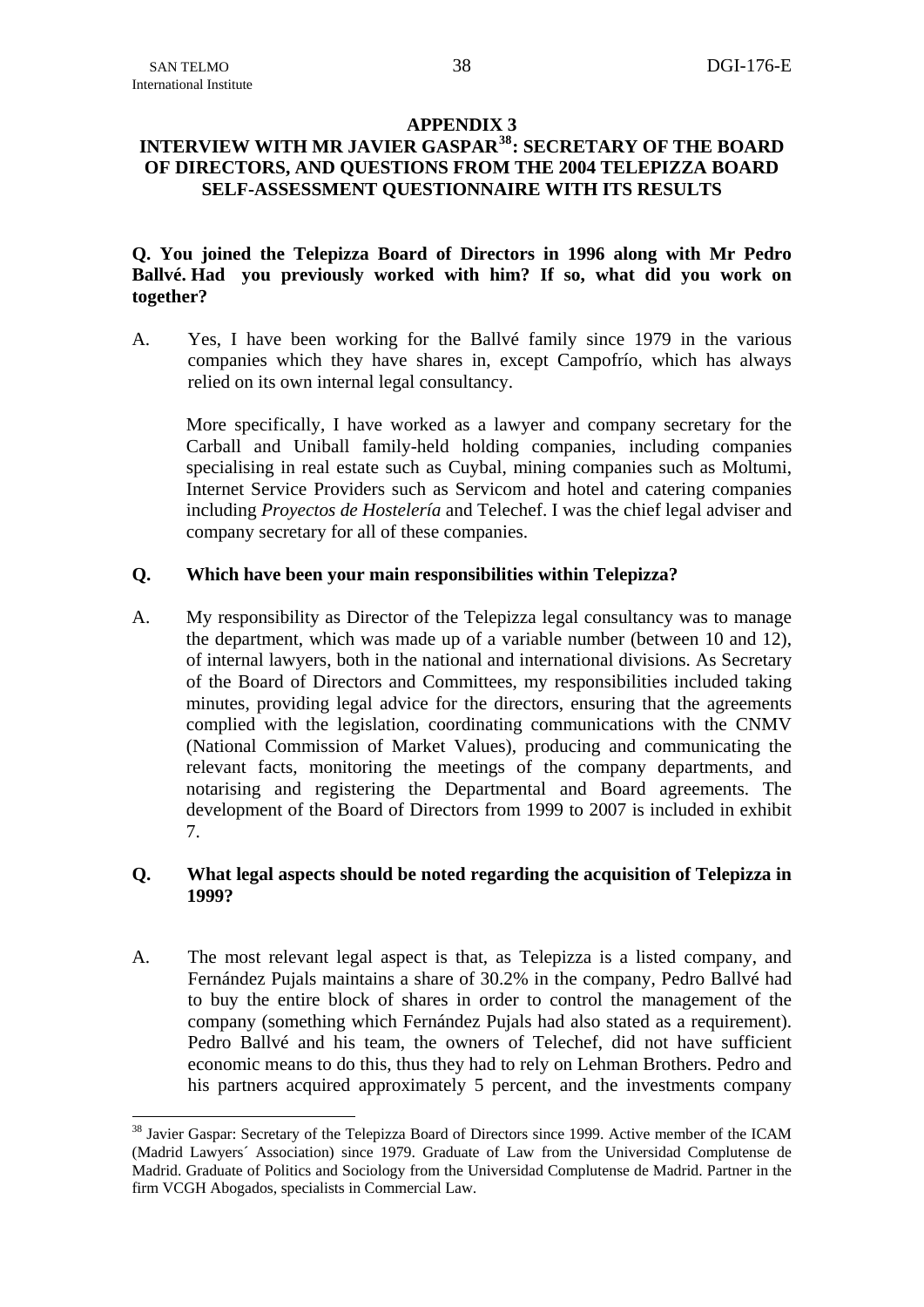## APPENDIX 3

## INTERVIEW WITH MR JAVIER GASPAR[38]: SECRETARY OF THE BOARD OF DIRECTORS, AND QUESTIONS FROM THE 2004 TELEPIZZA BOARD SELF-ASSESSMENT QUESTIONNAIRE WITH ITS RESULTS

**Q. You joined the Telepizza Board of Directors in 1996 along with Mr Pedro Ballvé. Had you previously worked with him? If so, what did you work on together?**

A. Yes, I have been working for the Ballvé family since 1979 in the various companies which they have shares in, except Campofrío, which has always relied on its own internal legal consultancy.

More specifically, I have worked as a lawyer and company secretary for the Carball and Uniball family-held holding companies, including companies specialising in real estate such as Cuybal, mining companies such as Moltumi, Internet Service Providers such as Servicom and hotel and catering companies including *Proyectos de Hostelería* and Telechef. I was the chief legal adviser and company secretary for all of these companies.

**Q. Which have been your main responsibilities within Telepizza?**

A. My responsibility as Director of the Telepizza legal consultancy was to manage the department, which was made up of a variable number (between 10 and 12), of internal lawyers, both in the national and international divisions. As Secretary of the Board of Directors and Committees, my responsibilities included taking minutes, providing legal advice for the directors, ensuring that the agreements complied with the legislation, coordinating communications with the CNMV (National Commission of Market Values), producing and communicating the relevant facts, monitoring the meetings of the company departments, and notarising and registering the Departmental and Board agreements. The development of the Board of Directors from 1999 to 2007 is included in exhibit 7.

**Q. What legal aspects should be noted regarding the acquisition of Telepizza in 1999?**

A. The most relevant legal aspect is that, as Telepizza is a listed company, and Fernández Pujals maintains a share of 30.2% in the company, Pedro Ballvé had to buy the entire block of shares in order to control the management of the company (something which Fernández Pujals had also stated as a requirement). Pedro Ballvé and his team, the owners of Telechef, did not have sufficient economic means to do this, thus they had to rely on Lehman Brothers. Pedro and his partners acquired approximately 5 percent, and the investments company

---

[38] Javier Gaspar: Secretary of the Telepizza Board of Directors since 1999. Active member of the ICAM (Madrid Lawyers´ Association) since 1979. Graduate of Law from the Universidad Complutense de Madrid. Graduate of Politics and Sociology from the Universidad Complutense de Madrid. Partner in the firm VCGH Abogados, specialists in Commercial Law.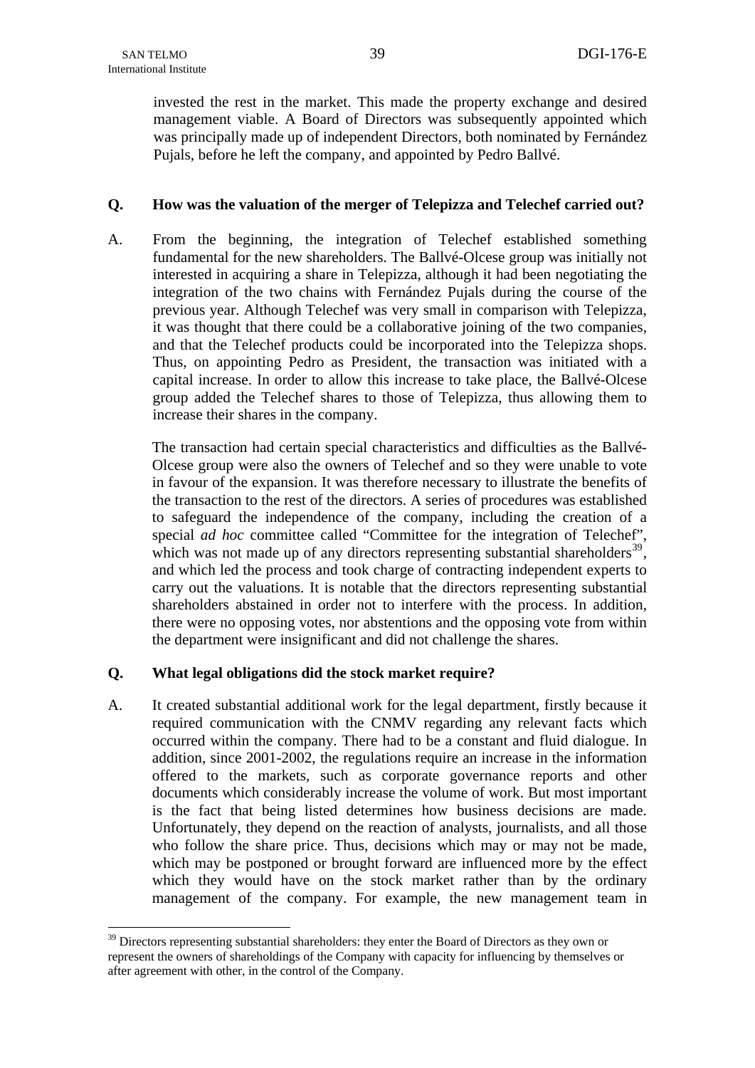invested the rest in the market. This made the property exchange and desired management viable. A Board of Directors was subsequently appointed which was principally made up of independent Directors, both nominated by Fernández Pujals, before he left the company, and appointed by Pedro Ballvé.

**Q. How was the valuation of the merger of Telepizza and Telechef carried out?**

A. From the beginning, the integration of Telechef established something fundamental for the new shareholders. The Ballvé-Olcese group was initially not interested in acquiring a share in Telepizza, although it had been negotiating the integration of the two chains with Fernández Pujals during the course of the previous year. Although Telechef was very small in comparison with Telepizza, it was thought that there could be a collaborative joining of the two companies, and that the Telechef products could be incorporated into the Telepizza shops. Thus, on appointing Pedro as President, the transaction was initiated with a capital increase. In order to allow this increase to take place, the Ballvé-Olcese group added the Telechef shares to those of Telepizza, thus allowing them to increase their shares in the company.

The transaction had certain special characteristics and difficulties as the Ballvé-Olcese group were also the owners of Telechef and so they were unable to vote in favour of the expansion. It was therefore necessary to illustrate the benefits of the transaction to the rest of the directors. A series of procedures was established to safeguard the independence of the company, including the creation of a special *ad hoc* committee called "Committee for the integration of Telechef", which was not made up of any directors representing substantial shareholders[39], and which led the process and took charge of contracting independent experts to carry out the valuations. It is notable that the directors representing substantial shareholders abstained in order not to interfere with the process. In addition, there were no opposing votes, nor abstentions and the opposing vote from within the department were insignificant and did not challenge the shares.

**Q. What legal obligations did the stock market require?**

A. It created substantial additional work for the legal department, firstly because it required communication with the CNMV regarding any relevant facts which occurred within the company. There had to be a constant and fluid dialogue. In addition, since 2001-2002, the regulations require an increase in the information offered to the markets, such as corporate governance reports and other documents which considerably increase the volume of work. But most important is the fact that being listed determines how business decisions are made. Unfortunately, they depend on the reaction of analysts, journalists, and all those who follow the share price. Thus, decisions which may or may not be made, which may be postponed or brought forward are influenced more by the effect which they would have on the stock market rather than by the ordinary management of the company. For example, the new management team in

---

[39] Directors representing substantial shareholders: they enter the Board of Directors as they own or represent the owners of shareholdings of the Company with capacity for influencing by themselves or after agreement with other, in the control of the Company.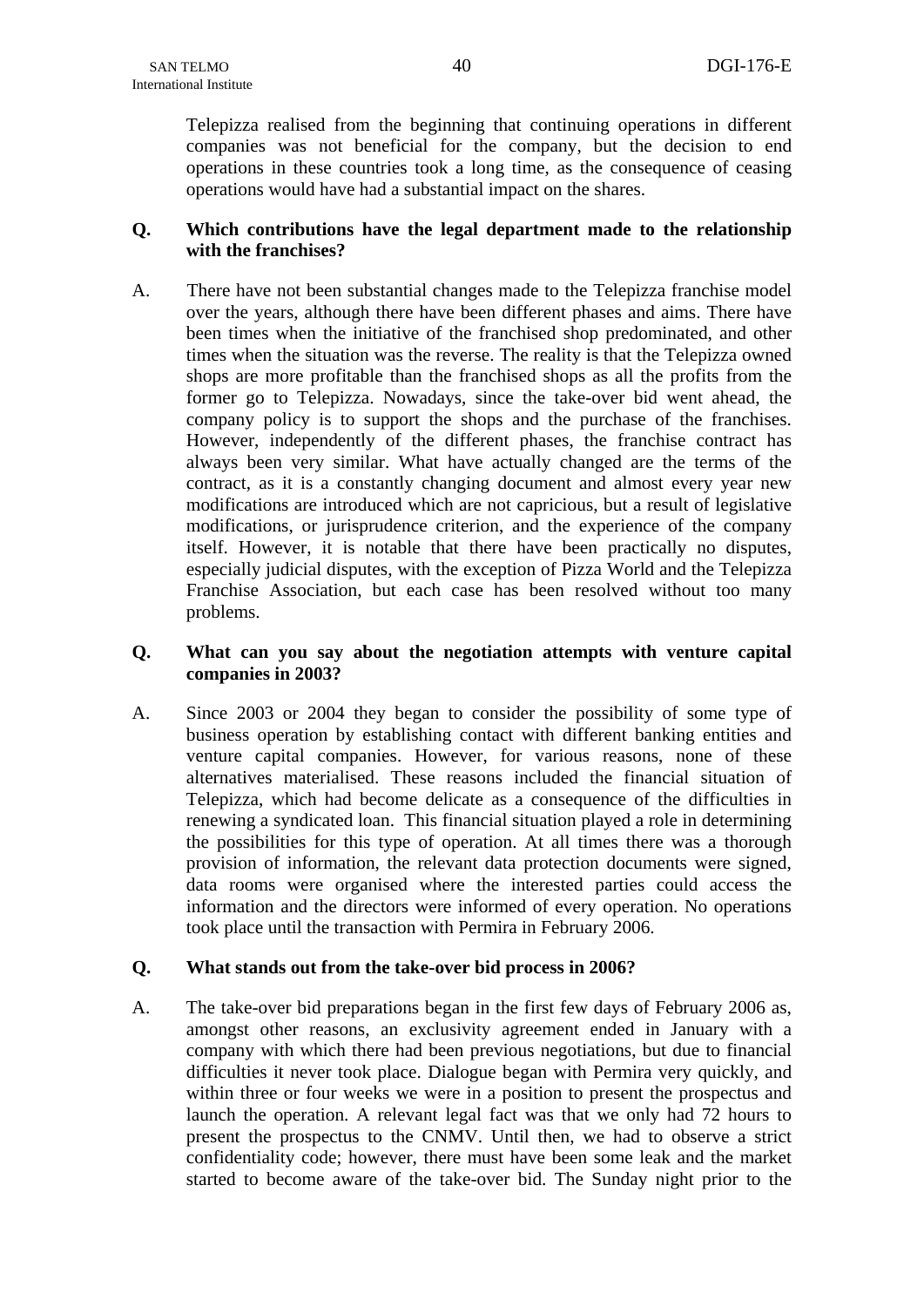Telepizza realised from the beginning that continuing operations in different companies was not beneficial for the company, but the decision to end operations in these countries took a long time, as the consequence of ceasing operations would have had a substantial impact on the shares.

**Q. Which contributions have the legal department made to the relationship with the franchises?**

A. There have not been substantial changes made to the Telepizza franchise model over the years, although there have been different phases and aims. There have been times when the initiative of the franchised shop predominated, and other times when the situation was the reverse. The reality is that the Telepizza owned shops are more profitable than the franchised shops as all the profits from the former go to Telepizza. Nowadays, since the take-over bid went ahead, the company policy is to support the shops and the purchase of the franchises. However, independently of the different phases, the franchise contract has always been very similar. What have actually changed are the terms of the contract, as it is a constantly changing document and almost every year new modifications are introduced which are not capricious, but a result of legislative modifications, or jurisprudence criterion, and the experience of the company itself. However, it is notable that there have been practically no disputes, especially judicial disputes, with the exception of Pizza World and the Telepizza Franchise Association, but each case has been resolved without too many problems.

**Q. What can you say about the negotiation attempts with venture capital companies in 2003?**

A. Since 2003 or 2004 they began to consider the possibility of some type of business operation by establishing contact with different banking entities and venture capital companies. However, for various reasons, none of these alternatives materialised. These reasons included the financial situation of Telepizza, which had become delicate as a consequence of the difficulties in renewing a syndicated loan. This financial situation played a role in determining the possibilities for this type of operation. At all times there was a thorough provision of information, the relevant data protection documents were signed, data rooms were organised where the interested parties could access the information and the directors were informed of every operation. No operations took place until the transaction with Permira in February 2006.

**Q. What stands out from the take-over bid process in 2006?**

A. The take-over bid preparations began in the first few days of February 2006 as, amongst other reasons, an exclusivity agreement ended in January with a company with which there had been previous negotiations, but due to financial difficulties it never took place. Dialogue began with Permira very quickly, and within three or four weeks we were in a position to present the prospectus and launch the operation. A relevant legal fact was that we only had 72 hours to present the prospectus to the CNMV. Until then, we had to observe a strict confidentiality code; however, there must have been some leak and the market started to become aware of the take-over bid. The Sunday night prior to the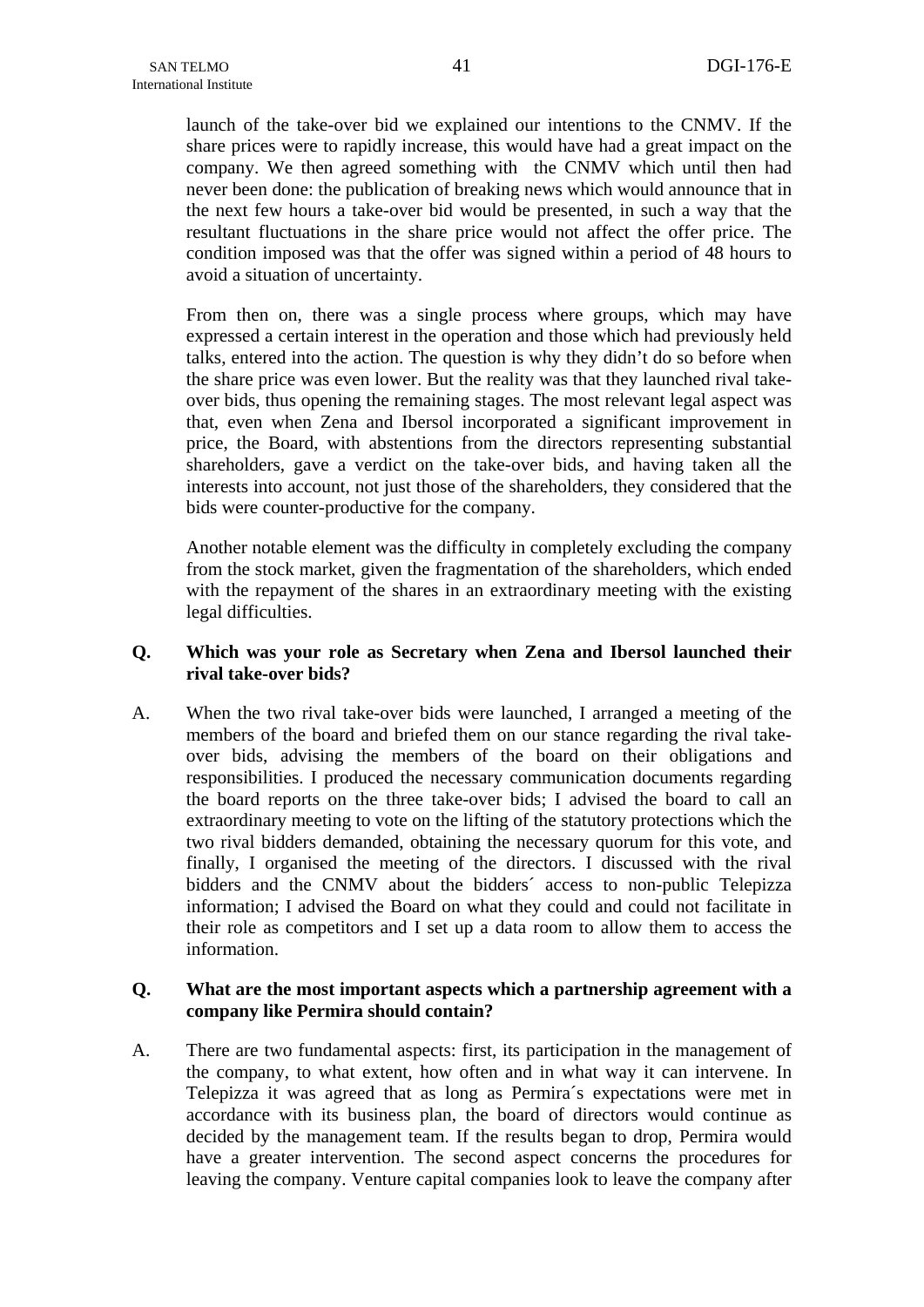launch of the take-over bid we explained our intentions to the CNMV. If the share prices were to rapidly increase, this would have had a great impact on the company. We then agreed something with the CNMV which until then had never been done: the publication of breaking news which would announce that in the next few hours a take-over bid would be presented, in such a way that the resultant fluctuations in the share price would not affect the offer price. The condition imposed was that the offer was signed within a period of 48 hours to avoid a situation of uncertainty.

From then on, there was a single process where groups, which may have expressed a certain interest in the operation and those which had previously held talks, entered into the action. The question is why they didn't do so before when the share price was even lower. But the reality was that they launched rival take-over bids, thus opening the remaining stages. The most relevant legal aspect was that, even when Zena and Ibersol incorporated a significant improvement in price, the Board, with abstentions from the directors representing substantial shareholders, gave a verdict on the take-over bids, and having taken all the interests into account, not just those of the shareholders, they considered that the bids were counter-productive for the company.

Another notable element was the difficulty in completely excluding the company from the stock market, given the fragmentation of the shareholders, which ended with the repayment of the shares in an extraordinary meeting with the existing legal difficulties.

**Q. Which was your role as Secretary when Zena and Ibersol launched their rival take-over bids?**

A. When the two rival take-over bids were launched, I arranged a meeting of the members of the board and briefed them on our stance regarding the rival take-over bids, advising the members of the board on their obligations and responsibilities. I produced the necessary communication documents regarding the board reports on the three take-over bids; I advised the board to call an extraordinary meeting to vote on the lifting of the statutory protections which the two rival bidders demanded, obtaining the necessary quorum for this vote, and finally, I organised the meeting of the directors. I discussed with the rival bidders and the CNMV about the bidders´ access to non-public Telepizza information; I advised the Board on what they could and could not facilitate in their role as competitors and I set up a data room to allow them to access the information.

**Q. What are the most important aspects which a partnership agreement with a company like Permira should contain?**

A. There are two fundamental aspects: first, its participation in the management of the company, to what extent, how often and in what way it can intervene. In Telepizza it was agreed that as long as Permira´s expectations were met in accordance with its business plan, the board of directors would continue as decided by the management team. If the results began to drop, Permira would have a greater intervention. The second aspect concerns the procedures for leaving the company. Venture capital companies look to leave the company after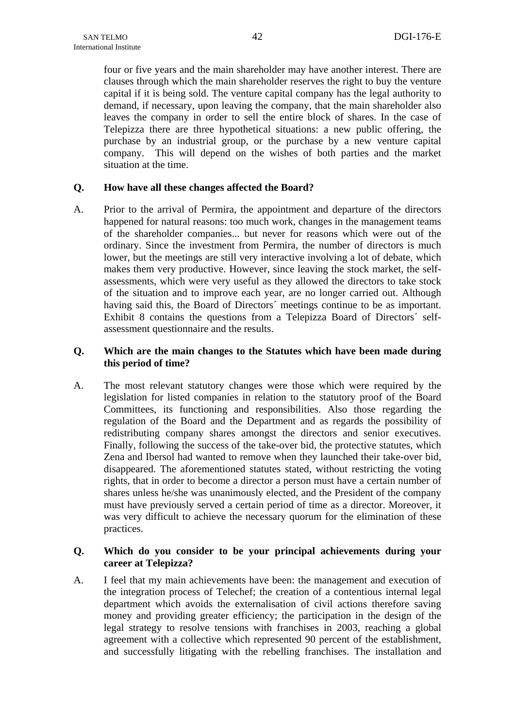four or five years and the main shareholder may have another interest. There are clauses through which the main shareholder reserves the right to buy the venture capital if it is being sold. The venture capital company has the legal authority to demand, if necessary, upon leaving the company, that the main shareholder also leaves the company in order to sell the entire block of shares. In the case of Telepizza there are three hypothetical situations: a new public offering, the purchase by an industrial group, or the purchase by a new venture capital company.  This will depend on the wishes of both parties and the market situation at the time.

**Q. How have all these changes affected the Board?**

A. Prior to the arrival of Permira, the appointment and departure of the directors happened for natural reasons: too much work, changes in the management teams of the shareholder companies... but never for reasons which were out of the ordinary. Since the investment from Permira, the number of directors is much lower, but the meetings are still very interactive involving a lot of debate, which makes them very productive. However, since leaving the stock market, the self-assessments, which were very useful as they allowed the directors to take stock of the situation and to improve each year, are no longer carried out. Although having said this, the Board of Directors´ meetings continue to be as important. Exhibit 8 contains the questions from a Telepizza Board of Directors´ self-assessment questionnaire and the results.

**Q. Which are the main changes to the Statutes which have been made during this period of time?**

A. The most relevant statutory changes were those which were required by the legislation for listed companies in relation to the statutory proof of the Board Committees, its functioning and responsibilities. Also those regarding the regulation of the Board and the Department and as regards the possibility of redistributing company shares amongst the directors and senior executives. Finally, following the success of the take-over bid, the protective statutes, which Zena and Ibersol had wanted to remove when they launched their take-over bid, disappeared. The aforementioned statutes stated, without restricting the voting rights, that in order to become a director a person must have a certain number of shares unless he/she was unanimously elected, and the President of the company must have previously served a certain period of time as a director. Moreover, it was very difficult to achieve the necessary quorum for the elimination of these practices.

**Q. Which do you consider to be your principal achievements during your career at Telepizza?**

A. I feel that my main achievements have been: the management and execution of the integration process of Telechef; the creation of a contentious internal legal department which avoids the externalisation of civil actions therefore saving money and providing greater efficiency; the participation in the design of the legal strategy to resolve tensions with franchises in 2003, reaching a global agreement with a collective which represented 90 percent of the establishment, and successfully litigating with the rebelling franchises. The installation and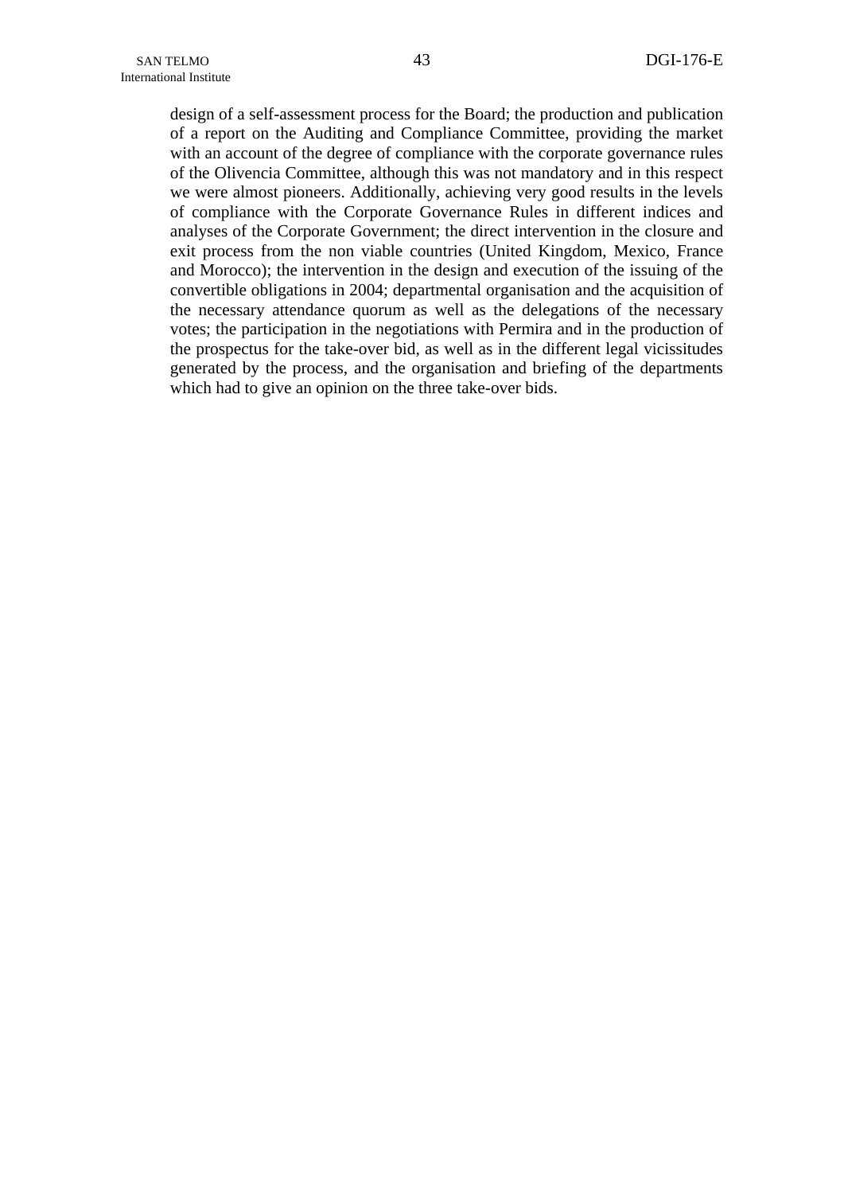design of a self-assessment process for the Board; the production and publication of a report on the Auditing and Compliance Committee, providing the market with an account of the degree of compliance with the corporate governance rules of the Olivencia Committee, although this was not mandatory and in this respect we were almost pioneers. Additionally, achieving very good results in the levels of compliance with the Corporate Governance Rules in different indices and analyses of the Corporate Government; the direct intervention in the closure and exit process from the non viable countries (United Kingdom, Mexico, France and Morocco); the intervention in the design and execution of the issuing of the convertible obligations in 2004; departmental organisation and the acquisition of the necessary attendance quorum as well as the delegations of the necessary votes; the participation in the negotiations with Permira and in the production of the prospectus for the take-over bid, as well as in the different legal vicissitudes generated by the process, and the organisation and briefing of the departments which had to give an opinion on the three take-over bids.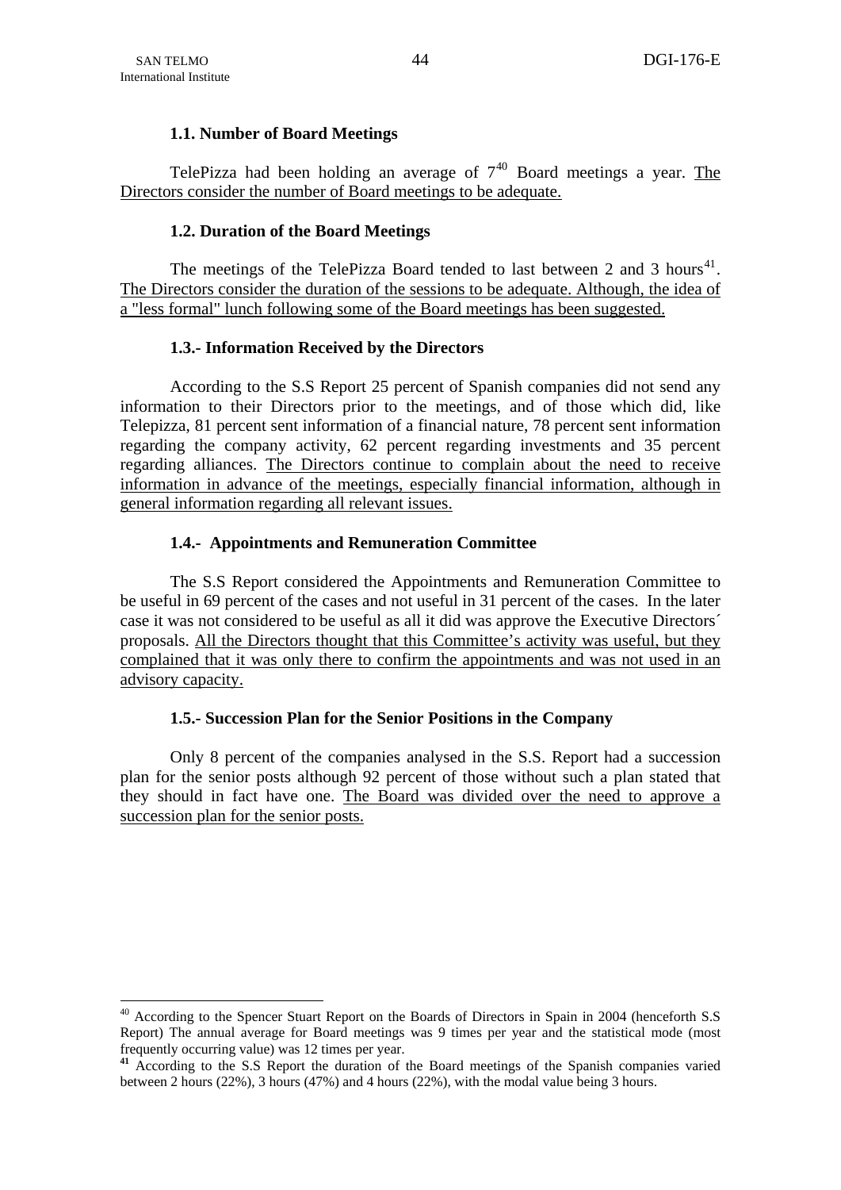### 1.1. Number of Board Meetings

TelePizza had been holding an average of 7[40] Board meetings a year. <u>The Directors consider the number of Board meetings to be adequate.</u>

### 1.2. Duration of the Board Meetings

The meetings of the TelePizza Board tended to last between 2 and 3 hours[41]. <u>The Directors consider the duration of the sessions to be adequate. Although, the idea of a "less formal" lunch following some of the Board meetings has been suggested.</u>

### 1.3.- Information Received by the Directors

According to the S.S Report 25 percent of Spanish companies did not send any information to their Directors prior to the meetings, and of those which did, like Telepizza, 81 percent sent information of a financial nature, 78 percent sent information regarding the company activity, 62 percent regarding investments and 35 percent regarding alliances. <u>The Directors continue to complain about the need to receive information in advance of the meetings, especially financial information, although in general information regarding all relevant issues.</u>

### 1.4.- Appointments and Remuneration Committee

The S.S Report considered the Appointments and Remuneration Committee to be useful in 69 percent of the cases and not useful in 31 percent of the cases. In the later case it was not considered to be useful as all it did was approve the Executive Directors´ proposals. <u>All the Directors thought that this Committee's activity was useful, but they complained that it was only there to confirm the appointments and was not used in an advisory capacity.</u>

### 1.5.- Succession Plan for the Senior Positions in the Company

Only 8 percent of the companies analysed in the S.S. Report had a succession plan for the senior posts although 92 percent of those without such a plan stated that they should in fact have one. <u>The Board was divided over the need to approve a succession plan for the senior posts.</u>

---

[40] According to the Spencer Stuart Report on the Boards of Directors in Spain in 2004 (henceforth S.S Report) The annual average for Board meetings was 9 times per year and the statistical mode (most frequently occurring value) was 12 times per year.

[41] According to the S.S Report the duration of the Board meetings of the Spanish companies varied between 2 hours (22%), 3 hours (47%) and 4 hours (22%), with the modal value being 3 hours.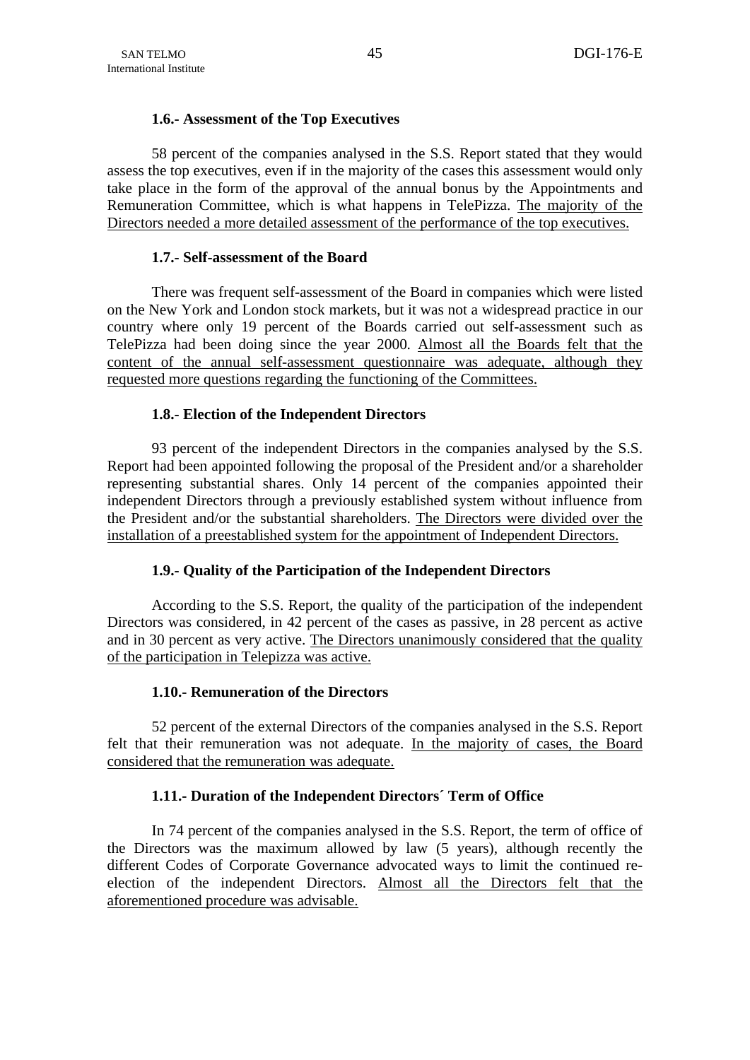#### 1.6.- Assessment of the Top Executives

58 percent of the companies analysed in the S.S. Report stated that they would assess the top executives, even if in the majority of the cases this assessment would only take place in the form of the approval of the annual bonus by the Appointments and Remuneration Committee, which is what happens in TelePizza. <u>The majority of the Directors needed a more detailed assessment of the performance of the top executives.</u>

#### 1.7.- Self-assessment of the Board

There was frequent self-assessment of the Board in companies which were listed on the New York and London stock markets, but it was not a widespread practice in our country where only 19 percent of the Boards carried out self-assessment such as TelePizza had been doing since the year 2000. <u>Almost all the Boards felt that the content of the annual self-assessment questionnaire was adequate, although they requested more questions regarding the functioning of the Committees.</u>

#### 1.8.- Election of the Independent Directors

93 percent of the independent Directors in the companies analysed by the S.S. Report had been appointed following the proposal of the President and/or a shareholder representing substantial shares. Only 14 percent of the companies appointed their independent Directors through a previously established system without influence from the President and/or the substantial shareholders. <u>The Directors were divided over the installation of a preestablished system for the appointment of Independent Directors.</u>

#### 1.9.- Quality of the Participation of the Independent Directors

According to the S.S. Report, the quality of the participation of the independent Directors was considered, in 42 percent of the cases as passive, in 28 percent as active and in 30 percent as very active. <u>The Directors unanimously considered that the quality of the participation in Telepizza was active.</u>

#### 1.10.- Remuneration of the Directors

52 percent of the external Directors of the companies analysed in the S.S. Report felt that their remuneration was not adequate. <u>In the majority of cases, the Board considered that the remuneration was adequate.</u>

#### 1.11.- Duration of the Independent Directors´ Term of Office

In 74 percent of the companies analysed in the S.S. Report, the term of office of the Directors was the maximum allowed by law (5 years), although recently the different Codes of Corporate Governance advocated ways to limit the continued re-election of the independent Directors. <u>Almost all the Directors felt that the aforementioned procedure was advisable.</u>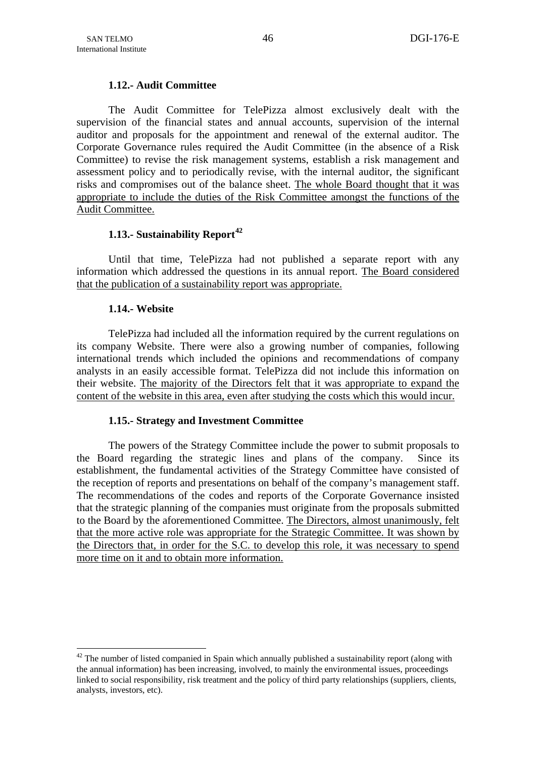### 1.12.- Audit Committee

The Audit Committee for TelePizza almost exclusively dealt with the supervision of the financial states and annual accounts, supervision of the internal auditor and proposals for the appointment and renewal of the external auditor. The Corporate Governance rules required the Audit Committee (in the absence of a Risk Committee) to revise the risk management systems, establish a risk management and assessment policy and to periodically revise, with the internal auditor, the significant risks and compromises out of the balance sheet. <u>The whole Board thought that it was appropriate to include the duties of the Risk Committee amongst the functions of the Audit Committee.</u>

### 1.13.- Sustainability Report[42]

Until that time, TelePizza had not published a separate report with any information which addressed the questions in its annual report. <u>The Board considered that the publication of a sustainability report was appropriate.</u>

### 1.14.- Website

TelePizza had included all the information required by the current regulations on its company Website. There were also a growing number of companies, following international trends which included the opinions and recommendations of company analysts in an easily accessible format. TelePizza did not include this information on their website. <u>The majority of the Directors felt that it was appropriate to expand the content of the website in this area, even after studying the costs which this would incur.</u>

### 1.15.- Strategy and Investment Committee

The powers of the Strategy Committee include the power to submit proposals to the Board regarding the strategic lines and plans of the company. Since its establishment, the fundamental activities of the Strategy Committee have consisted of the reception of reports and presentations on behalf of the company's management staff. The recommendations of the codes and reports of the Corporate Governance insisted that the strategic planning of the companies must originate from the proposals submitted to the Board by the aforementioned Committee. <u>The Directors, almost unanimously, felt that the more active role was appropriate for the Strategic Committee. It was shown by the Directors that, in order for the S.C. to develop this role, it was necessary to spend more time on it and to obtain more information.</u>

---

[42] The number of listed companied in Spain which annually published a sustainability report (along with the annual information) has been increasing, involved, to mainly the environmental issues, proceedings linked to social responsibility, risk treatment and the policy of third party relationships (suppliers, clients, analysts, investors, etc).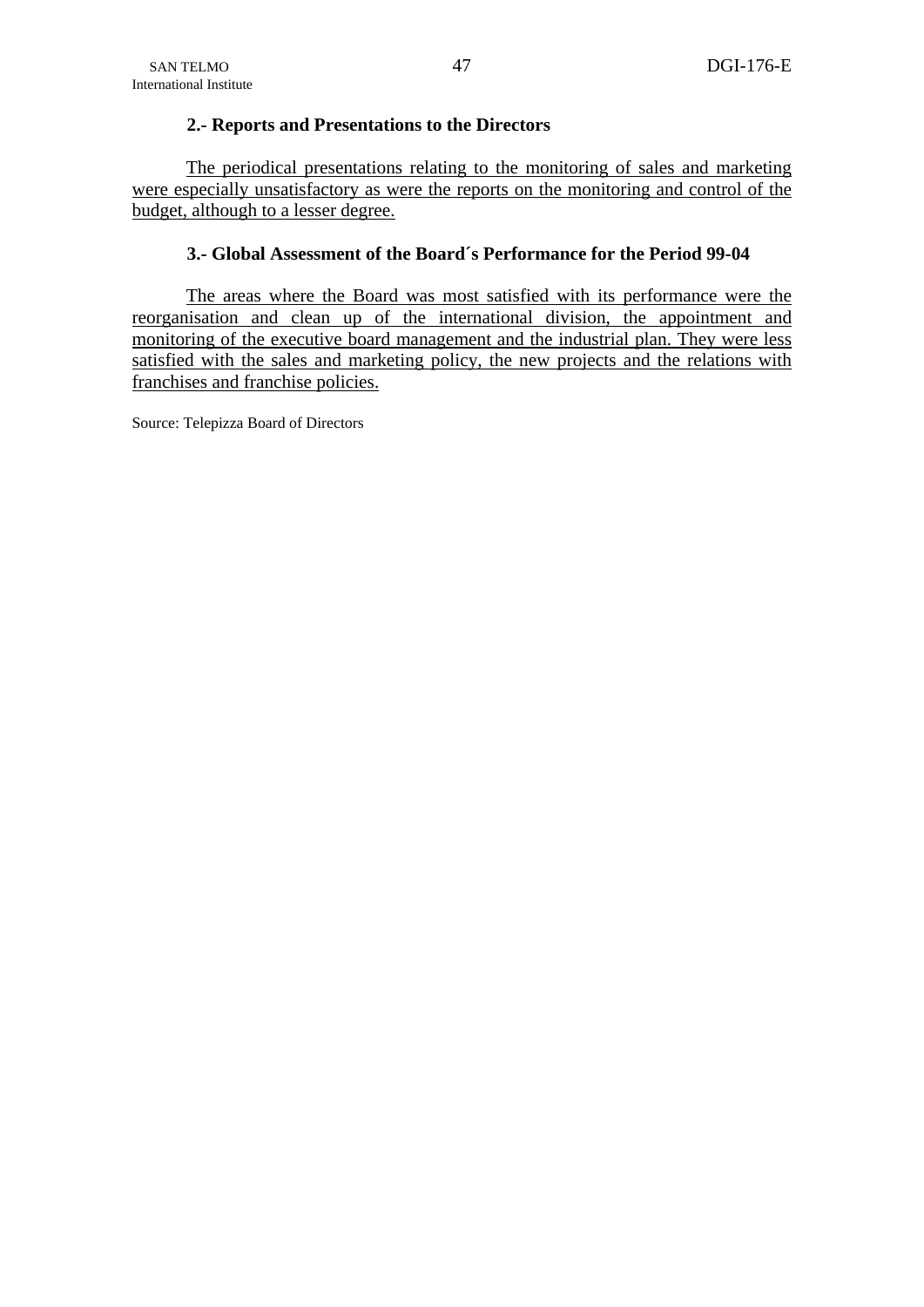**2.- Reports and Presentations to the Directors**

The periodical presentations relating to the monitoring of sales and marketing were especially unsatisfactory as were the reports on the monitoring and control of the budget, although to a lesser degree.

**3.- Global Assessment of the Board´s Performance for the Period 99-04**

The areas where the Board was most satisfied with its performance were the reorganisation and clean up of the international division, the appointment and monitoring of the executive board management and the industrial plan. They were less satisfied with the sales and marketing policy, the new projects and the relations with franchises and franchise policies.

Source: Telepizza Board of Directors